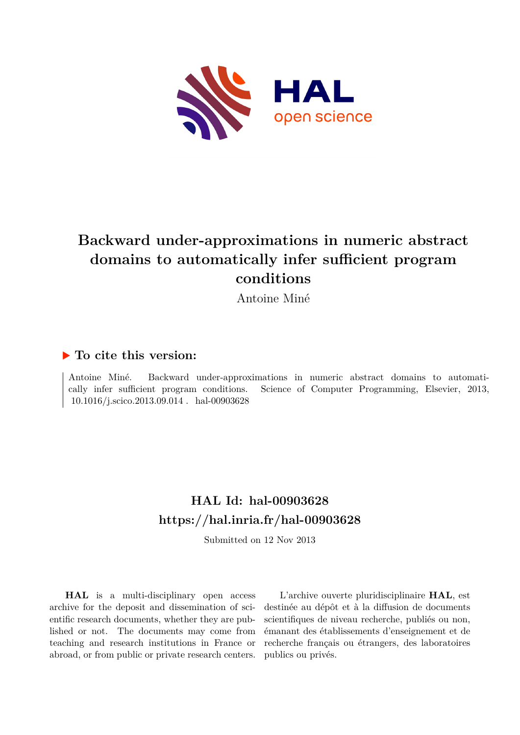# Backward under-approximations in numeric abstract domains to automatically infer sufficient program conditions

Antoine Miné

## ▶ To cite this version:

Antoine Miné. Backward under-approximations in numeric abstract domains to automatically infer sufficient program conditions. Science of Computer Programming, Elsevier, 2013, 10.1016/j.scico.2013.09.014 . hal-00903628

## HAL Id: hal-00903628
## https://hal.inria.fr/hal-00903628

Submitted on 12 Nov 2013

**HAL** is a multi-disciplinary open access archive for the deposit and dissemination of scientific research documents, whether they are published or not. The documents may come from teaching and research institutions in France or abroad, or from public or private research centers.

L'archive ouverte pluridisciplinaire **HAL**, est destinée au dépôt et à la diffusion de documents scientifiques de niveau recherche, publiés ou non, émanant des établissements d'enseignement et de recherche français ou étrangers, des laboratoires publics ou privés.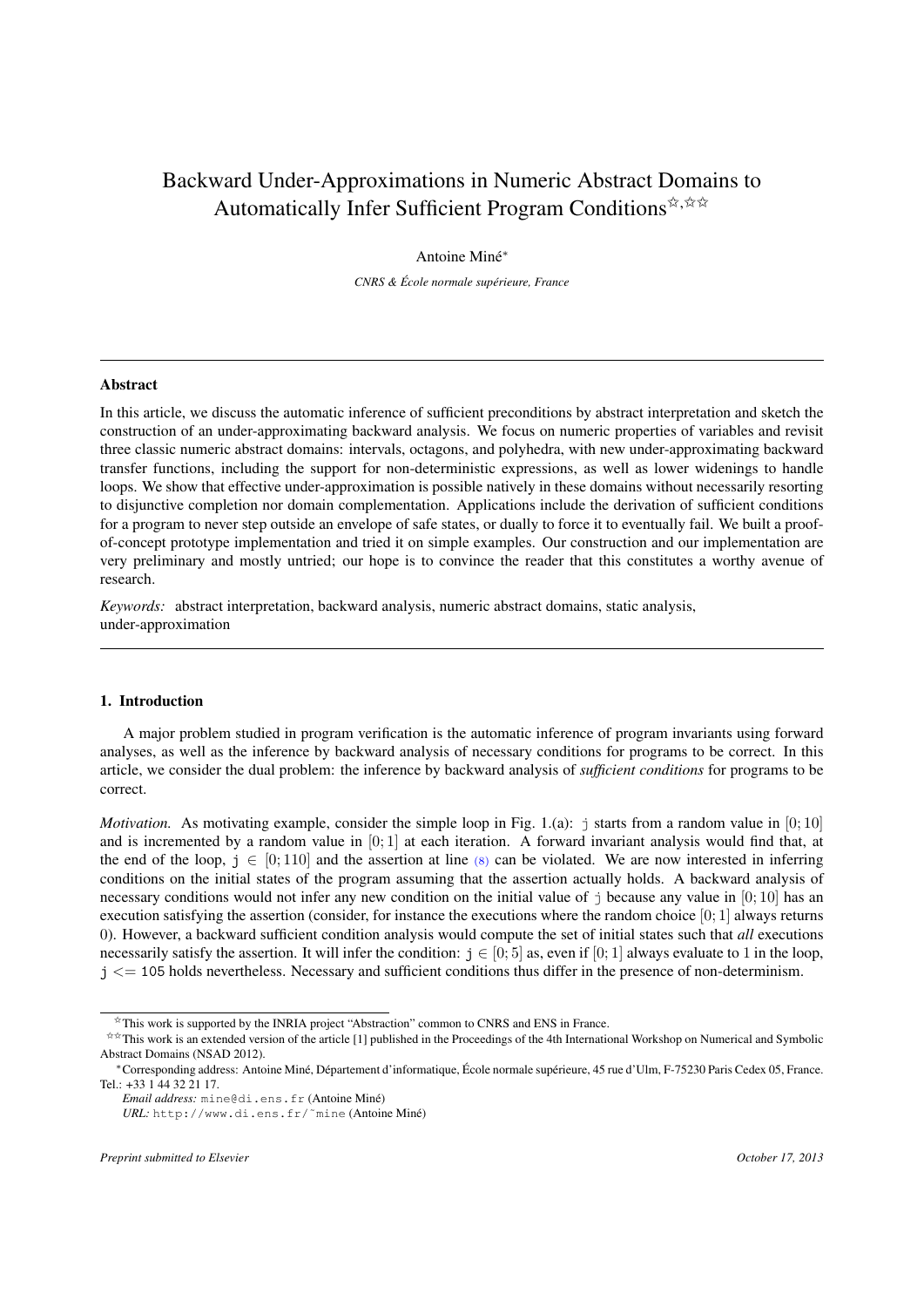# Backward Under-Approximations in Numeric Abstract Domains to Automatically Infer Sufficient Program Conditions[☆,☆☆]

Antoine Miné[*]

*CNRS & École normale supérieure, France*

---

## Abstract

In this article, we discuss the automatic inference of sufficient preconditions by abstract interpretation and sketch the construction of an under-approximating backward analysis. We focus on numeric properties of variables and revisit three classic numeric abstract domains: intervals, octagons, and polyhedra, with new under-approximating backward transfer functions, including the support for non-deterministic expressions, as well as lower widenings to handle loops. We show that effective under-approximation is possible natively in these domains without necessarily resorting to disjunctive completion nor domain complementation. Applications include the derivation of sufficient conditions for a program to never step outside an envelope of safe states, or dually to force it to eventually fail. We built a proof-of-concept prototype implementation and tried it on simple examples. Our construction and our implementation are very preliminary and mostly untried; our hope is to convince the reader that this constitutes a worthy avenue of research.

*Keywords:* abstract interpretation, backward analysis, numeric abstract domains, static analysis, under-approximation

---

## 1. Introduction

A major problem studied in program verification is the automatic inference of program invariants using forward analyses, as well as the inference by backward analysis of necessary conditions for programs to be correct. In this article, we consider the dual problem: the inference by backward analysis of *sufficient conditions* for programs to be correct.

*Motivation.* As motivating example, consider the simple loop in Fig. 1.(a): `j` starts from a random value in $[0; 10]$ and is incremented by a random value in $[0; 1]$ at each iteration. A forward invariant analysis would find that, at the end of the loop, $\mathtt{j} \in [0; 110]$ and the assertion at line (8) can be violated. We are now interested in inferring conditions on the initial states of the program assuming that the assertion actually holds. A backward analysis of necessary conditions would not infer any new condition on the initial value of `j` because any value in $[0; 10]$ has an execution satisfying the assertion (consider, for instance the executions where the random choice $[0; 1]$ always returns 0). However, a backward sufficient condition analysis would compute the set of initial states such that *all* executions necessarily satisfy the assertion. It will infer the condition: $\mathtt{j} \in [0; 5]$ as, even if $[0; 1]$ always evaluate to 1 in the loop, `j <= 105` holds nevertheless. Necessary and sufficient conditions thus differ in the presence of non-determinism.

---

[☆] This work is supported by the INRIA project "Abstraction" common to CNRS and ENS in France.

[☆☆] This work is an extended version of the article [1] published in the Proceedings of the 4th International Workshop on Numerical and Symbolic Abstract Domains (NSAD 2012).

[*] Corresponding address: Antoine Miné, Département d'informatique, École normale supérieure, 45 rue d'Ulm, F-75230 Paris Cedex 05, France. Tel.: +33 1 44 32 21 17.

*Email address:* `mine@di.ens.fr` (Antoine Miné)

*URL:* `http://www.di.ens.fr/~mine` (Antoine Miné)

*Preprint submitted to Elsevier* — *October 17, 2013*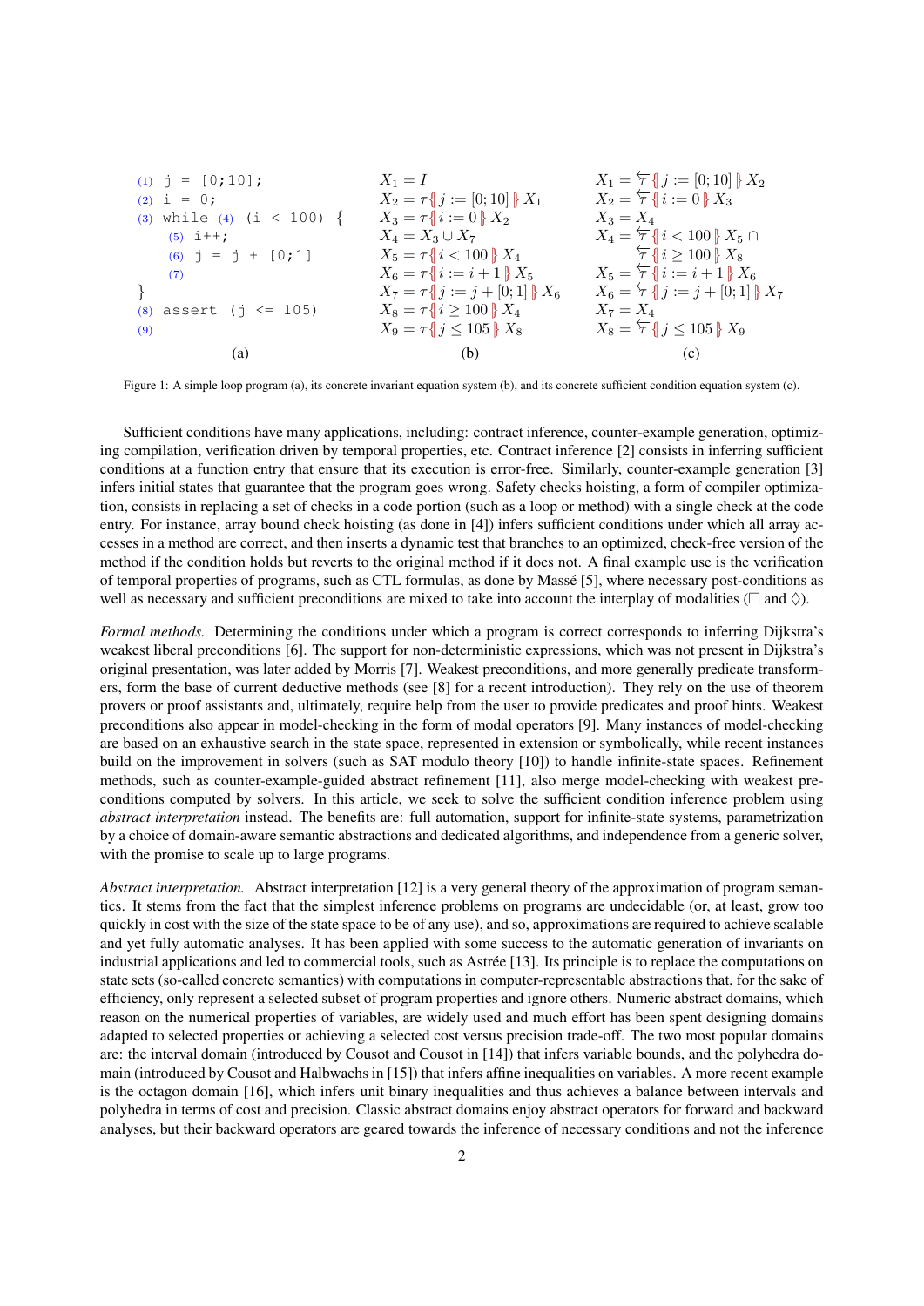```
(1) j = [0;10];
(2) i = 0;
(3) while (4) (i < 100) {
      (5) i++;
      (6) j = j + [0;1]
      (7)
}
(8) assert (j <= 105)
(9)
```

(a)

$$
\begin{aligned}
X_1 &= I \\
X_2 &= \tau\{\!|\, j := [0;10] \,|\!\}\, X_1 \\
X_3 &= \tau\{\!|\, i := 0 \,|\!\}\, X_2 \\
X_4 &= X_3 \cup X_7 \\
X_5 &= \tau\{\!|\, i < 100 \,|\!\}\, X_4 \\
X_6 &= \tau\{\!|\, i := i+1 \,|\!\}\, X_5 \\
X_7 &= \tau\{\!|\, j := j + [0;1] \,|\!\}\, X_6 \\
X_8 &= \tau\{\!|\, i \geq 100 \,|\!\}\, X_4 \\
X_9 &= \tau\{\!|\, j \leq 105 \,|\!\}\, X_8
\end{aligned}
$$

(b)

$$
\begin{aligned}
X_1 &= \overleftarrow{\tau}\{\!|\, j := [0;10] \,|\!\}\, X_2 \\
X_2 &= \overleftarrow{\tau}\{\!|\, i := 0 \,|\!\}\, X_3 \\
X_3 &= X_4 \\
X_4 &= \overleftarrow{\tau}\{\!|\, i < 100 \,|\!\}\, X_5 \,\cap \\
&\quad\; \overleftarrow{\tau}\{\!|\, i \geq 100 \,|\!\}\, X_8 \\
X_5 &= \overleftarrow{\tau}\{\!|\, i := i+1 \,|\!\}\, X_6 \\
X_6 &= \overleftarrow{\tau}\{\!|\, j := j + [0;1] \,|\!\}\, X_7 \\
X_7 &= X_4 \\
X_8 &= \overleftarrow{\tau}\{\!|\, j \leq 105 \,|\!\}\, X_9
\end{aligned}
$$

(c)

Figure 1: A simple loop program (a), its concrete invariant equation system (b), and its concrete sufficient condition equation system (c).

Sufficient conditions have many applications, including: contract inference, counter-example generation, optimizing compilation, verification driven by temporal properties, etc. Contract inference [2] consists in inferring sufficient conditions at a function entry that ensure that its execution is error-free. Similarly, counter-example generation [3] infers initial states that guarantee that the program goes wrong. Safety checks hoisting, a form of compiler optimization, consists in replacing a set of checks in a code portion (such as a loop or method) with a single check at the code entry. For instance, array bound check hoisting (as done in [4]) infers sufficient conditions under which all array accesses in a method are correct, and then inserts a dynamic test that branches to an optimized, check-free version of the method if the condition holds but reverts to the original method if it does not. A final example use is the verification of temporal properties of programs, such as CTL formulas, as done by Massé [5], where necessary post-conditions as well as necessary and sufficient preconditions are mixed to take into account the interplay of modalities ($\Box$ and $\Diamond$).

*Formal methods.* Determining the conditions under which a program is correct corresponds to inferring Dijkstra's weakest liberal preconditions [6]. The support for non-deterministic expressions, which was not present in Dijkstra's original presentation, was later added by Morris [7]. Weakest preconditions, and more generally predicate transformers, form the base of current deductive methods (see [8] for a recent introduction). They rely on the use of theorem provers or proof assistants and, ultimately, require help from the user to provide predicates and proof hints. Weakest preconditions also appear in model-checking in the form of modal operators [9]. Many instances of model-checking are based on an exhaustive search in the state space, represented in extension or symbolically, while recent instances build on the improvement in solvers (such as SAT modulo theory [10]) to handle infinite-state spaces. Refinement methods, such as counter-example-guided abstract refinement [11], also merge model-checking with weakest preconditions computed by solvers. In this article, we seek to solve the sufficient condition inference problem using *abstract interpretation* instead. The benefits are: full automation, support for infinite-state systems, parametrization by a choice of domain-aware semantic abstractions and dedicated algorithms, and independence from a generic solver, with the promise to scale up to large programs.

*Abstract interpretation.* Abstract interpretation [12] is a very general theory of the approximation of program semantics. It stems from the fact that the simplest inference problems on programs are undecidable (or, at least, grow too quickly in cost with the size of the state space to be of any use), and so, approximations are required to achieve scalable and yet fully automatic analyses. It has been applied with some success to the automatic generation of invariants on industrial applications and led to commercial tools, such as Astrée [13]. Its principle is to replace the computations on state sets (so-called concrete semantics) with computations in computer-representable abstractions that, for the sake of efficiency, only represent a selected subset of program properties and ignore others. Numeric abstract domains, which reason on the numerical properties of variables, are widely used and much effort has been spent designing domains adapted to selected properties or achieving a selected cost versus precision trade-off. The two most popular domains are: the interval domain (introduced by Cousot and Cousot in [14]) that infers variable bounds, and the polyhedra domain (introduced by Cousot and Halbwachs in [15]) that infers affine inequalities on variables. A more recent example is the octagon domain [16], which infers unit binary inequalities and thus achieves a balance between intervals and polyhedra in terms of cost and precision. Classic abstract domains enjoy abstract operators for forward and backward analyses, but their backward operators are geared towards the inference of necessary conditions and not the inference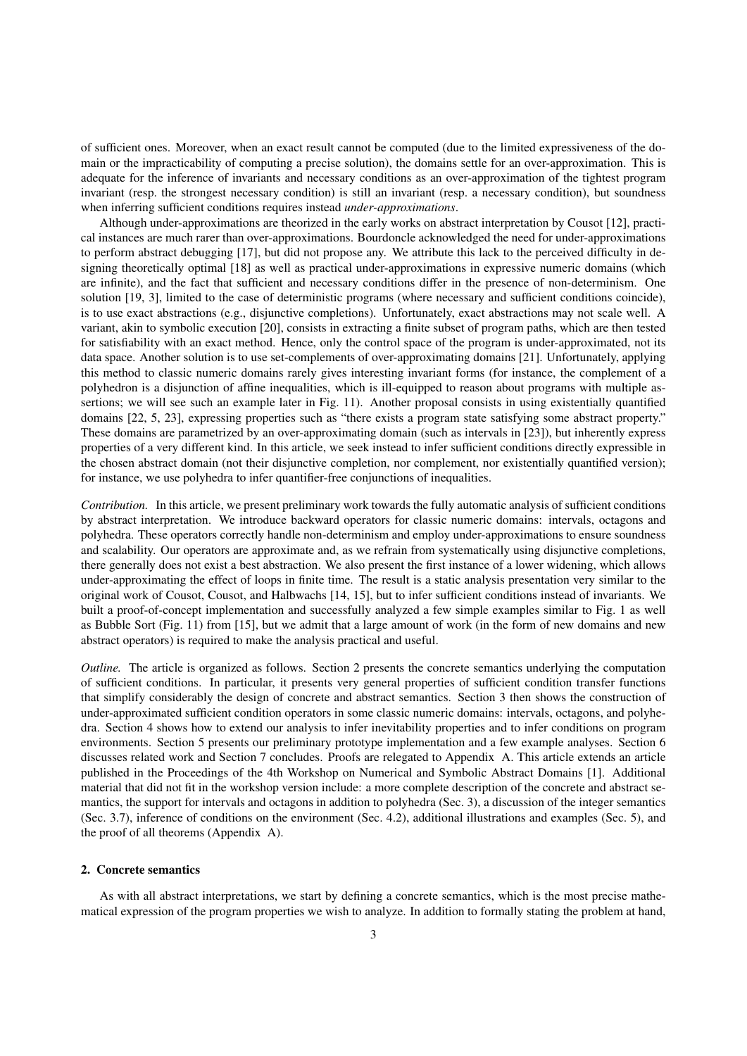of sufficient ones. Moreover, when an exact result cannot be computed (due to the limited expressiveness of the domain or the impracticability of computing a precise solution), the domains settle for an over-approximation. This is adequate for the inference of invariants and necessary conditions as an over-approximation of the tightest program invariant (resp. the strongest necessary condition) is still an invariant (resp. a necessary condition), but soundness when inferring sufficient conditions requires instead *under-approximations*.

Although under-approximations are theorized in the early works on abstract interpretation by Cousot [12], practical instances are much rarer than over-approximations. Bourdoncle acknowledged the need for under-approximations to perform abstract debugging [17], but did not propose any. We attribute this lack to the perceived difficulty in designing theoretically optimal [18] as well as practical under-approximations in expressive numeric domains (which are infinite), and the fact that sufficient and necessary conditions differ in the presence of non-determinism. One solution [19, 3], limited to the case of deterministic programs (where necessary and sufficient conditions coincide), is to use exact abstractions (e.g., disjunctive completions). Unfortunately, exact abstractions may not scale well. A variant, akin to symbolic execution [20], consists in extracting a finite subset of program paths, which are then tested for satisfiability with an exact method. Hence, only the control space of the program is under-approximated, not its data space. Another solution is to use set-complements of over-approximating domains [21]. Unfortunately, applying this method to classic numeric domains rarely gives interesting invariant forms (for instance, the complement of a polyhedron is a disjunction of affine inequalities, which is ill-equipped to reason about programs with multiple assertions; we will see such an example later in Fig. 11). Another proposal consists in using existentially quantified domains [22, 5, 23], expressing properties such as "there exists a program state satisfying some abstract property." These domains are parametrized by an over-approximating domain (such as intervals in [23]), but inherently express properties of a very different kind. In this article, we seek instead to infer sufficient conditions directly expressible in the chosen abstract domain (not their disjunctive completion, nor complement, nor existentially quantified version); for instance, we use polyhedra to infer quantifier-free conjunctions of inequalities.

*Contribution.* In this article, we present preliminary work towards the fully automatic analysis of sufficient conditions by abstract interpretation. We introduce backward operators for classic numeric domains: intervals, octagons and polyhedra. These operators correctly handle non-determinism and employ under-approximations to ensure soundness and scalability. Our operators are approximate and, as we refrain from systematically using disjunctive completions, there generally does not exist a best abstraction. We also present the first instance of a lower widening, which allows under-approximating the effect of loops in finite time. The result is a static analysis presentation very similar to the original work of Cousot, Cousot, and Halbwachs [14, 15], but to infer sufficient conditions instead of invariants. We built a proof-of-concept implementation and successfully analyzed a few simple examples similar to Fig. 1 as well as Bubble Sort (Fig. 11) from [15], but we admit that a large amount of work (in the form of new domains and new abstract operators) is required to make the analysis practical and useful.

*Outline.* The article is organized as follows. Section 2 presents the concrete semantics underlying the computation of sufficient conditions. In particular, it presents very general properties of sufficient condition transfer functions that simplify considerably the design of concrete and abstract semantics. Section 3 then shows the construction of under-approximated sufficient condition operators in some classic numeric domains: intervals, octagons, and polyhedra. Section 4 shows how to extend our analysis to infer inevitability properties and to infer conditions on program environments. Section 5 presents our preliminary prototype implementation and a few example analyses. Section 6 discusses related work and Section 7 concludes. Proofs are relegated to Appendix A. This article extends an article published in the Proceedings of the 4th Workshop on Numerical and Symbolic Abstract Domains [1]. Additional material that did not fit in the workshop version include: a more complete description of the concrete and abstract semantics, the support for intervals and octagons in addition to polyhedra (Sec. 3), a discussion of the integer semantics (Sec. 3.7), inference of conditions on the environment (Sec. 4.2), additional illustrations and examples (Sec. 5), and the proof of all theorems (Appendix A).

## 2. Concrete semantics

As with all abstract interpretations, we start by defining a concrete semantics, which is the most precise mathematical expression of the program properties we wish to analyze. In addition to formally stating the problem at hand,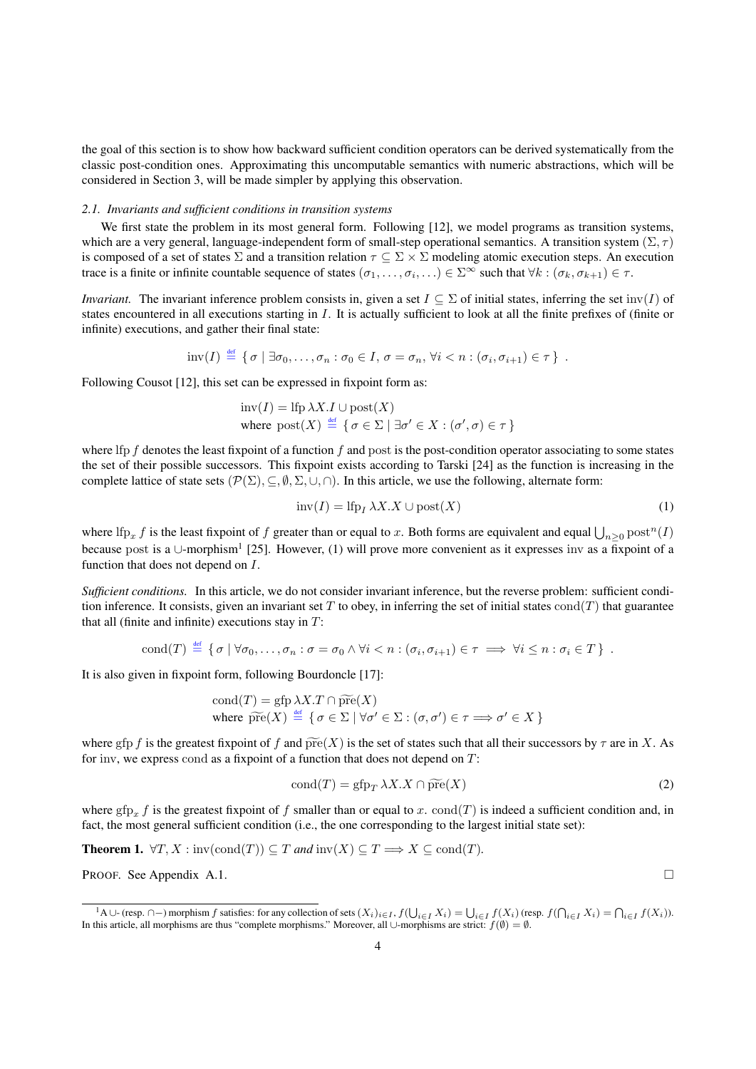the goal of this section is to show how backward sufficient condition operators can be derived systematically from the classic post-condition ones. Approximating this uncomputable semantics with numeric abstractions, which will be considered in Section 3, will be made simpler by applying this observation.

### *2.1. Invariants and sufficient conditions in transition systems*

We first state the problem in its most general form. Following [12], we model programs as transition systems, which are a very general, language-independent form of small-step operational semantics. A transition system $(\Sigma, \tau)$ is composed of a set of states $\Sigma$ and a transition relation $\tau \subseteq \Sigma \times \Sigma$ modeling atomic execution steps. An execution trace is a finite or infinite countable sequence of states $(\sigma_1, \ldots, \sigma_i, \ldots) \in \Sigma^\infty$ such that $\forall k : (\sigma_k, \sigma_{k+1}) \in \tau$.

*Invariant.* The invariant inference problem consists in, given a set $I \subseteq \Sigma$ of initial states, inferring the set $\mathrm{inv}(I)$ of states encountered in all executions starting in $I$. It is actually sufficient to look at all the finite prefixes of (finite or infinite) executions, and gather their final state:

$$\mathrm{inv}(I) \stackrel{\text{def}}{=} \{\, \sigma \mid \exists \sigma_0, \ldots, \sigma_n : \sigma_0 \in I,\ \sigma = \sigma_n,\ \forall i < n : (\sigma_i, \sigma_{i+1}) \in \tau \,\} \ .$$

Following Cousot [12], this set can be expressed in fixpoint form as:

$$\begin{aligned} &\mathrm{inv}(I) = \mathrm{lfp}\, \lambda X. I \cup \mathrm{post}(X) \\ &\text{where } \mathrm{post}(X) \stackrel{\text{def}}{=} \{\, \sigma \in \Sigma \mid \exists \sigma' \in X : (\sigma', \sigma) \in \tau \,\} \end{aligned}$$

where $\mathrm{lfp}\, f$ denotes the least fixpoint of a function $f$ and $\mathrm{post}$ is the post-condition operator associating to some states the set of their possible successors. This fixpoint exists according to Tarski [24] as the function is increasing in the complete lattice of state sets $(\mathcal{P}(\Sigma), \subseteq, \emptyset, \Sigma, \cup, \cap)$. In this article, we use the following, alternate form:

$$\mathrm{inv}(I) = \mathrm{lfp}_I\, \lambda X. X \cup \mathrm{post}(X) \tag{1}$$

where $\mathrm{lfp}_x\, f$ is the least fixpoint of $f$ greater than or equal to $x$. Both forms are equivalent and equal $\bigcup_{n \ge 0} \mathrm{post}^n(I)$ because $\mathrm{post}$ is a $\cup$-morphism[1] [25]. However, (1) will prove more convenient as it expresses $\mathrm{inv}$ as a fixpoint of a function that does not depend on $I$.

***Sufficient conditions.*** In this article, we do not consider invariant inference, but the reverse problem: sufficient condition inference. It consists, given an invariant set $T$ to obey, in inferring the set of initial states $\mathrm{cond}(T)$ that guarantee that all (finite and infinite) executions stay in $T$:

$$\mathrm{cond}(T) \stackrel{\text{def}}{=} \{\, \sigma \mid \forall \sigma_0, \ldots, \sigma_n : \sigma = \sigma_0 \wedge \forall i < n : (\sigma_i, \sigma_{i+1}) \in \tau \implies \forall i \le n : \sigma_i \in T \,\} \ .$$

It is also given in fixpoint form, following Bourdoncle [17]:

$$\begin{aligned} &\mathrm{cond}(T) = \mathrm{gfp}\, \lambda X. T \cap \widetilde{\mathrm{pre}}(X) \\ &\text{where } \widetilde{\mathrm{pre}}(X) \stackrel{\text{def}}{=} \{\, \sigma \in \Sigma \mid \forall \sigma' \in \Sigma : (\sigma, \sigma') \in \tau \Longrightarrow \sigma' \in X \,\} \end{aligned}$$

where $\mathrm{gfp}\, f$ is the greatest fixpoint of $f$ and $\widetilde{\mathrm{pre}}(X)$ is the set of states such that all their successors by $\tau$ are in $X$. As for $\mathrm{inv}$, we express $\mathrm{cond}$ as a fixpoint of a function that does not depend on $T$:

$$\mathrm{cond}(T) = \mathrm{gfp}_T\, \lambda X. X \cap \widetilde{\mathrm{pre}}(X) \tag{2}$$

where $\mathrm{gfp}_x\, f$ is the greatest fixpoint of $f$ smaller than or equal to $x$. $\mathrm{cond}(T)$ is indeed a sufficient condition and, in fact, the most general sufficient condition (i.e., the one corresponding to the largest initial state set):

**Theorem 1.** *$\forall T, X : \mathrm{inv}(\mathrm{cond}(T)) \subseteq T$ and $\mathrm{inv}(X) \subseteq T \Longrightarrow X \subseteq \mathrm{cond}(T)$.*

PROOF. See Appendix A.1. □

---

[1] A $\cup$- (resp. $\cap-$) morphism $f$ satisfies: for any collection of sets $(X_i)_{i \in I}$, $f(\bigcup_{i \in I} X_i) = \bigcup_{i \in I} f(X_i)$ (resp. $f(\bigcap_{i \in I} X_i) = \bigcap_{i \in I} f(X_i)$). In this article, all morphisms are thus "complete morphisms." Moreover, all $\cup$-morphisms are strict: $f(\emptyset) = \emptyset$.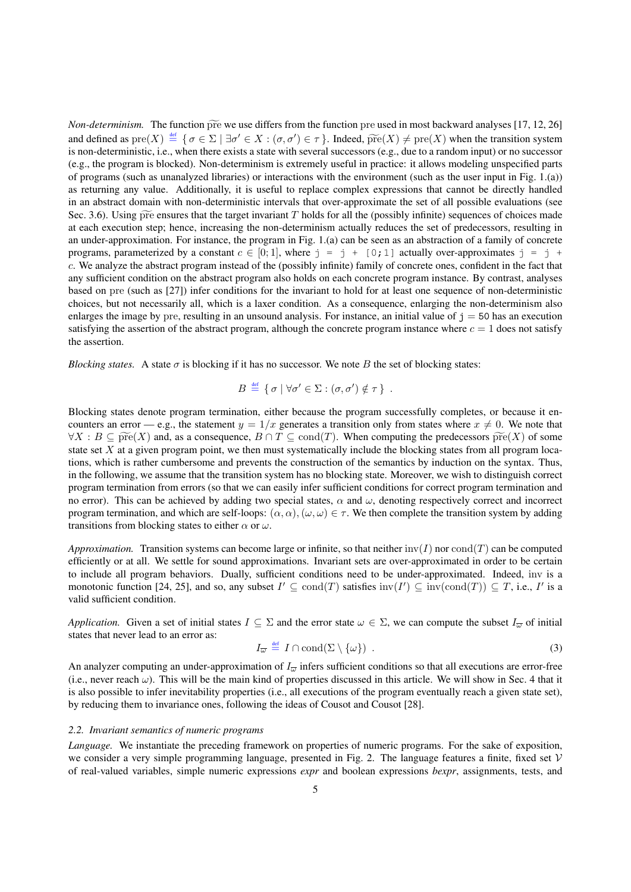*Non-determinism.* The function $\widetilde{\text{pre}}$ we use differs from the function pre used in most backward analyses [17, 12, 26] and defined as $\text{pre}(X) \stackrel{\text{def}}{=} \{ \sigma \in \Sigma \mid \exists \sigma' \in X : (\sigma, \sigma') \in \tau \}$. Indeed, $\widetilde{\text{pre}}(X) \neq \text{pre}(X)$ when the transition system is non-deterministic, i.e., when there exists a state with several successors (e.g., due to a random input) or no successor (e.g., the program is blocked). Non-determinism is extremely useful in practice: it allows modeling unspecified parts of programs (such as unanalyzed libraries) or interactions with the environment (such as the user input in Fig. 1.(a)) as returning any value. Additionally, it is useful to replace complex expressions that cannot be directly handled in an abstract domain with non-deterministic intervals that over-approximate the set of all possible evaluations (see Sec. 3.6). Using $\widetilde{\text{pre}}$ ensures that the target invariant $T$ holds for all the (possibly infinite) sequences of choices made at each execution step; hence, increasing the non-determinism actually reduces the set of predecessors, resulting in an under-approximation. For instance, the program in Fig. 1.(a) can be seen as an abstraction of a family of concrete programs, parameterized by a constant $c \in [0; 1]$, where `j = j + [0;1]` actually over-approximates `j = j +` $c$. We analyze the abstract program instead of the (possibly infinite) family of concrete ones, confident in the fact that any sufficient condition on the abstract program also holds on each concrete program instance. By contrast, analyses based on pre (such as [27]) infer conditions for the invariant to hold for at least one sequence of non-deterministic choices, but not necessarily all, which is a laxer condition. As a consequence, enlarging the non-determinism also enlarges the image by pre, resulting in an unsound analysis. For instance, an initial value of `j = 50` has an execution satisfying the assertion of the abstract program, although the concrete program instance where $c = 1$ does not satisfy the assertion.

*Blocking states.* A state $\sigma$ is blocking if it has no successor. We note $B$ the set of blocking states:

$$B \stackrel{\text{def}}{=} \{ \sigma \mid \forall \sigma' \in \Sigma : (\sigma, \sigma') \notin \tau \} \ .$$

Blocking states denote program termination, either because the program successfully completes, or because it encounters an error — e.g., the statement $y = 1/x$ generates a transition only from states where $x \neq 0$. We note that $\forall X : B \subseteq \widetilde{\text{pre}}(X)$ and, as a consequence, $B \cap T \subseteq \text{cond}(T)$. When computing the predecessors $\widetilde{\text{pre}}(X)$ of some state set $X$ at a given program point, we then must systematically include the blocking states from all program locations, which is rather cumbersome and prevents the construction of the semantics by induction on the syntax. Thus, in the following, we assume that the transition system has no blocking state. Moreover, we wish to distinguish correct program termination from errors (so that we can easily infer sufficient conditions for correct program termination and no error). This can be achieved by adding two special states, $\alpha$ and $\omega$, denoting respectively correct and incorrect program termination, and which are self-loops: $(\alpha, \alpha), (\omega, \omega) \in \tau$. We then complete the transition system by adding transitions from blocking states to either $\alpha$ or $\omega$.

*Approximation.* Transition systems can become large or infinite, so that neither $\text{inv}(I)$ nor $\text{cond}(T)$ can be computed efficiently or at all. We settle for sound approximations. Invariant sets are over-approximated in order to be certain to include all program behaviors. Dually, sufficient conditions need to be under-approximated. Indeed, inv is a monotonic function [24, 25], and so, any subset $I' \subseteq \text{cond}(T)$ satisfies $\text{inv}(I') \subseteq \text{inv}(\text{cond}(T)) \subseteq T$, i.e., $I'$ is a valid sufficient condition.

*Application.* Given a set of initial states $I \subseteq \Sigma$ and the error state $\omega \in \Sigma$, we can compute the subset $I_{\varpi}$ of initial states that never lead to an error as:

$$I_{\varpi} \stackrel{\text{def}}{=} I \cap \text{cond}(\Sigma \setminus \{\omega\}) \ . \tag{3}$$

An analyzer computing an under-approximation of $I_{\varpi}$ infers sufficient conditions so that all executions are error-free (i.e., never reach $\omega$). This will be the main kind of properties discussed in this article. We will show in Sec. 4 that it is also possible to infer inevitability properties (i.e., all executions of the program eventually reach a given state set), by reducing them to invariance ones, following the ideas of Cousot and Cousot [28].

### 2.2. Invariant semantics of numeric programs

*Language.* We instantiate the preceding framework on properties of numeric programs. For the sake of exposition, we consider a very simple programming language, presented in Fig. 2. The language features a finite, fixed set $\mathcal{V}$ of real-valued variables, simple numeric expressions *expr* and boolean expressions *bexpr*, assignments, tests, and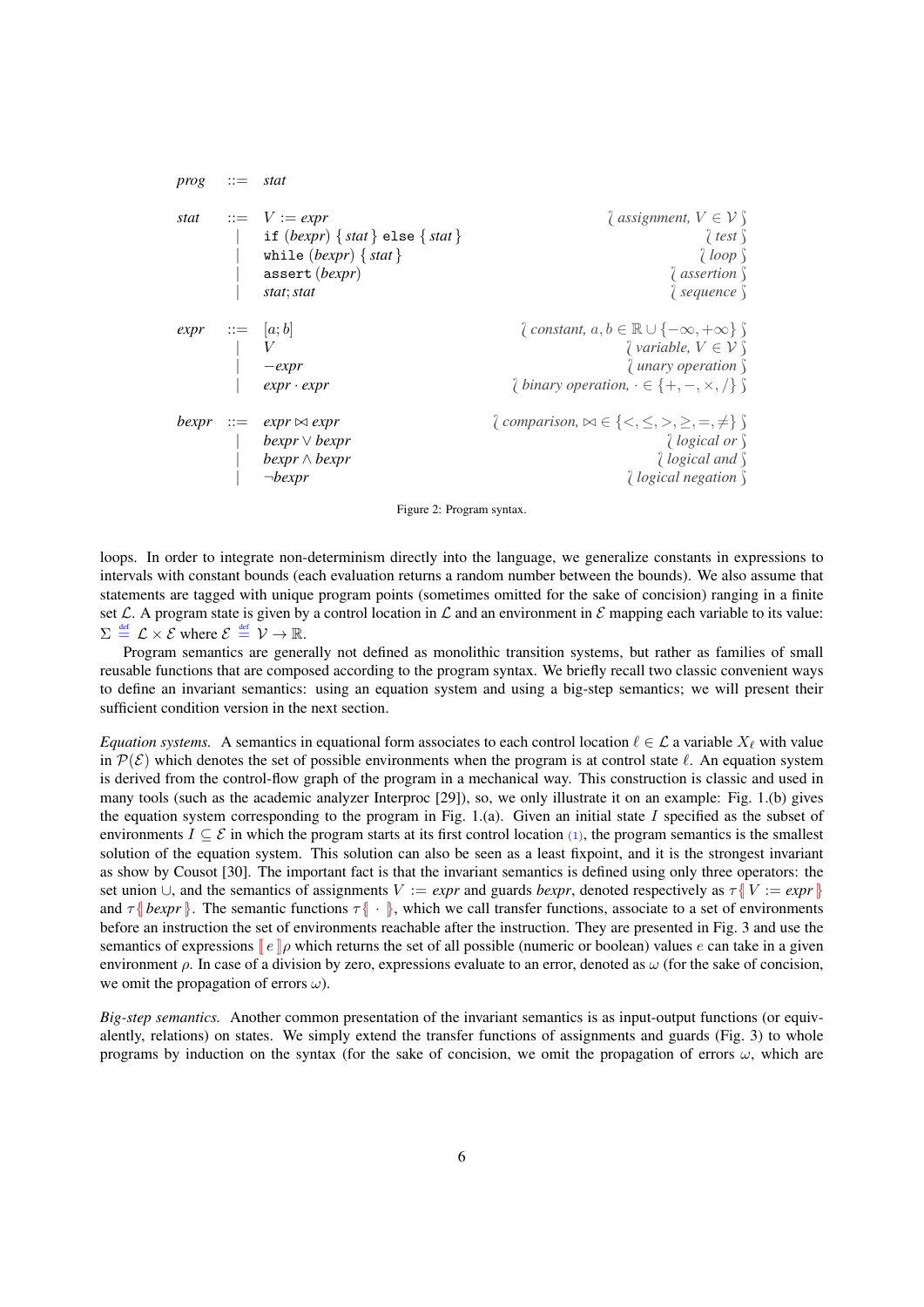$$
\begin{array}{llll}
\textit{prog} & ::= & \textit{stat} & \\
\\
\textit{stat} & ::= & V := \textit{expr} & \wr \textit{ assignment, } V \in \mathcal{V} \wr \\
& | & \texttt{if}\ (\textit{bexpr})\ \{\ \textit{stat}\ \}\ \texttt{else}\ \{\ \textit{stat}\ \} & \wr \textit{ test } \wr \\
& | & \texttt{while}\ (\textit{bexpr})\ \{\ \textit{stat}\ \} & \wr \textit{ loop } \wr \\
& | & \texttt{assert}\ (\textit{bexpr}) & \wr \textit{ assertion } \wr \\
& | & \textit{stat}; \textit{stat} & \wr \textit{ sequence } \wr \\
\\
\textit{expr} & ::= & [a; b] & \wr \textit{ constant, } a, b \in \mathbb{R} \cup \{-\infty, +\infty\} \wr \\
& | & V & \wr \textit{ variable, } V \in \mathcal{V} \wr \\
& | & -\textit{expr} & \wr \textit{ unary operation } \wr \\
& | & \textit{expr} \cdot \textit{expr} & \wr \textit{ binary operation, } \cdot \in \{+, -, \times, /\} \wr \\
\\
\textit{bexpr} & ::= & \textit{expr} \bowtie \textit{expr} & \wr \textit{ comparison, } \bowtie \in \{<, \leq, >, \geq, =, \neq\} \wr \\
& | & \textit{bexpr} \vee \textit{bexpr} & \wr \textit{ logical or } \wr \\
& | & \textit{bexpr} \wedge \textit{bexpr} & \wr \textit{ logical and } \wr \\
& | & \neg \textit{bexpr} & \wr \textit{ logical negation } \wr
\end{array}
$$

Figure 2: Program syntax.

loops. In order to integrate non-determinism directly into the language, we generalize constants in expressions to intervals with constant bounds (each evaluation returns a random number between the bounds). We also assume that statements are tagged with unique program points (sometimes omitted for the sake of concision) ranging in a finite set $\mathcal{L}$. A program state is given by a control location in $\mathcal{L}$ and an environment in $\mathcal{E}$ mapping each variable to its value: $\Sigma \stackrel{\text{def}}{=} \mathcal{L} \times \mathcal{E}$ where $\mathcal{E} \stackrel{\text{def}}{=} \mathcal{V} \to \mathbb{R}$.

Program semantics are generally not defined as monolithic transition systems, but rather as families of small reusable functions that are composed according to the program syntax. We briefly recall two classic convenient ways to define an invariant semantics: using an equation system and using a big-step semantics; we will present their sufficient condition version in the next section.

*Equation systems.* A semantics in equational form associates to each control location $\ell \in \mathcal{L}$ a variable $X_\ell$ with value in $\mathcal{P}(\mathcal{E})$ which denotes the set of possible environments when the program is at control state $\ell$. An equation system is derived from the control-flow graph of the program in a mechanical way. This construction is classic and used in many tools (such as the academic analyzer Interproc [29]), so, we only illustrate it on an example: Fig. 1.(b) gives the equation system corresponding to the program in Fig. 1.(a). Given an initial state $I$ specified as the subset of environments $I \subseteq \mathcal{E}$ in which the program starts at its first control location (1), the program semantics is the smallest solution of the equation system. This solution can also be seen as a least fixpoint, and it is the strongest invariant as show by Cousot [30]. The important fact is that the invariant semantics is defined using only three operators: the set union $\cup$, and the semantics of assignments $V := \textit{expr}$ and guards *bexpr*, denoted respectively as $\tau\{\!| V := \textit{expr} |\!\}$ and $\tau\{\!| \textit{bexpr} |\!\}$. The semantic functions $\tau\{\!| \cdot |\!\}$, which we call transfer functions, associate to a set of environments before an instruction the set of environments reachable after the instruction. They are presented in Fig. 3 and use the semantics of expressions $[\![ e ]\!]\rho$ which returns the set of all possible (numeric or boolean) values $e$ can take in a given environment $\rho$. In case of a division by zero, expressions evaluate to an error, denoted as $\omega$ (for the sake of concision, we omit the propagation of errors $\omega$).

*Big-step semantics.* Another common presentation of the invariant semantics is as input-output functions (or equivalently, relations) on states. We simply extend the transfer functions of assignments and guards (Fig. 3) to whole programs by induction on the syntax (for the sake of concision, we omit the propagation of errors $\omega$, which are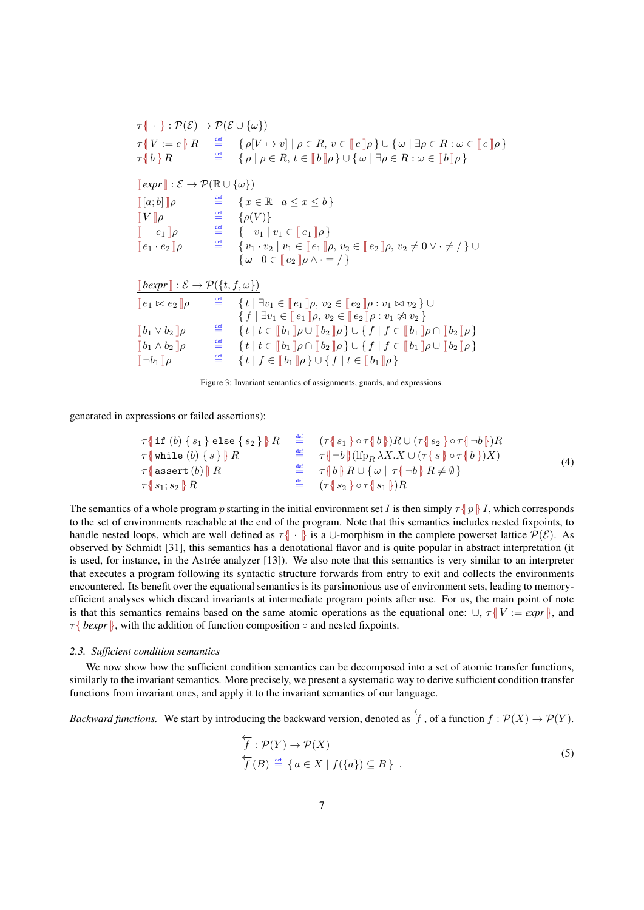$$
\begin{array}{lll}
\multicolumn{3}{l}{\underline{\tau\{\!|\cdot|\!\}: \mathcal{P}(\mathcal{E}) \rightarrow \mathcal{P}(\mathcal{E} \cup \{\omega\})}} \\
\tau\{\!| V := e |\!\} R & \stackrel{\text{def}}{=} & \{\, \rho[V \mapsto v] \mid \rho \in R,\, v \in [\![ e ]\!]\rho \,\} \cup \{\, \omega \mid \exists \rho \in R : \omega \in [\![ e ]\!]\rho \,\} \\
\tau\{\!| b |\!\} R & \stackrel{\text{def}}{=} & \{\, \rho \mid \rho \in R,\, t \in [\![ b ]\!]\rho \,\} \cup \{\, \omega \mid \exists \rho \in R : \omega \in [\![ b ]\!]\rho \,\} \\
\\
\multicolumn{3}{l}{\underline{[\![ \mathit{expr} ]\!]: \mathcal{E} \rightarrow \mathcal{P}(\mathbb{R} \cup \{\omega\})}} \\
[\![ [a;b] ]\!]\rho & \stackrel{\text{def}}{=} & \{\, x \in \mathbb{R} \mid a \leq x \leq b \,\} \\
[\![ V ]\!]\rho & \stackrel{\text{def}}{=} & \{\rho(V)\} \\
[\![ -e_1 ]\!]\rho & \stackrel{\text{def}}{=} & \{\, -v_1 \mid v_1 \in [\![ e_1 ]\!]\rho \,\} \\
[\![ e_1 \cdot e_2 ]\!]\rho & \stackrel{\text{def}}{=} & \{\, v_1 \cdot v_2 \mid v_1 \in [\![ e_1 ]\!]\rho,\, v_2 \in [\![ e_2 ]\!]\rho,\, v_2 \neq 0 \vee \cdot \neq / \,\} \cup \\
 & & \{\, \omega \mid 0 \in [\![ e_2 ]\!]\rho \wedge \cdot = / \,\} \\
\\
\multicolumn{3}{l}{\underline{[\![ \mathit{bexpr} ]\!]: \mathcal{E} \rightarrow \mathcal{P}(\{t, f, \omega\})}} \\
[\![ e_1 \bowtie e_2 ]\!]\rho & \stackrel{\text{def}}{=} & \{\, t \mid \exists v_1 \in [\![ e_1 ]\!]\rho,\, v_2 \in [\![ e_2 ]\!]\rho : v_1 \bowtie v_2 \,\} \cup \\
 & & \{\, f \mid \exists v_1 \in [\![ e_1 ]\!]\rho,\, v_2 \in [\![ e_2 ]\!]\rho : v_1 \not\bowtie v_2 \,\} \\
[\![ b_1 \vee b_2 ]\!]\rho & \stackrel{\text{def}}{=} & \{\, t \mid t \in [\![ b_1 ]\!]\rho \cup [\![ b_2 ]\!]\rho \,\} \cup \{\, f \mid f \in [\![ b_1 ]\!]\rho \cap [\![ b_2 ]\!]\rho \,\} \\
[\![ b_1 \wedge b_2 ]\!]\rho & \stackrel{\text{def}}{=} & \{\, t \mid t \in [\![ b_1 ]\!]\rho \cap [\![ b_2 ]\!]\rho \,\} \cup \{\, f \mid f \in [\![ b_1 ]\!]\rho \cup [\![ b_2 ]\!]\rho \,\} \\
[\![ \neg b_1 ]\!]\rho & \stackrel{\text{def}}{=} & \{\, t \mid f \in [\![ b_1 ]\!]\rho \,\} \cup \{\, f \mid t \in [\![ b_1 ]\!]\rho \,\}
\end{array}
$$

Figure 3: Invariant semantics of assignments, guards, and expressions.

generated in expressions or failed assertions):

$$
\begin{array}{lll}
\tau\{\!| \texttt{if}\ (b)\ \{\, s_1 \,\}\ \texttt{else}\ \{\, s_2 \,\} |\!\} R & \stackrel{\text{def}}{=} & (\tau\{\!| s_1 |\!\} \circ \tau\{\!| b |\!\})R \cup (\tau\{\!| s_2 |\!\} \circ \tau\{\!| \neg b |\!\})R \\
\tau\{\!| \texttt{while}\ (b)\ \{\, s \,\} |\!\} R & \stackrel{\text{def}}{=} & \tau\{\!| \neg b |\!\}(\mathrm{lfp}_R\, \lambda X. X \cup (\tau\{\!| s |\!\} \circ \tau\{\!| b |\!\})X) \\
\tau\{\!| \texttt{assert}\ (b) |\!\} R & \stackrel{\text{def}}{=} & \tau\{\!| b |\!\} R \cup \{\, \omega \mid \tau\{\!| \neg b |\!\} R \neq \emptyset \,\} \\
\tau\{\!| s_1; s_2 |\!\} R & \stackrel{\text{def}}{=} & (\tau\{\!| s_2 |\!\} \circ \tau\{\!| s_1 |\!\})R
\end{array}
\tag{4}
$$

The semantics of a whole program $p$ starting in the initial environment set $I$ is then simply $\tau\{\!| p |\!\} I$, which corresponds to the set of environments reachable at the end of the program. Note that this semantics includes nested fixpoints, to handle nested loops, which are well defined as $\tau\{\!| \cdot |\!\}$ is a $\cup$-morphism in the complete powerset lattice $\mathcal{P}(\mathcal{E})$. As observed by Schmidt [31], this semantics has a denotational flavor and is quite popular in abstract interpretation (it is used, for instance, in the Astrée analyzer [13]). We also note that this semantics is very similar to an interpreter that executes a program following its syntactic structure forwards from entry to exit and collects the environments encountered. Its benefit over the equational semantics is its parsimonious use of environment sets, leading to memory-efficient analyses which discard invariants at intermediate program points after use. For us, the main point of note is that this semantics remains based on the same atomic operations as the equational one: $\cup$, $\tau\{\!| V := \mathit{expr} |\!\}$, and $\tau\{\!| \mathit{bexpr} |\!\}$, with the addition of function composition $\circ$ and nested fixpoints.

### 2.3. Sufficient condition semantics

We now show how the sufficient condition semantics can be decomposed into a set of atomic transfer functions, similarly to the invariant semantics. More precisely, we present a systematic way to derive sufficient condition transfer functions from invariant ones, and apply it to the invariant semantics of our language.

*Backward functions.* We start by introducing the backward version, denoted as $\overleftarrow{f}$, of a function $f : \mathcal{P}(X) \rightarrow \mathcal{P}(Y)$.

$$
\begin{array}{l}
\overleftarrow{f} : \mathcal{P}(Y) \rightarrow \mathcal{P}(X) \\
\overleftarrow{f}(B) \stackrel{\text{def}}{=} \{\, a \in X \mid f(\{a\}) \subseteq B \,\}\ .
\end{array}
\tag{5}
$$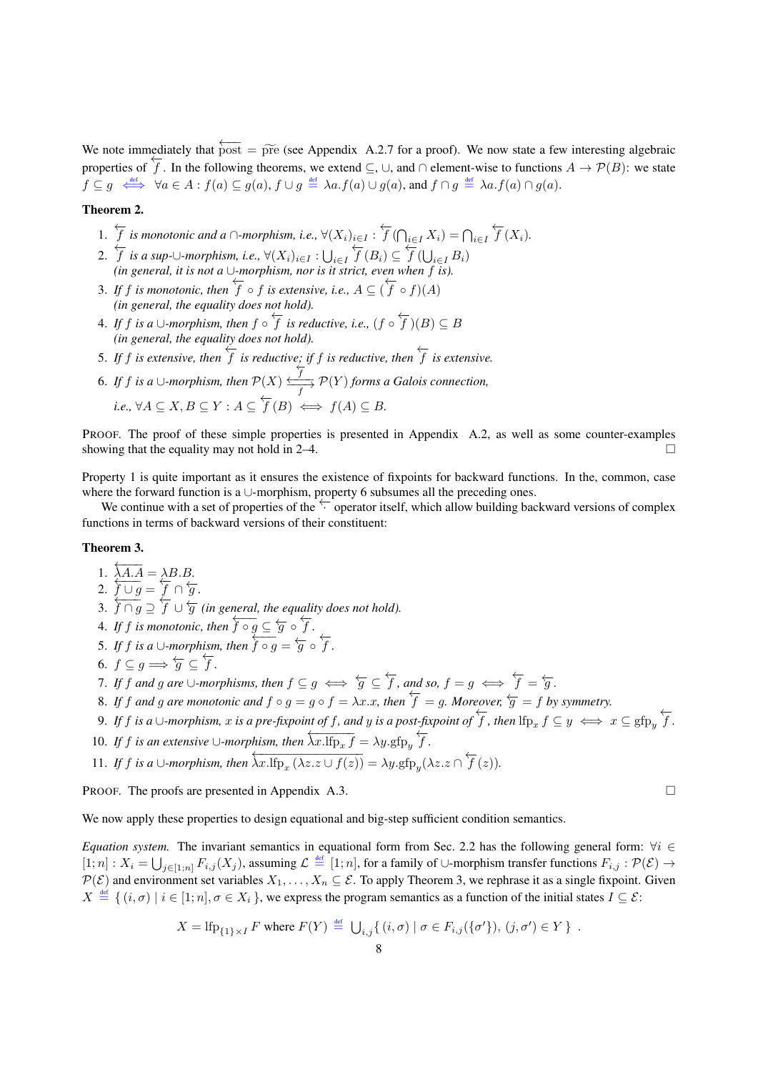We note immediately that $\overleftarrow{\text{post}} = \widetilde{\text{pre}}$ (see Appendix A.2.7 for a proof). We now state a few interesting algebraic properties of $\overleftarrow{f}$. In the following theorems, we extend $\subseteq$, $\cup$, and $\cap$ element-wise to functions $A \to \mathcal{P}(B)$: we state $f \subseteq g \overset{\text{def}}{\iff} \forall a \in A : f(a) \subseteq g(a)$, $f \cup g \overset{\text{def}}{=} \lambda a. f(a) \cup g(a)$, and $f \cap g \overset{\text{def}}{=} \lambda a. f(a) \cap g(a)$.

**Theorem 2.**

1. *$\overleftarrow{f}$ is monotonic and a $\cap$-morphism, i.e., $\forall (X_i)_{i \in I} : \overleftarrow{f}(\bigcap_{i \in I} X_i) = \bigcap_{i \in I} \overleftarrow{f}(X_i)$.*
2. *$\overleftarrow{f}$ is a sup-$\cup$-morphism, i.e., $\forall (X_i)_{i \in I} : \bigcup_{i \in I} \overleftarrow{f}(B_i) \subseteq \overleftarrow{f}(\bigcup_{i \in I} B_i)$*
   *(in general, it is not a $\cup$-morphism, nor is it strict, even when $f$ is).*
3. *If $f$ is monotonic, then $\overleftarrow{f} \circ f$ is extensive, i.e., $A \subseteq (\overleftarrow{f} \circ f)(A)$*
   *(in general, the equality does not hold).*
4. *If $f$ is a $\cup$-morphism, then $f \circ \overleftarrow{f}$ is reductive, i.e., $(f \circ \overleftarrow{f})(B) \subseteq B$*
   *(in general, the equality does not hold).*
5. *If $f$ is extensive, then $\overleftarrow{f}$ is reductive; if $f$ is reductive, then $\overleftarrow{f}$ is extensive.*
6. *If $f$ is a $\cup$-morphism, then $\mathcal{P}(X) \underset{f}{\overset{\overleftarrow{f}}{\leftrightarrows}} \mathcal{P}(Y)$ forms a Galois connection,*
   *i.e., $\forall A \subseteq X, B \subseteq Y : A \subseteq \overleftarrow{f}(B) \iff f(A) \subseteq B$.*

PROOF. The proof of these simple properties is presented in Appendix A.2, as well as some counter-examples showing that the equality may not hold in 2–4. $\square$

Property 1 is quite important as it ensures the existence of fixpoints for backward functions. In the, common, case where the forward function is a $\cup$-morphism, property 6 subsumes all the preceding ones.

We continue with a set of properties of the $\overleftarrow{\cdot}$ operator itself, which allow building backward versions of complex functions in terms of backward versions of their constituent:

**Theorem 3.**

1. *$\overleftarrow{\lambda A.A} = \lambda B.B$.*
2. *$\overleftarrow{f \cup g} = \overleftarrow{f} \cap \overleftarrow{g}$.*
3. *$\overleftarrow{f \cap g} \supseteq \overleftarrow{f} \cup \overleftarrow{g}$ (in general, the equality does not hold).*
4. *If $f$ is monotonic, then $\overleftarrow{f \circ g} \subseteq \overleftarrow{g} \circ \overleftarrow{f}$.*
5. *If $f$ is a $\cup$-morphism, then $\overleftarrow{f \circ g} = \overleftarrow{g} \circ \overleftarrow{f}$.*
6. *$f \subseteq g \Longrightarrow \overleftarrow{g} \subseteq \overleftarrow{f}$.*
7. *If $f$ and $g$ are $\cup$-morphisms, then $f \subseteq g \iff \overleftarrow{g} \subseteq \overleftarrow{f}$, and so, $f = g \iff \overleftarrow{f} = \overleftarrow{g}$.*
8. *If $f$ and $g$ are monotonic and $f \circ g = g \circ f = \lambda x.x$, then $\overleftarrow{f} = g$. Moreover, $\overleftarrow{g} = f$ by symmetry.*
9. *If $f$ is a $\cup$-morphism, $x$ is a pre-fixpoint of $f$, and $y$ is a post-fixpoint of $\overleftarrow{f}$, then $\text{lfp}_x f \subseteq y \iff x \subseteq \text{gfp}_y \overleftarrow{f}$.*
10. *If $f$ is an extensive $\cup$-morphism, then $\overleftarrow{\lambda x.\text{lfp}_x f} = \lambda y.\text{gfp}_y \overleftarrow{f}$.*
11. *If $f$ is a $\cup$-morphism, then $\overleftarrow{\lambda x.\text{lfp}_x (\lambda z.z \cup f(z))} = \lambda y.\text{gfp}_y(\lambda z.z \cap \overleftarrow{f}(z))$.*

PROOF. The proofs are presented in Appendix A.3. $\square$

We now apply these properties to design equational and big-step sufficient condition semantics.

*Equation system.* The invariant semantics in equational form from Sec. 2.2 has the following general form: $\forall i \in [1;n] : X_i = \bigcup_{j \in [1;n]} F_{i,j}(X_j)$, assuming $\mathcal{L} \overset{\text{def}}{=} [1;n]$, for a family of $\cup$-morphism transfer functions $F_{i,j} : \mathcal{P}(\mathcal{E}) \to \mathcal{P}(\mathcal{E})$ and environment set variables $X_1, \ldots, X_n \subseteq \mathcal{E}$. To apply Theorem 3, we rephrase it as a single fixpoint. Given $X \overset{\text{def}}{=} \{ (i,\sigma) \mid i \in [1;n], \sigma \in X_i \}$, we express the program semantics as a function of the initial states $I \subseteq \mathcal{E}$:

$$X = \text{lfp}_{\{1\} \times I} F \text{ where } F(Y) \overset{\text{def}}{=} \bigcup_{i,j} \{ (i,\sigma) \mid \sigma \in F_{i,j}(\{\sigma'\}),\ (j,\sigma') \in Y \} \ .$$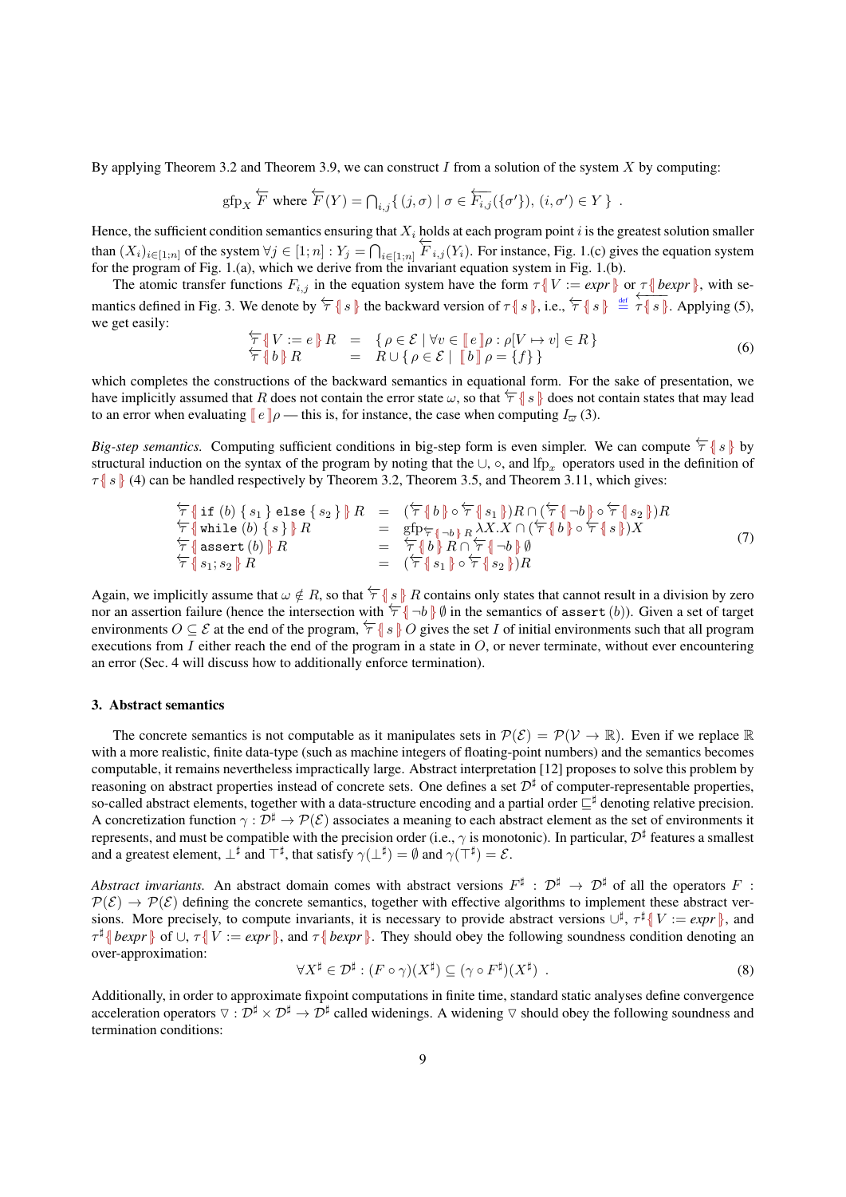By applying Theorem 3.2 and Theorem 3.9, we can construct $I$ from a solution of the system $X$ by computing:

$$\mathrm{gfp}_X \overleftarrow{F} \text{ where } \overleftarrow{F}(Y) = \bigcap_{i,j} \{ (j,\sigma) \mid \sigma \in \overleftarrow{F_{i,j}}(\{\sigma'\}),\ (i,\sigma') \in Y \} \ .$$

Hence, the sufficient condition semantics ensuring that $X_i$ holds at each program point $i$ is the greatest solution smaller than $(X_i)_{i\in[1;n]}$ of the system $\forall j \in [1;n] : Y_j = \bigcap_{i\in[1;n]} \overleftarrow{F}_{i,j}(Y_i)$. For instance, Fig. 1.(c) gives the equation system for the program of Fig. 1.(a), which we derive from the invariant equation system in Fig. 1.(b).

The atomic transfer functions $F_{i,j}$ in the equation system have the form $\tau\{\!|\, V := expr \,|\!\}$ or $\tau\{\!|\, bexpr \,|\!\}$, with semantics defined in Fig. 3. We denote by $\overleftarrow{\tau}\{\!|\, s \,|\!\}$ the backward version of $\tau\{\!|\, s \,|\!\}$, i.e., $\overleftarrow{\tau}\{\!|\, s \,|\!\} \stackrel{\text{def}}{=} \overleftarrow{\tau\{\!|\, s \,|\!\}}$. Applying (5), we get easily:

$$\begin{array}{lcl} \overleftarrow{\tau}\{\!|\, V := e \,|\!\} R & = & \{ \rho \in \mathcal{E} \mid \forall v \in [\![\, e \,]\!]\rho : \rho[V \mapsto v] \in R \} \\ \overleftarrow{\tau}\{\!|\, b \,|\!\} R & = & R \cup \{ \rho \in \mathcal{E} \mid [\![\, b \,]\!]\, \rho = \{f\} \} \end{array} \tag{6}$$

which completes the constructions of the backward semantics in equational form. For the sake of presentation, we have implicitly assumed that $R$ does not contain the error state $\omega$, so that $\overleftarrow{\tau}\{\!|\, s \,|\!\}$ does not contain states that may lead to an error when evaluating $[\![\, e \,]\!]\rho$ — this is, for instance, the case when computing $I_{\varpi}$ (3).

*Big-step semantics.* Computing sufficient conditions in big-step form is even simpler. We can compute $\overleftarrow{\tau}\{\!|\, s \,|\!\}$ by structural induction on the syntax of the program by noting that the $\cup$, $\circ$, and $\mathrm{lfp}_x$ operators used in the definition of $\tau\{\!|\, s \,|\!\}$ (4) can be handled respectively by Theorem 3.2, Theorem 3.5, and Theorem 3.11, which gives:

$$\begin{array}{lcl} \overleftarrow{\tau}\{\!|\, \texttt{if}\ (b)\ \{\, s_1 \,\}\ \texttt{else}\ \{\, s_2 \,\} \,|\!\} R & = & (\overleftarrow{\tau}\{\!|\, b \,|\!\} \circ \overleftarrow{\tau}\{\!|\, s_1 \,|\!\})R \cap (\overleftarrow{\tau}\{\!|\, \neg b \,|\!\} \circ \overleftarrow{\tau}\{\!|\, s_2 \,|\!\})R \\ \overleftarrow{\tau}\{\!|\, \texttt{while}\ (b)\ \{\, s \,\} \,|\!\} R & = & \mathrm{gfp}_{\overleftarrow{\tau}\{\!|\, \neg b \,|\!\} R}\, \lambda X. X \cap (\overleftarrow{\tau}\{\!|\, b \,|\!\} \circ \overleftarrow{\tau}\{\!|\, s \,|\!\})X \\ \overleftarrow{\tau}\{\!|\, \texttt{assert}\ (b) \,|\!\} R & = & \overleftarrow{\tau}\{\!|\, b \,|\!\} R \cap \overleftarrow{\tau}\{\!|\, \neg b \,|\!\} \emptyset \\ \overleftarrow{\tau}\{\!|\, s_1; s_2 \,|\!\} R & = & (\overleftarrow{\tau}\{\!|\, s_1 \,|\!\} \circ \overleftarrow{\tau}\{\!|\, s_2 \,|\!\})R \end{array} \tag{7}$$

Again, we implicitly assume that $\omega \notin R$, so that $\overleftarrow{\tau}\{\!|\, s \,|\!\} R$ contains only states that cannot result in a division by zero nor an assertion failure (hence the intersection with $\overleftarrow{\tau}\{\!|\, \neg b \,|\!\} \emptyset$ in the semantics of $\texttt{assert}\,(b)$). Given a set of target environments $O \subseteq \mathcal{E}$ at the end of the program, $\overleftarrow{\tau}\{\!|\, s \,|\!\} O$ gives the set $I$ of initial environments such that all program executions from $I$ either reach the end of the program in a state in $O$, or never terminate, without ever encountering an error (Sec. 4 will discuss how to additionally enforce termination).

### 3. Abstract semantics

The concrete semantics is not computable as it manipulates sets in $\mathcal{P}(\mathcal{E}) = \mathcal{P}(\mathcal{V} \to \mathbb{R})$. Even if we replace $\mathbb{R}$ with a more realistic, finite data-type (such as machine integers of floating-point numbers) and the semantics becomes computable, it remains nevertheless impractically large. Abstract interpretation [12] proposes to solve this problem by reasoning on abstract properties instead of concrete sets. One defines a set $\mathcal{D}^\sharp$ of computer-representable properties, so-called abstract elements, together with a data-structure encoding and a partial order $\sqsubseteq^\sharp$ denoting relative precision. A concretization function $\gamma : \mathcal{D}^\sharp \to \mathcal{P}(\mathcal{E})$ associates a meaning to each abstract element as the set of environments it represents, and must be compatible with the precision order (i.e., $\gamma$ is monotonic). In particular, $\mathcal{D}^\sharp$ features a smallest and a greatest element, $\bot^\sharp$ and $\top^\sharp$, that satisfy $\gamma(\bot^\sharp) = \emptyset$ and $\gamma(\top^\sharp) = \mathcal{E}$.

*Abstract invariants.* An abstract domain comes with abstract versions $F^\sharp : \mathcal{D}^\sharp \to \mathcal{D}^\sharp$ of all the operators $F : \mathcal{P}(\mathcal{E}) \to \mathcal{P}(\mathcal{E})$ defining the concrete semantics, together with effective algorithms to implement these abstract versions. More precisely, to compute invariants, it is necessary to provide abstract versions $\cup^\sharp$, $\tau^\sharp\{\!|\, V := expr \,|\!\}$, and $\tau^\sharp\{\!|\, bexpr \,|\!\}$ of $\cup$, $\tau\{\!|\, V := expr \,|\!\}$, and $\tau\{\!|\, bexpr \,|\!\}$. They should obey the following soundness condition denoting an over-approximation:

$$\forall X^\sharp \in \mathcal{D}^\sharp : (F \circ \gamma)(X^\sharp) \subseteq (\gamma \circ F^\sharp)(X^\sharp) \ . \tag{8}$$

Additionally, in order to approximate fixpoint computations in finite time, standard static analyses define convergence acceleration operators $\triangledown : \mathcal{D}^\sharp \times \mathcal{D}^\sharp \to \mathcal{D}^\sharp$ called widenings. A widening $\triangledown$ should obey the following soundness and termination conditions: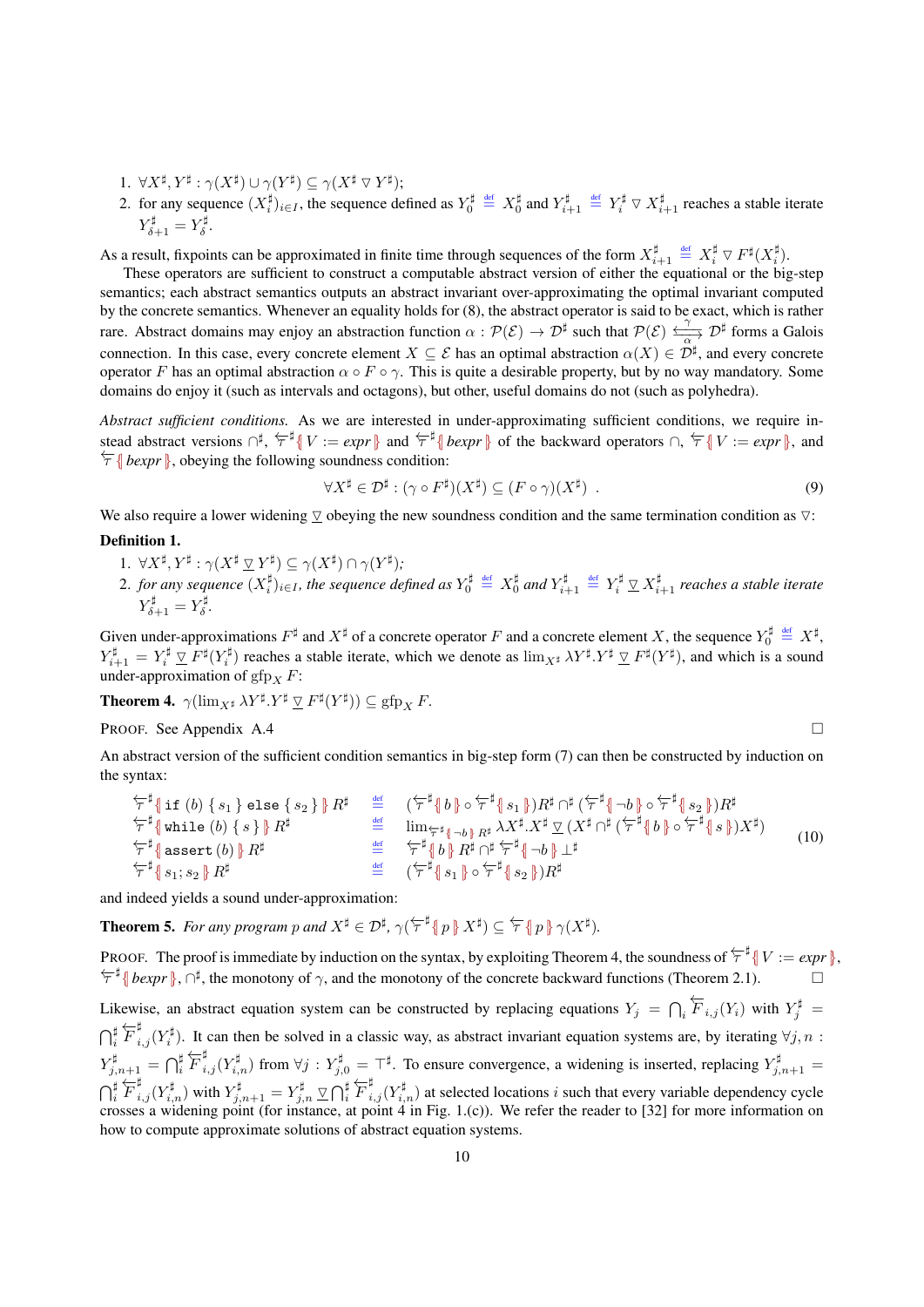1. $\forall X^\sharp, Y^\sharp : \gamma(X^\sharp) \cup \gamma(Y^\sharp) \subseteq \gamma(X^\sharp \triangledown Y^\sharp)$;
2. for any sequence $(X_i^\sharp)_{i\in I}$, the sequence defined as $Y_0^\sharp \stackrel{\text{def}}{=} X_0^\sharp$ and $Y_{i+1}^\sharp \stackrel{\text{def}}{=} Y_i^\sharp \triangledown X_{i+1}^\sharp$ reaches a stable iterate $Y_{\delta+1}^\sharp = Y_\delta^\sharp$.

As a result, fixpoints can be approximated in finite time through sequences of the form $X_{i+1}^\sharp \stackrel{\text{def}}{=} X_i^\sharp \triangledown F^\sharp(X_i^\sharp)$.

These operators are sufficient to construct a computable abstract version of either the equational or the big-step semantics; each abstract semantics outputs an abstract invariant over-approximating the optimal invariant computed by the concrete semantics. Whenever an equality holds for (8), the abstract operator is said to be exact, which is rather rare. Abstract domains may enjoy an abstraction function $\alpha : \mathcal{P}(\mathcal{E}) \to \mathcal{D}^\sharp$ such that $\mathcal{P}(\mathcal{E}) \underset{\alpha}{\overset{\gamma}{\leftrightarrows}} \mathcal{D}^\sharp$ forms a Galois connection. In this case, every concrete element $X \subseteq \mathcal{E}$ has an optimal abstraction $\alpha(X) \in \mathcal{D}^\sharp$, and every concrete operator $F$ has an optimal abstraction $\alpha \circ F \circ \gamma$. This is quite a desirable property, but by no way mandatory. Some domains do enjoy it (such as intervals and octagons), but other, useful domains do not (such as polyhedra).

*Abstract sufficient conditions.* As we are interested in under-approximating sufficient conditions, we require instead abstract versions $\cap^\sharp$, $\overleftarrow{\tau}^\sharp\{\!|\, V := expr \,|\!\}$ and $\overleftarrow{\tau}^\sharp\{\!|\, bexpr \,|\!\}$ of the backward operators $\cap$, $\overleftarrow{\tau}\{\!|\, V := expr \,|\!\}$, and $\overleftarrow{\tau}\{\!|\, bexpr \,|\!\}$, obeying the following soundness condition:

$$\forall X^\sharp \in \mathcal{D}^\sharp : (\gamma \circ F^\sharp)(X^\sharp) \subseteq (F \circ \gamma)(X^\sharp) \ . \tag{9}$$

We also require a lower widening $\underline{\triangledown}$ obeying the new soundness condition and the same termination condition as $\triangledown$:

**Definition 1.**

1. $\forall X^\sharp, Y^\sharp : \gamma(X^\sharp \,\underline{\triangledown}\, Y^\sharp) \subseteq \gamma(X^\sharp) \cap \gamma(Y^\sharp)$;
2. *for any sequence $(X_i^\sharp)_{i\in I}$, the sequence defined as $Y_0^\sharp \stackrel{\text{def}}{=} X_0^\sharp$ and $Y_{i+1}^\sharp \stackrel{\text{def}}{=} Y_i^\sharp \,\underline{\triangledown}\, X_{i+1}^\sharp$ reaches a stable iterate $Y_{\delta+1}^\sharp = Y_\delta^\sharp$.*

Given under-approximations $F^\sharp$ and $X^\sharp$ of a concrete operator $F$ and a concrete element $X$, the sequence $Y_0^\sharp \stackrel{\text{def}}{=} X^\sharp$, $Y_{i+1}^\sharp = Y_i^\sharp \,\underline{\triangledown}\, F^\sharp(Y_i^\sharp)$ reaches a stable iterate, which we denote as $\lim_{X^\sharp} \lambda Y^\sharp . Y^\sharp \,\underline{\triangledown}\, F^\sharp(Y^\sharp)$, and which is a sound under-approximation of $\text{gfp}_X F$:

**Theorem 4.** $\gamma(\lim_{X^\sharp} \lambda Y^\sharp . Y^\sharp \,\underline{\triangledown}\, F^\sharp(Y^\sharp)) \subseteq \text{gfp}_X F$.

PROOF. See Appendix A.4 □

An abstract version of the sufficient condition semantics in big-step form (7) can then be constructed by induction on the syntax:

$$\begin{array}{lcl}
\overleftarrow{\tau}^\sharp\{\!|\, \texttt{if}\ (b)\ \{\, s_1 \,\}\ \texttt{else}\ \{\, s_2 \,\} \,|\!\}\, R^\sharp & \stackrel{\text{def}}{=} & (\overleftarrow{\tau}^\sharp\{\!|\, b \,|\!\} \circ \overleftarrow{\tau}^\sharp\{\!|\, s_1 \,|\!\})R^\sharp \cap^\sharp (\overleftarrow{\tau}^\sharp\{\!|\, \neg b \,|\!\} \circ \overleftarrow{\tau}^\sharp\{\!|\, s_2 \,|\!\})R^\sharp \\
\overleftarrow{\tau}^\sharp\{\!|\, \texttt{while}\ (b)\ \{\, s \,\} \,|\!\}\, R^\sharp & \stackrel{\text{def}}{=} & \lim_{\overleftarrow{\tau}^\sharp\{\!|\, \neg b \,|\!\}\, R^\sharp} \lambda X^\sharp . X^\sharp \,\underline{\triangledown}\, (X^\sharp \cap^\sharp (\overleftarrow{\tau}^\sharp\{\!|\, b \,|\!\} \circ \overleftarrow{\tau}^\sharp\{\!|\, s \,|\!\})X^\sharp) \\
\overleftarrow{\tau}^\sharp\{\!|\, \texttt{assert}\ (b) \,|\!\}\, R^\sharp & \stackrel{\text{def}}{=} & \overleftarrow{\tau}^\sharp\{\!|\, b \,|\!\}\, R^\sharp \cap^\sharp \overleftarrow{\tau}^\sharp\{\!|\, \neg b \,|\!\}\, \bot^\sharp \\
\overleftarrow{\tau}^\sharp\{\!|\, s_1 ; s_2 \,|\!\}\, R^\sharp & \stackrel{\text{def}}{=} & (\overleftarrow{\tau}^\sharp\{\!|\, s_1 \,|\!\} \circ \overleftarrow{\tau}^\sharp\{\!|\, s_2 \,|\!\})R^\sharp
\end{array} \tag{10}$$

and indeed yields a sound under-approximation:

**Theorem 5.** *For any program $p$ and $X^\sharp \in \mathcal{D}^\sharp$, $\gamma(\overleftarrow{\tau}^\sharp\{\!|\, p \,|\!\}\, X^\sharp) \subseteq \overleftarrow{\tau}\{\!|\, p \,|\!\}\, \gamma(X^\sharp)$.*

PROOF. The proof is immediate by induction on the syntax, by exploiting Theorem 4, the soundness of $\overleftarrow{\tau}^\sharp\{\!|\, V := expr \,|\!\}$, $\overleftarrow{\tau}^\sharp\{\!|\, bexpr \,|\!\}$, $\cap^\sharp$, the monotony of $\gamma$, and the monotony of the concrete backward functions (Theorem 2.1). □

Likewise, an abstract equation system can be constructed by replacing equations $Y_j = \bigcap_i \overleftarrow{F}_{i,j}(Y_i)$ with $Y_j^\sharp = \bigcap_i^\sharp \overleftarrow{F}^\sharp_{i,j}(Y_i^\sharp)$. It can then be solved in a classic way, as abstract invariant equation systems are, by iterating $\forall j, n : Y_{j,n+1}^\sharp = \bigcap_i^\sharp \overleftarrow{F}^\sharp_{i,j}(Y_{i,n}^\sharp)$ from $\forall j : Y_{j,0}^\sharp = \top^\sharp$. To ensure convergence, a widening is inserted, replacing $Y_{j,n+1}^\sharp = \bigcap_i^\sharp \overleftarrow{F}^\sharp_{i,j}(Y_{i,n}^\sharp)$ with $Y_{j,n+1}^\sharp = Y_{j,n}^\sharp \,\underline{\triangledown} \bigcap_i^\sharp \overleftarrow{F}^\sharp_{i,j}(Y_{i,n}^\sharp)$ at selected locations $i$ such that every variable dependency cycle crosses a widening point (for instance, at point 4 in Fig. 1.(c)). We refer the reader to [32] for more information on how to compute approximate solutions of abstract equation systems.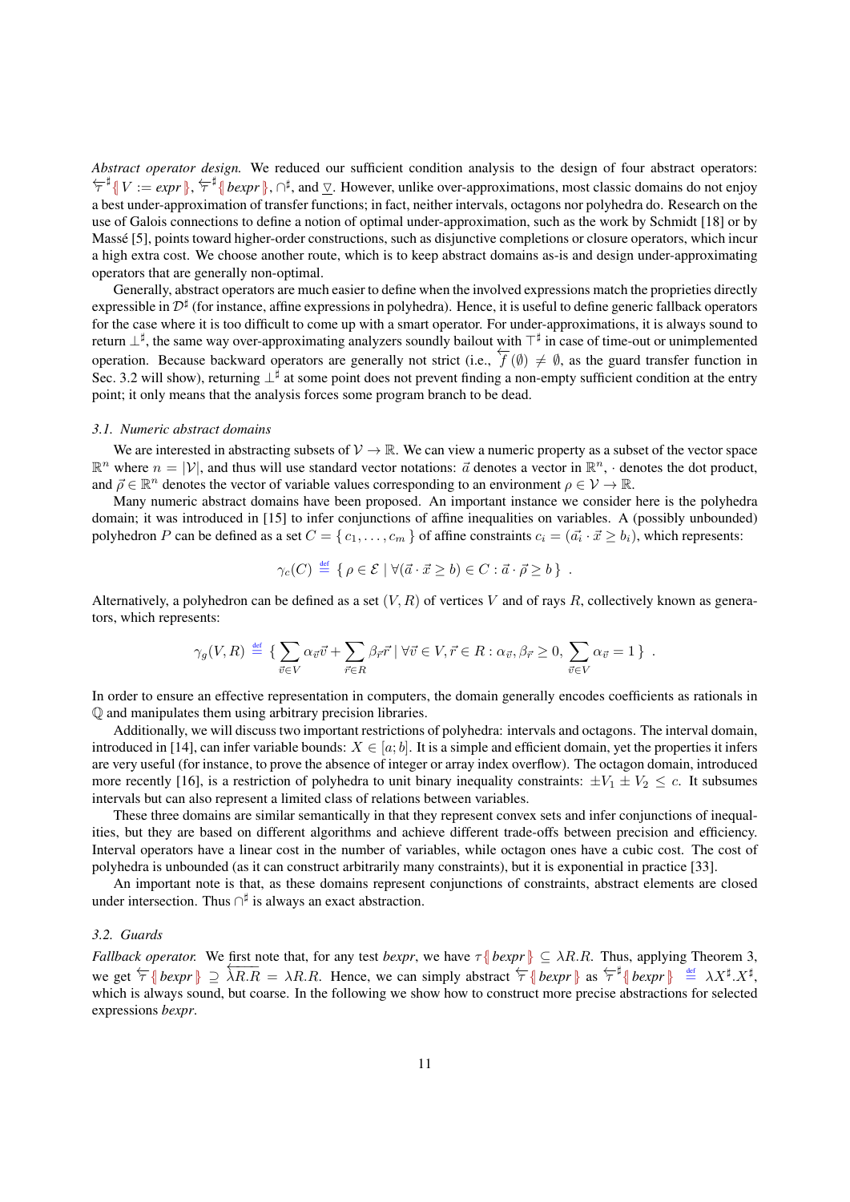*Abstract operator design.* We reduced our sufficient condition analysis to the design of four abstract operators: $\overleftarrow{\tau}^\sharp\{\!|\, V := expr \,|\!\}$, $\overleftarrow{\tau}^\sharp\{\!|\, bexpr \,|\!\}$, $\cap^\sharp$, and $\underline{\nabla}$. However, unlike over-approximations, most classic domains do not enjoy a best under-approximation of transfer functions; in fact, neither intervals, octagons nor polyhedra do. Research on the use of Galois connections to define a notion of optimal under-approximation, such as the work by Schmidt [18] or by Massé [5], points toward higher-order constructions, such as disjunctive completions or closure operators, which incur a high extra cost. We choose another route, which is to keep abstract domains as-is and design under-approximating operators that are generally non-optimal.

Generally, abstract operators are much easier to define when the involved expressions match the proprieties directly expressible in $\mathcal{D}^\sharp$ (for instance, affine expressions in polyhedra). Hence, it is useful to define generic fallback operators for the case where it is too difficult to come up with a smart operator. For under-approximations, it is always sound to return $\bot^\sharp$, the same way over-approximating analyzers soundly bailout with $\top^\sharp$ in case of time-out or unimplemented operation. Because backward operators are generally not strict (i.e., $\overleftarrow{f}(\emptyset) \neq \emptyset$, as the guard transfer function in Sec. 3.2 will show), returning $\bot^\sharp$ at some point does not prevent finding a non-empty sufficient condition at the entry point; it only means that the analysis forces some program branch to be dead.

### 3.1. Numeric abstract domains

We are interested in abstracting subsets of $\mathcal{V} \to \mathbb{R}$. We can view a numeric property as a subset of the vector space $\mathbb{R}^n$ where $n = |\mathcal{V}|$, and thus will use standard vector notations: $\vec{a}$ denotes a vector in $\mathbb{R}^n$, $\cdot$ denotes the dot product, and $\vec{\rho} \in \mathbb{R}^n$ denotes the vector of variable values corresponding to an environment $\rho \in \mathcal{V} \to \mathbb{R}$.

Many numeric abstract domains have been proposed. An important instance we consider here is the polyhedra domain; it was introduced in [15] to infer conjunctions of affine inequalities on variables. A (possibly unbounded) polyhedron $P$ can be defined as a set $C = \{\, c_1, \ldots, c_m \,\}$ of affine constraints $c_i = (\vec{a_i} \cdot \vec{x} \geq b_i)$, which represents:

$$\gamma_c(C) \stackrel{\text{def}}{=} \{\, \rho \in \mathcal{E} \mid \forall (\vec{a} \cdot \vec{x} \geq b) \in C : \vec{a} \cdot \vec{\rho} \geq b \,\} \enspace .$$

Alternatively, a polyhedron can be defined as a set $(V, R)$ of vertices $V$ and of rays $R$, collectively known as generators, which represents:

$$\gamma_g(V, R) \stackrel{\text{def}}{=} \{\, \sum_{\vec{v} \in V} \alpha_{\vec{v}} \vec{v} + \sum_{\vec{r} \in R} \beta_{\vec{r}} \vec{r} \mid \forall \vec{v} \in V, \vec{r} \in R : \alpha_{\vec{v}}, \beta_{\vec{r}} \geq 0, \sum_{\vec{v} \in V} \alpha_{\vec{v}} = 1 \,\} \enspace .$$

In order to ensure an effective representation in computers, the domain generally encodes coefficients as rationals in $\mathbb{Q}$ and manipulates them using arbitrary precision libraries.

Additionally, we will discuss two important restrictions of polyhedra: intervals and octagons. The interval domain, introduced in [14], can infer variable bounds: $X \in [a; b]$. It is a simple and efficient domain, yet the properties it infers are very useful (for instance, to prove the absence of integer or array index overflow). The octagon domain, introduced more recently [16], is a restriction of polyhedra to unit binary inequality constraints: $\pm V_1 \pm V_2 \leq c$. It subsumes intervals but can also represent a limited class of relations between variables.

These three domains are similar semantically in that they represent convex sets and infer conjunctions of inequalities, but they are based on different algorithms and achieve different trade-offs between precision and efficiency. Interval operators have a linear cost in the number of variables, while octagon ones have a cubic cost. The cost of polyhedra is unbounded (as it can construct arbitrarily many constraints), but it is exponential in practice [33].

An important note is that, as these domains represent conjunctions of constraints, abstract elements are closed under intersection. Thus $\cap^\sharp$ is always an exact abstraction.

### 3.2. Guards

*Fallback operator.* We first note that, for any test *bexpr*, we have $\tau\{\!|\, bexpr \,|\!\} \subseteq \lambda R.R$. Thus, applying Theorem 3, we get $\overleftarrow{\tau}\{\!|\, bexpr \,|\!\} \supseteq \overleftarrow{\lambda R.R} = \lambda R.R$. Hence, we can simply abstract $\overleftarrow{\tau}\{\!|\, bexpr \,|\!\}$ as $\overleftarrow{\tau}^\sharp\{\!|\, bexpr \,|\!\} \stackrel{\text{def}}{=} \lambda X^\sharp.X^\sharp$, which is always sound, but coarse. In the following we show how to construct more precise abstractions for selected expressions *bexpr*.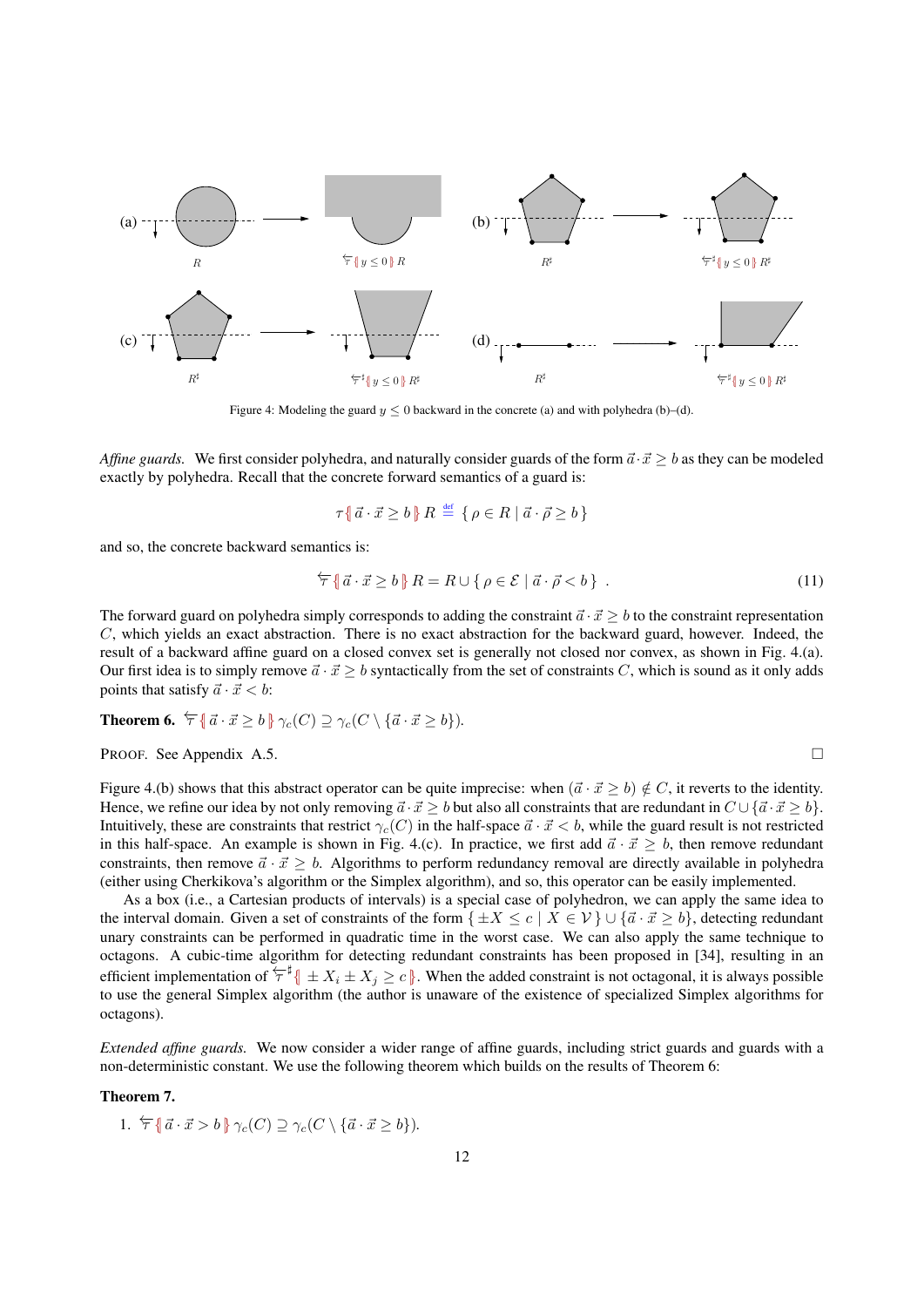Figure 4: Modeling the guard $y \leq 0$ backward in the concrete (a) and with polyhedra (b)–(d).

*Affine guards.* We first consider polyhedra, and naturally consider guards of the form $\vec{a} \cdot \vec{x} \geq b$ as they can be modeled exactly by polyhedra. Recall that the concrete forward semantics of a guard is:

$$\tau\{\!|\, \vec{a} \cdot \vec{x} \geq b \,|\!\}\, R \stackrel{\text{def}}{=} \{\, \rho \in R \mid \vec{a} \cdot \vec{\rho} \geq b \,\}$$

and so, the concrete backward semantics is:

$$\overleftarrow{\tau}\{\!|\, \vec{a} \cdot \vec{x} \geq b \,|\!\}\, R = R \cup \{\, \rho \in \mathcal{E} \mid \vec{a} \cdot \vec{\rho} < b \,\} \ . \tag{11}$$

The forward guard on polyhedra simply corresponds to adding the constraint $\vec{a} \cdot \vec{x} \geq b$ to the constraint representation $C$, which yields an exact abstraction. There is no exact abstraction for the backward guard, however. Indeed, the result of a backward affine guard on a closed convex set is generally not closed nor convex, as shown in Fig. 4.(a). Our first idea is to simply remove $\vec{a} \cdot \vec{x} \geq b$ syntactically from the set of constraints $C$, which is sound as it only adds points that satisfy $\vec{a} \cdot \vec{x} < b$:

**Theorem 6.** $\overleftarrow{\tau}\{\!|\, \vec{a} \cdot \vec{x} \geq b \,|\!\}\, \gamma_c(C) \supseteq \gamma_c(C \setminus \{\vec{a} \cdot \vec{x} \geq b\})$.

PROOF. See Appendix A.5. □

Figure 4.(b) shows that this abstract operator can be quite imprecise: when $(\vec{a} \cdot \vec{x} \geq b) \notin C$, it reverts to the identity. Hence, we refine our idea by not only removing $\vec{a} \cdot \vec{x} \geq b$ but also all constraints that are redundant in $C \cup \{\vec{a} \cdot \vec{x} \geq b\}$. Intuitively, these are constraints that restrict $\gamma_c(C)$ in the half-space $\vec{a} \cdot \vec{x} < b$, while the guard result is not restricted in this half-space. An example is shown in Fig. 4.(c). In practice, we first add $\vec{a} \cdot \vec{x} \geq b$, then remove redundant constraints, then remove $\vec{a} \cdot \vec{x} \geq b$. Algorithms to perform redundancy removal are directly available in polyhedra (either using Cherkikova's algorithm or the Simplex algorithm), and so, this operator can be easily implemented.

As a box (i.e., a Cartesian products of intervals) is a special case of polyhedron, we can apply the same idea to the interval domain. Given a set of constraints of the form $\{\, \pm X \leq c \mid X \in \mathcal{V} \,\} \cup \{\vec{a} \cdot \vec{x} \geq b\}$, detecting redundant unary constraints can be performed in quadratic time in the worst case. We can also apply the same technique to octagons. A cubic-time algorithm for detecting redundant constraints has been proposed in [34], resulting in an efficient implementation of $\overleftarrow{\tau}^\sharp\{\!|\, \pm X_i \pm X_j \geq c \,|\!\}$. When the added constraint is not octagonal, it is always possible to use the general Simplex algorithm (the author is unaware of the existence of specialized Simplex algorithms for octagons).

*Extended affine guards.* We now consider a wider range of affine guards, including strict guards and guards with a non-deterministic constant. We use the following theorem which builds on the results of Theorem 6:

**Theorem 7.**

1. $\overleftarrow{\tau}\{\!|\, \vec{a} \cdot \vec{x} > b \,|\!\}\, \gamma_c(C) \supseteq \gamma_c(C \setminus \{\vec{a} \cdot \vec{x} \geq b\})$.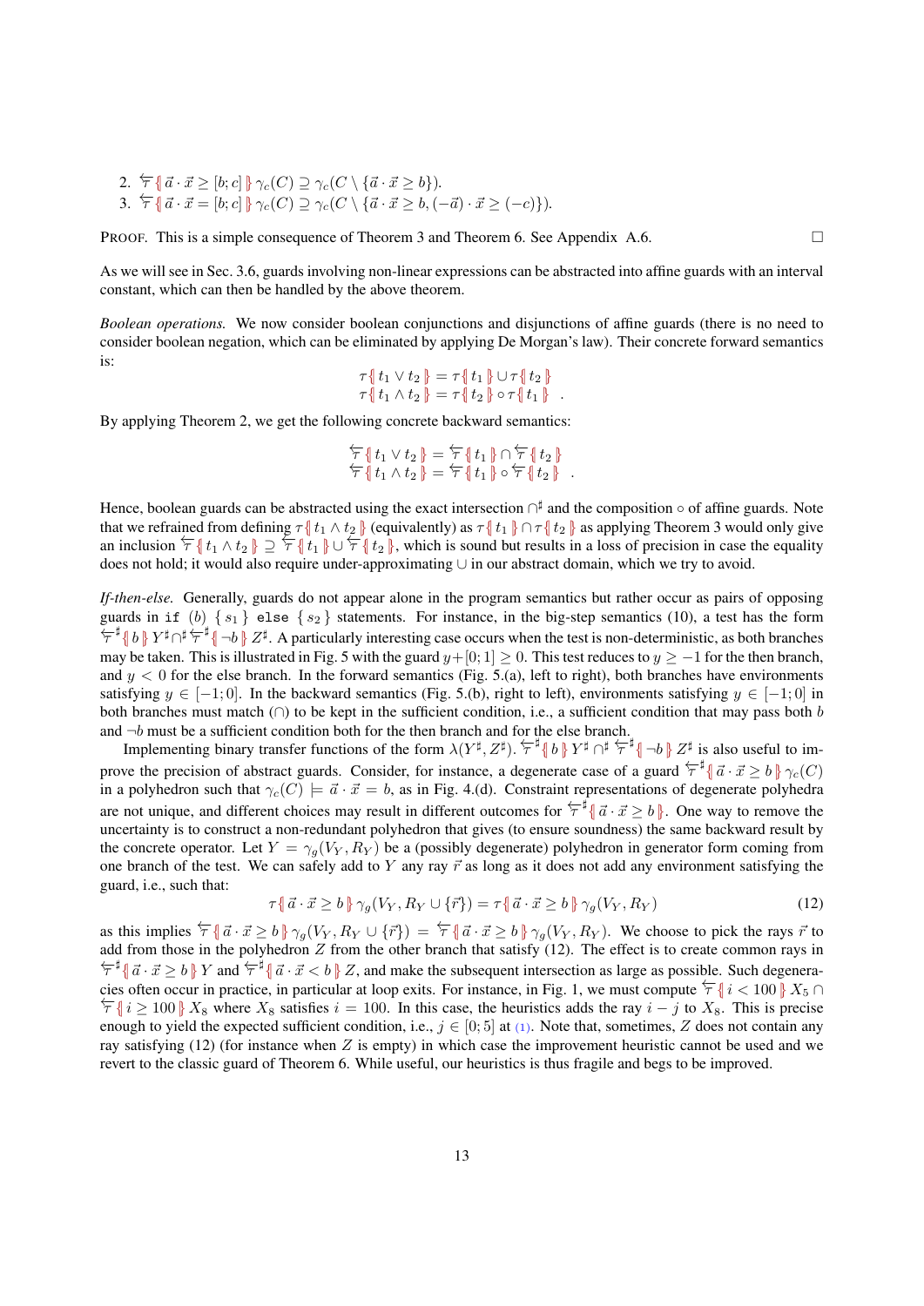2. $\overleftarrow{\tau}\{\!|\, \vec{a}\cdot\vec{x} \geq [b;c] \,|\!\}\, \gamma_c(C) \supseteq \gamma_c(C \setminus \{\vec{a}\cdot\vec{x} \geq b\})$.
3. $\overleftarrow{\tau}\{\!|\, \vec{a}\cdot\vec{x} = [b;c] \,|\!\}\, \gamma_c(C) \supseteq \gamma_c(C \setminus \{\vec{a}\cdot\vec{x} \geq b, (-\vec{a})\cdot\vec{x} \geq (-c)\})$.

PROOF. This is a simple consequence of Theorem 3 and Theorem 6. See Appendix A.6. □

As we will see in Sec. 3.6, guards involving non-linear expressions can be abstracted into affine guards with an interval constant, which can then be handled by the above theorem.

*Boolean operations.* We now consider boolean conjunctions and disjunctions of affine guards (there is no need to consider boolean negation, which can be eliminated by applying De Morgan's law). Their concrete forward semantics is:

$$\begin{aligned}
\tau\{\!|\, t_1 \vee t_2 \,|\!\} &= \tau\{\!|\, t_1 \,|\!\} \cup \tau\{\!|\, t_2 \,|\!\} \\
\tau\{\!|\, t_1 \wedge t_2 \,|\!\} &= \tau\{\!|\, t_2 \,|\!\} \circ \tau\{\!|\, t_1 \,|\!\} \quad .
\end{aligned}$$

By applying Theorem 2, we get the following concrete backward semantics:

$$\begin{aligned}
\overleftarrow{\tau}\{\!|\, t_1 \vee t_2 \,|\!\} &= \overleftarrow{\tau}\{\!|\, t_1 \,|\!\} \cap \overleftarrow{\tau}\{\!|\, t_2 \,|\!\} \\
\overleftarrow{\tau}\{\!|\, t_1 \wedge t_2 \,|\!\} &= \overleftarrow{\tau}\{\!|\, t_1 \,|\!\} \circ \overleftarrow{\tau}\{\!|\, t_2 \,|\!\} \quad .
\end{aligned}$$

Hence, boolean guards can be abstracted using the exact intersection $\cap^\sharp$ and the composition $\circ$ of affine guards. Note that we refrained from defining $\tau\{\!|\, t_1 \wedge t_2 \,|\!\}$ (equivalently) as $\tau\{\!|\, t_1 \,|\!\} \cap \tau\{\!|\, t_2 \,|\!\}$ as applying Theorem 3 would only give an inclusion $\overleftarrow{\tau}\{\!|\, t_1 \wedge t_2 \,|\!\} \supseteq \overleftarrow{\tau}\{\!|\, t_1 \,|\!\} \cup \overleftarrow{\tau}\{\!|\, t_2 \,|\!\}$, which is sound but results in a loss of precision in case the equality does not hold; it would also require under-approximating $\cup$ in our abstract domain, which we try to avoid.

*If-then-else.* Generally, guards do not appear alone in the program semantics but rather occur as pairs of opposing guards in `if` $(b)$ $\{\, s_1 \,\}$ `else` $\{\, s_2 \,\}$ statements. For instance, in the big-step semantics (10), a test has the form $\overleftarrow{\tau}^\sharp\{\!|\, b \,|\!\}\, Y^\sharp \cap^\sharp \overleftarrow{\tau}^\sharp\{\!|\, \neg b \,|\!\}\, Z^\sharp$. A particularly interesting case occurs when the test is non-deterministic, as both branches may be taken. This is illustrated in Fig. 5 with the guard $y+[0;1] \geq 0$. This test reduces to $y \geq -1$ for the then branch, and $y < 0$ for the else branch. In the forward semantics (Fig. 5.(a), left to right), both branches have environments satisfying $y \in [-1;0]$. In the backward semantics (Fig. 5.(b), right to left), environments satisfying $y \in [-1;0]$ in both branches must match ($\cap$) to be kept in the sufficient condition, i.e., a sufficient condition that may pass both $b$ and $\neg b$ must be a sufficient condition both for the then branch and for the else branch.

Implementing binary transfer functions of the form $\lambda(Y^\sharp, Z^\sharp).\, \overleftarrow{\tau}^\sharp\{\!|\, b \,|\!\}\, Y^\sharp \cap^\sharp \overleftarrow{\tau}^\sharp\{\!|\, \neg b \,|\!\}\, Z^\sharp$ is also useful to improve the precision of abstract guards. Consider, for instance, a degenerate case of a guard $\overleftarrow{\tau}^\sharp\{\!|\, \vec{a}\cdot\vec{x} \geq b \,|\!\}\, \gamma_c(C)$ in a polyhedron such that $\gamma_c(C) \models \vec{a}\cdot\vec{x} = b$, as in Fig. 4.(d). Constraint representations of degenerate polyhedra are not unique, and different choices may result in different outcomes for $\overleftarrow{\tau}^\sharp\{\!|\, \vec{a}\cdot\vec{x} \geq b \,|\!\}$. One way to remove the uncertainty is to construct a non-redundant polyhedron that gives (to ensure soundness) the same backward result by the concrete operator. Let $Y = \gamma_g(V_Y, R_Y)$ be a (possibly degenerate) polyhedron in generator form coming from one branch of the test. We can safely add to $Y$ any ray $\vec{r}$ as long as it does not add any environment satisfying the guard, i.e., such that:

$$\tau\{\!|\, \vec{a}\cdot\vec{x} \geq b \,|\!\}\, \gamma_g(V_Y, R_Y \cup \{\vec{r}\}) = \tau\{\!|\, \vec{a}\cdot\vec{x} \geq b \,|\!\}\, \gamma_g(V_Y, R_Y) \tag{12}$$

as this implies $\overleftarrow{\tau}\{\!|\, \vec{a}\cdot\vec{x} \geq b \,|\!\}\, \gamma_g(V_Y, R_Y \cup \{\vec{r}\}) = \overleftarrow{\tau}\{\!|\, \vec{a}\cdot\vec{x} \geq b \,|\!\}\, \gamma_g(V_Y, R_Y)$. We choose to pick the rays $\vec{r}$ to add from those in the polyhedron $Z$ from the other branch that satisfy (12). The effect is to create common rays in $\overleftarrow{\tau}^\sharp\{\!|\, \vec{a}\cdot\vec{x} \geq b \,|\!\}\, Y$ and $\overleftarrow{\tau}^\sharp\{\!|\, \vec{a}\cdot\vec{x} < b \,|\!\}\, Z$, and make the subsequent intersection as large as possible. Such degeneracies often occur in practice, in particular at loop exits. For instance, in Fig. 1, we must compute $\overleftarrow{\tau}\{\!|\, i < 100 \,|\!\}\, X_5 \cap \overleftarrow{\tau}\{\!|\, i \geq 100 \,|\!\}\, X_8$ where $X_8$ satisfies $i = 100$. In this case, the heuristics adds the ray $i - j$ to $X_8$. This is precise enough to yield the expected sufficient condition, i.e., $j \in [0;5]$ at (1). Note that, sometimes, $Z$ does not contain any ray satisfying (12) (for instance when $Z$ is empty) in which case the improvement heuristic cannot be used and we revert to the classic guard of Theorem 6. While useful, our heuristics is thus fragile and begs to be improved.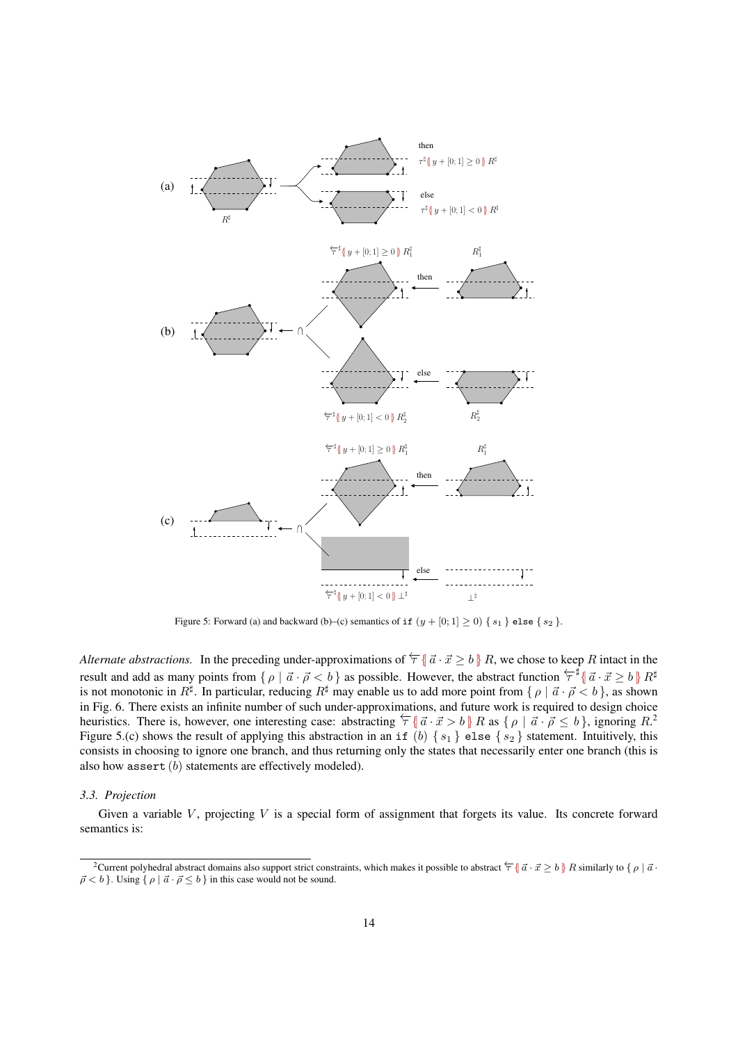Figure 5: Forward (a) and backward (b)–(c) semantics of `if` $(y + [0;1] \geq 0)$ { $s_1$ } `else` { $s_2$ }.

*Alternate abstractions.* In the preceding under-approximations of $\overleftarrow{\tau}\{\!|\, \vec{a} \cdot \vec{x} \geq b \,|\!\}\, R$, we chose to keep $R$ intact in the result and add as many points from $\{\, \rho \mid \vec{a} \cdot \vec{\rho} < b \,\}$ as possible. However, the abstract function $\overleftarrow{\tau}^\sharp\{\!|\, \vec{a} \cdot \vec{x} \geq b \,|\!\}\, R^\sharp$ is not monotonic in $R^\sharp$. In particular, reducing $R^\sharp$ may enable us to add more point from $\{\, \rho \mid \vec{a} \cdot \vec{\rho} < b \,\}$, as shown in Fig. 6. There exists an infinite number of such under-approximations, and future work is required to design choice heuristics. There is, however, one interesting case: abstracting $\overleftarrow{\tau}\{\!|\, \vec{a} \cdot \vec{x} > b \,|\!\}\, R$ as $\{\, \rho \mid \vec{a} \cdot \vec{\rho} \leq b \,\}$, ignoring $R$.[2] Figure 5.(c) shows the result of applying this abstraction in an `if` $(b)$ { $s_1$ } `else` { $s_2$ } statement. Intuitively, this consists in choosing to ignore one branch, and thus returning only the states that necessarily enter one branch (this is also how `assert` $(b)$ statements are effectively modeled).

### 3.3. Projection

Given a variable $V$, projecting $V$ is a special form of assignment that forgets its value. Its concrete forward semantics is:

[2] Current polyhedral abstract domains also support strict constraints, which makes it possible to abstract $\overleftarrow{\tau}\{\!|\, \vec{a} \cdot \vec{x} \geq b \,|\!\}\, R$ similarly to $\{\, \rho \mid \vec{a} \cdot \vec{\rho} < b \,\}$. Using $\{\, \rho \mid \vec{a} \cdot \vec{\rho} \leq b \,\}$ in this case would not be sound.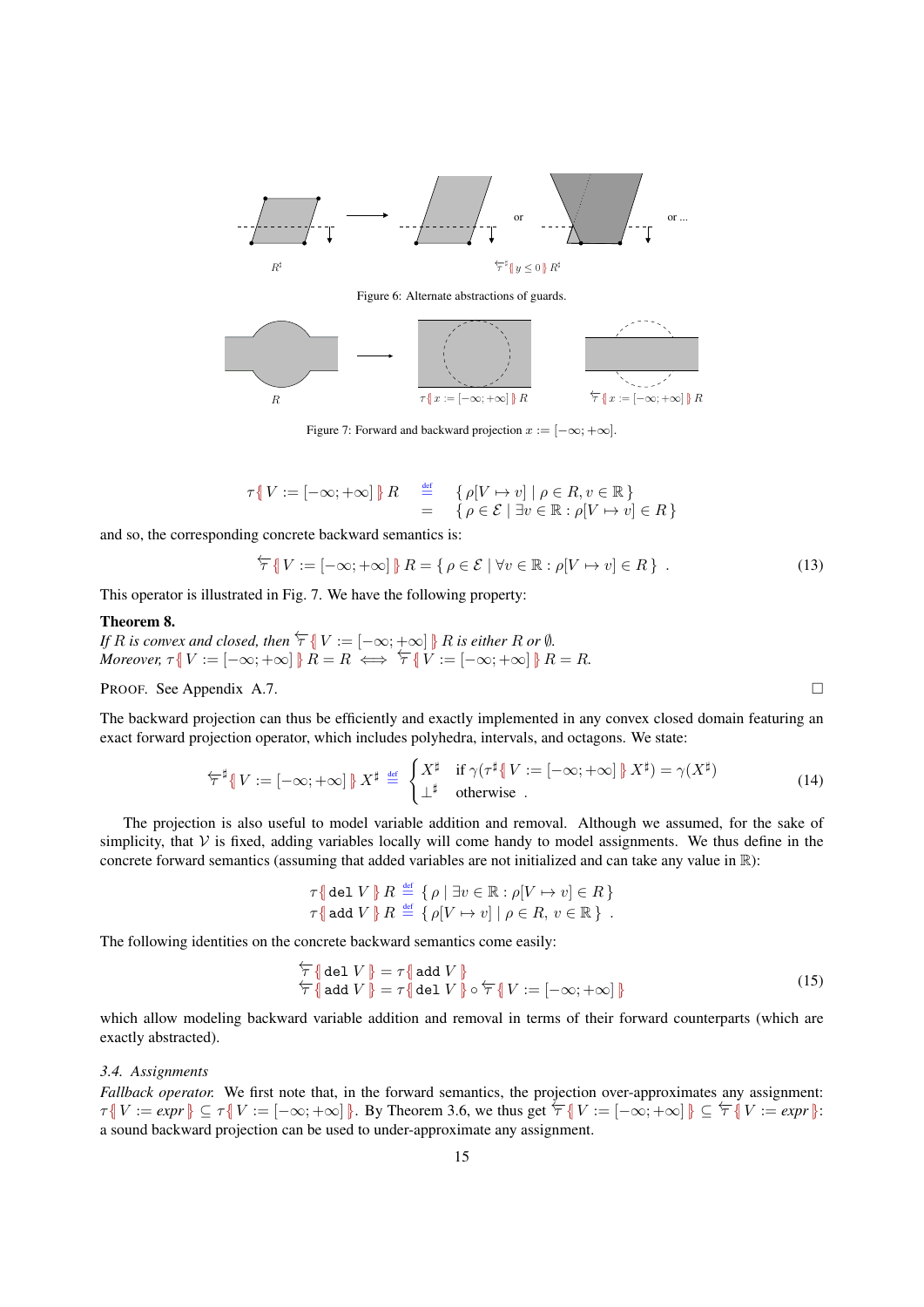Figure 6: Alternate abstractions of guards.

Figure 7: Forward and backward projection $x := [-\infty; +\infty]$.

$$
\begin{array}{rcl}
\tau\{\!|\, V := [-\infty;+\infty] \,|\!\}\, R & \stackrel{\text{def}}{=} & \{\, \rho[V \mapsto v] \mid \rho \in R, v \in \mathbb{R} \,\} \\
& = & \{\, \rho \in \mathcal{E} \mid \exists v \in \mathbb{R} : \rho[V \mapsto v] \in R \,\}
\end{array}
$$

and so, the corresponding concrete backward semantics is:

$$
\overleftarrow{\tau}\{\!|\, V := [-\infty;+\infty] \,|\!\}\, R = \{\, \rho \in \mathcal{E} \mid \forall v \in \mathbb{R} : \rho[V \mapsto v] \in R \,\} \quad . \tag{13}
$$

This operator is illustrated in Fig. 7. We have the following property:

**Theorem 8.**
*If $R$ is convex and closed, then $\overleftarrow{\tau}\{\!|\, V := [-\infty;+\infty] \,|\!\}\, R$ is either $R$ or $\emptyset$.*
*Moreover, $\tau\{\!|\, V := [-\infty;+\infty] \,|\!\}\, R = R \iff \overleftarrow{\tau}\{\!|\, V := [-\infty;+\infty] \,|\!\}\, R = R$.*

PROOF. See Appendix A.7. □

The backward projection can thus be efficiently and exactly implemented in any convex closed domain featuring an exact forward projection operator, which includes polyhedra, intervals, and octagons. We state:

$$
\overleftarrow{\tau}^\sharp\{\!|\, V := [-\infty;+\infty] \,|\!\}\, X^\sharp \stackrel{\text{def}}{=} \begin{cases} X^\sharp & \text{if } \gamma(\tau^\sharp\{\!|\, V := [-\infty;+\infty] \,|\!\}\, X^\sharp) = \gamma(X^\sharp) \\ \bot^\sharp & \text{otherwise} \end{cases} \quad . \tag{14}
$$

The projection is also useful to model variable addition and removal. Although we assumed, for the sake of simplicity, that $\mathcal{V}$ is fixed, adding variables locally will come handy to model assignments. We thus define in the concrete forward semantics (assuming that added variables are not initialized and can take any value in $\mathbb{R}$):

$$
\begin{array}{rcl}
\tau\{\!|\, \texttt{del}\ V \,|\!\}\, R & \stackrel{\text{def}}{=} & \{\, \rho \mid \exists v \in \mathbb{R} : \rho[V \mapsto v] \in R \,\} \\
\tau\{\!|\, \texttt{add}\ V \,|\!\}\, R & \stackrel{\text{def}}{=} & \{\, \rho[V \mapsto v] \mid \rho \in R,\ v \in \mathbb{R} \,\} \quad .
\end{array}
$$

The following identities on the concrete backward semantics come easily:

$$
\begin{array}{rcl}
\overleftarrow{\tau}\{\!|\, \texttt{del}\ V \,|\!\} & = & \tau\{\!|\, \texttt{add}\ V \,|\!\} \\
\overleftarrow{\tau}\{\!|\, \texttt{add}\ V \,|\!\} & = & \tau\{\!|\, \texttt{del}\ V \,|\!\} \circ \overleftarrow{\tau}\{\!|\, V := [-\infty;+\infty] \,|\!\}
\end{array} \tag{15}
$$

which allow modeling backward variable addition and removal in terms of their forward counterparts (which are exactly abstracted).

*3.4. Assignments*

*Fallback operator.* We first note that, in the forward semantics, the projection over-approximates any assignment: $\tau\{\!|\, V := \textit{expr} \,|\!\} \subseteq \tau\{\!|\, V := [-\infty;+\infty] \,|\!\}$. By Theorem 3.6, we thus get $\overleftarrow{\tau}\{\!|\, V := [-\infty;+\infty] \,|\!\} \subseteq \overleftarrow{\tau}\{\!|\, V := \textit{expr} \,|\!\}$: a sound backward projection can be used to under-approximate any assignment.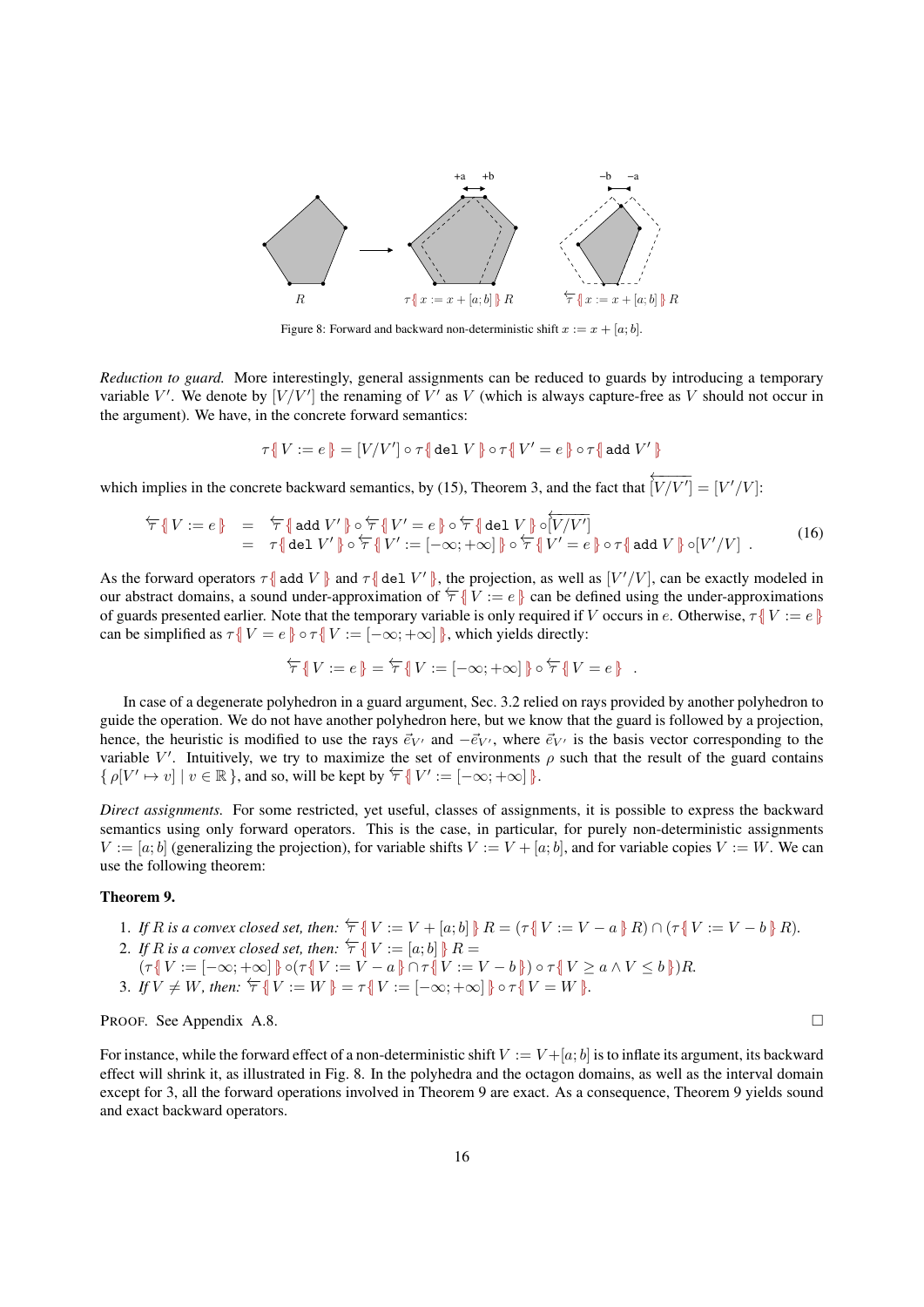Figure 8: Forward and backward non-deterministic shift $x := x + [a; b]$.

*Reduction to guard.* More interestingly, general assignments can be reduced to guards by introducing a temporary variable $V'$. We denote by $[V/V']$ the renaming of $V'$ as $V$ (which is always capture-free as $V$ should not occur in the argument). We have, in the concrete forward semantics:

$$\tau\{\!|\ V := e\ |\!\} = [V/V'] \circ \tau\{\!|\ \texttt{del}\ V\ |\!\} \circ \tau\{\!|\ V' = e\ |\!\} \circ \tau\{\!|\ \texttt{add}\ V'\ |\!\}$$

which implies in the concrete backward semantics, by (15), Theorem 3, and the fact that $\overleftarrow{[V/V']} = [V'/V]$:

$$\begin{aligned} \overleftarrow{\tau}\{\!|\ V := e\ |\!\} &= \overleftarrow{\tau}\{\!|\ \texttt{add}\ V'\ |\!\} \circ \overleftarrow{\tau}\{\!|\ V' = e\ |\!\} \circ \overleftarrow{\tau}\{\!|\ \texttt{del}\ V\ |\!\} \circ \overleftarrow{[V/V']} \\ &= \tau\{\!|\ \texttt{del}\ V'\ |\!\} \circ \overleftarrow{\tau}\{\!|\ V' := [-\infty; +\infty]\ |\!\} \circ \overleftarrow{\tau}\{\!|\ V' = e\ |\!\} \circ \tau\{\!|\ \texttt{add}\ V\ |\!\} \circ [V'/V]\ . \end{aligned} \tag{16}$$

As the forward operators $\tau\{\!|\ \texttt{add}\ V\ |\!\}$ and $\tau\{\!|\ \texttt{del}\ V'\ |\!\}$, the projection, as well as $[V'/V]$, can be exactly modeled in our abstract domains, a sound under-approximation of $\overleftarrow{\tau}\{\!|\ V := e\ |\!\}$ can be defined using the under-approximations of guards presented earlier. Note that the temporary variable is only required if $V$ occurs in $e$. Otherwise, $\tau\{\!|\ V := e\ |\!\}$ can be simplified as $\tau\{\!|\ V = e\ |\!\} \circ \tau\{\!|\ V := [-\infty; +\infty]\ |\!\}$, which yields directly:

$$\overleftarrow{\tau}\{\!|\ V := e\ |\!\} = \overleftarrow{\tau}\{\!|\ V := [-\infty; +\infty]\ |\!\} \circ \overleftarrow{\tau}\{\!|\ V = e\ |\!\}\ .$$

In case of a degenerate polyhedron in a guard argument, Sec. 3.2 relied on rays provided by another polyhedron to guide the operation. We do not have another polyhedron here, but we know that the guard is followed by a projection, hence, the heuristic is modified to use the rays $\vec{e}_{V'}$ and $-\vec{e}_{V'}$, where $\vec{e}_{V'}$ is the basis vector corresponding to the variable $V'$. Intuitively, we try to maximize the set of environments $\rho$ such that the result of the guard contains $\{\, \rho[V' \mapsto v] \mid v \in \mathbb{R}\,\}$, and so, will be kept by $\overleftarrow{\tau}\{\!|\ V' := [-\infty; +\infty]\ |\!\}$.

*Direct assignments.* For some restricted, yet useful, classes of assignments, it is possible to express the backward semantics using only forward operators. This is the case, in particular, for purely non-deterministic assignments $V := [a; b]$ (generalizing the projection), for variable shifts $V := V + [a; b]$, and for variable copies $V := W$. We can use the following theorem:

**Theorem 9.**

1. *If $R$ is a convex closed set, then:* $\overleftarrow{\tau}\{\!|\ V := V + [a; b]\ |\!\}\ R = (\tau\{\!|\ V := V - a\ |\!\}\ R) \cap (\tau\{\!|\ V := V - b\ |\!\}\ R)$.
2. *If $R$ is a convex closed set, then:* $\overleftarrow{\tau}\{\!|\ V := [a; b]\ |\!\}\ R =$ $(\tau\{\!|\ V := [-\infty; +\infty]\ |\!\} \circ (\tau\{\!|\ V := V - a\ |\!\} \cap \tau\{\!|\ V := V - b\ |\!\}) \circ \tau\{\!|\ V \geq a \wedge V \leq b\ |\!\})R$.
3. *If $V \neq W$, then:* $\overleftarrow{\tau}\{\!|\ V := W\ |\!\} = \tau\{\!|\ V := [-\infty; +\infty]\ |\!\} \circ \tau\{\!|\ V = W\ |\!\}$.

PROOF. See Appendix A.8. □

For instance, while the forward effect of a non-deterministic shift $V := V + [a; b]$ is to inflate its argument, its backward effect will shrink it, as illustrated in Fig. 8. In the polyhedra and the octagon domains, as well as the interval domain except for 3, all the forward operations involved in Theorem 9 are exact. As a consequence, Theorem 9 yields sound and exact backward operators.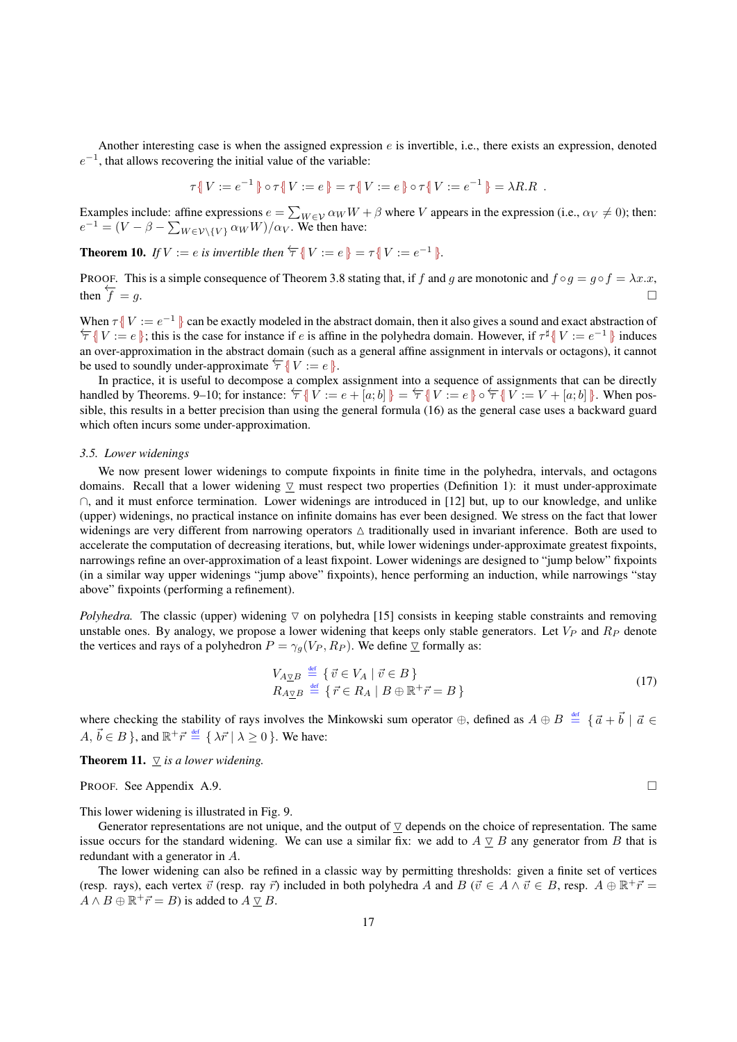Another interesting case is when the assigned expression $e$ is invertible, i.e., there exists an expression, denoted $e^{-1}$, that allows recovering the initial value of the variable:

$$\tau\{\!| V := e^{-1} |\!\} \circ \tau\{\!| V := e |\!\} = \tau\{\!| V := e |\!\} \circ \tau\{\!| V := e^{-1} |\!\} = \lambda R.R \enspace .$$

Examples include: affine expressions $e = \sum_{W \in \mathcal{V}} \alpha_W W + \beta$ where $V$ appears in the expression (i.e., $\alpha_V \neq 0$); then: $e^{-1} = (V - \beta - \sum_{W \in \mathcal{V} \setminus \{V\}} \alpha_W W) / \alpha_V$. We then have:

**Theorem 10.** *If $V := e$ is invertible then $\overleftarrow{\tau}\{\!| V := e |\!\} = \tau\{\!| V := e^{-1} |\!\}$.*

PROOF. This is a simple consequence of Theorem 3.8 stating that, if $f$ and $g$ are monotonic and $f \circ g = g \circ f = \lambda x.x$, then $\overleftarrow{f} = g$. $\square$

When $\tau\{\!| V := e^{-1} |\!\}$ can be exactly modeled in the abstract domain, then it also gives a sound and exact abstraction of $\overleftarrow{\tau}\{\!| V := e |\!\}$; this is the case for instance if $e$ is affine in the polyhedra domain. However, if $\tau^\sharp\{\!| V := e^{-1} |\!\}$ induces an over-approximation in the abstract domain (such as a general affine assignment in intervals or octagons), it cannot be used to soundly under-approximate $\overleftarrow{\tau}\{\!| V := e |\!\}$.

In practice, it is useful to decompose a complex assignment into a sequence of assignments that can be directly handled by Theorems. 9–10; for instance: $\overleftarrow{\tau}\{\!| V := e + [a;b] |\!\} = \overleftarrow{\tau}\{\!| V := e |\!\} \circ \overleftarrow{\tau}\{\!| V := V + [a;b] |\!\}$. When possible, this results in a better precision than using the general formula (16) as the general case uses a backward guard which often incurs some under-approximation.

### *3.5. Lower widenings*

We now present lower widenings to compute fixpoints in finite time in the polyhedra, intervals, and octagons domains. Recall that a lower widening $\underline{\triangledown}$ must respect two properties (Definition 1): it must under-approximate $\cap$, and it must enforce termination. Lower widenings are introduced in [12] but, up to our knowledge, and unlike (upper) widenings, no practical instance on infinite domains has ever been designed. We stress on the fact that lower widenings are very different from narrowing operators $\vartriangle$ traditionally used in invariant inference. Both are used to accelerate the computation of decreasing iterations, but, while lower widenings under-approximate greatest fixpoints, narrowings refine an over-approximation of a least fixpoint. Lower widenings are designed to "jump below" fixpoints (in a similar way upper widenings "jump above" fixpoints), hence performing an induction, while narrowings "stay above" fixpoints (performing a refinement).

*Polyhedra.* The classic (upper) widening $\triangledown$ on polyhedra [15] consists in keeping stable constraints and removing unstable ones. By analogy, we propose a lower widening that keeps only stable generators. Let $V_P$ and $R_P$ denote the vertices and rays of a polyhedron $P = \gamma_g(V_P, R_P)$. We define $\underline{\triangledown}$ formally as:

$$\begin{array}{l} V_{A \underline{\triangledown} B} \stackrel{\text{def}}{=} \{\, \vec{v} \in V_A \mid \vec{v} \in B \,\} \\ R_{A \underline{\triangledown} B} \stackrel{\text{def}}{=} \{\, \vec{r} \in R_A \mid B \oplus \mathbb{R}^+ \vec{r} = B \,\} \end{array} \tag{17}$$

where checking the stability of rays involves the Minkowski sum operator $\oplus$, defined as $A \oplus B \stackrel{\text{def}}{=} \{\, \vec{a} + \vec{b} \mid \vec{a} \in A,\, \vec{b} \in B \,\}$, and $\mathbb{R}^+ \vec{r} \stackrel{\text{def}}{=} \{\, \lambda \vec{r} \mid \lambda \geq 0 \,\}$. We have:

**Theorem 11.** *$\underline{\triangledown}$ is a lower widening.*

PROOF. See Appendix A.9. $\square$

This lower widening is illustrated in Fig. 9.

Generator representations are not unique, and the output of $\underline{\triangledown}$ depends on the choice of representation. The same issue occurs for the standard widening. We can use a similar fix: we add to $A \,\underline{\triangledown}\, B$ any generator from $B$ that is redundant with a generator in $A$.

The lower widening can also be refined in a classic way by permitting thresholds: given a finite set of vertices (resp. rays), each vertex $\vec{v}$ (resp. ray $\vec{r}$) included in both polyhedra $A$ and $B$ ($\vec{v} \in A \wedge \vec{v} \in B$, resp. $A \oplus \mathbb{R}^+ \vec{r} = A \wedge B \oplus \mathbb{R}^+ \vec{r} = B$) is added to $A \,\underline{\triangledown}\, B$.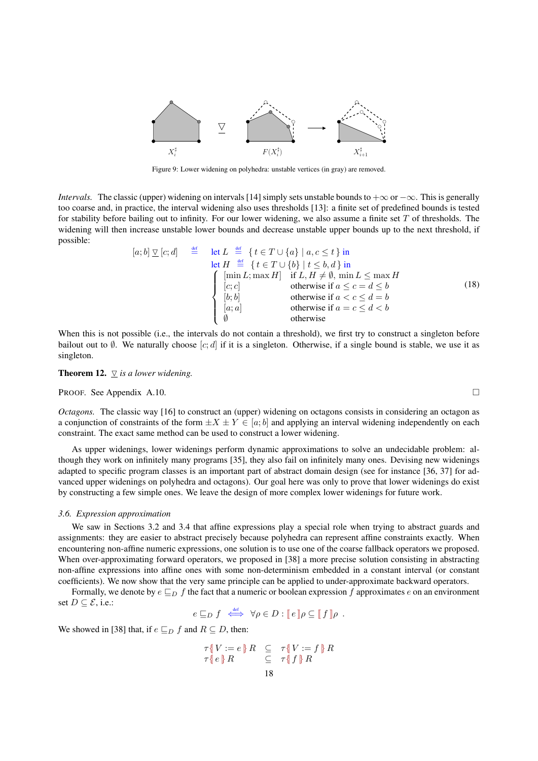Figure 9: Lower widening on polyhedra: unstable vertices (in gray) are removed.

*Intervals.* The classic (upper) widening on intervals [14] simply sets unstable bounds to $+\infty$ or $-\infty$. This is generally too coarse and, in practice, the interval widening also uses thresholds [13]: a finite set of predefined bounds is tested for stability before bailing out to infinity. For our lower widening, we also assume a finite set $T$ of thresholds. The widening will then increase unstable lower bounds and decrease unstable upper bounds up to the next threshold, if possible:

$$
[a;b] \,\underline{\triangledown}\, [c;d] \quad \stackrel{\text{def}}{=} \quad
\begin{array}{l}
\text{let } L \stackrel{\text{def}}{=} \{\, t \in T \cup \{a\} \mid a, c \le t \,\} \text{ in} \\
\text{let } H \stackrel{\text{def}}{=} \{\, t \in T \cup \{b\} \mid t \le b, d \,\} \text{ in} \\
\begin{cases}
[\min L; \max H] & \text{if } L, H \neq \emptyset,\ \min L \le \max H \\
[c;c] & \text{otherwise if } a \le c = d \le b \\
[b;b] & \text{otherwise if } a < c \le d = b \\
[a;a] & \text{otherwise if } a = c \le d < b \\
\emptyset & \text{otherwise}
\end{cases}
\end{array}
\tag{18}
$$

When this is not possible (i.e., the intervals do not contain a threshold), we first try to construct a singleton before bailout out to $\emptyset$. We naturally choose $[c;d]$ if it is a singleton. Otherwise, if a single bound is stable, we use it as singleton.

**Theorem 12.** *$\underline{\triangledown}$ is a lower widening.*

PROOF. See Appendix A.10. □

*Octagons.* The classic way [16] to construct an (upper) widening on octagons consists in considering an octagon as a conjunction of constraints of the form $\pm X \pm Y \in [a;b]$ and applying an interval widening independently on each constraint. The exact same method can be used to construct a lower widening.

As upper widenings, lower widenings perform dynamic approximations to solve an undecidable problem: although they work on infinitely many programs [35], they also fail on infinitely many ones. Devising new widenings adapted to specific program classes is an important part of abstract domain design (see for instance [36, 37] for advanced upper widenings on polyhedra and octagons). Our goal here was only to prove that lower widenings do exist by constructing a few simple ones. We leave the design of more complex lower widenings for future work.

### 3.6. Expression approximation

We saw in Sections 3.2 and 3.4 that affine expressions play a special role when trying to abstract guards and assignments: they are easier to abstract precisely because polyhedra can represent affine constraints exactly. When encountering non-affine numeric expressions, one solution is to use one of the coarse fallback operators we proposed. When over-approximating forward operators, we proposed in [38] a more precise solution consisting in abstracting non-affine expressions into affine ones with some non-determinism embedded in a constant interval (or constant coefficients). We now show that the very same principle can be applied to under-approximate backward operators.

Formally, we denote by $e \sqsubseteq_D f$ the fact that a numeric or boolean expression $f$ approximates $e$ on an environment set $D \subseteq \mathcal{E}$, i.e.:

$$
e \sqsubseteq_D f \quad \stackrel{\text{def}}{\Longleftrightarrow} \quad \forall \rho \in D : [\![\, e \,]\!]\rho \subseteq [\![\, f \,]\!]\rho \enspace .
$$

We showed in [38] that, if $e \sqsubseteq_D f$ and $R \subseteq D$, then:

$$
\begin{array}{lcl}
\tau\{\!|\, V := e \,|\!\}\, R & \subseteq & \tau\{\!|\, V := f \,|\!\}\, R \\
\tau\{\!|\, e \,|\!\}\, R & \subseteq & \tau\{\!|\, f \,|\!\}\, R
\end{array}
$$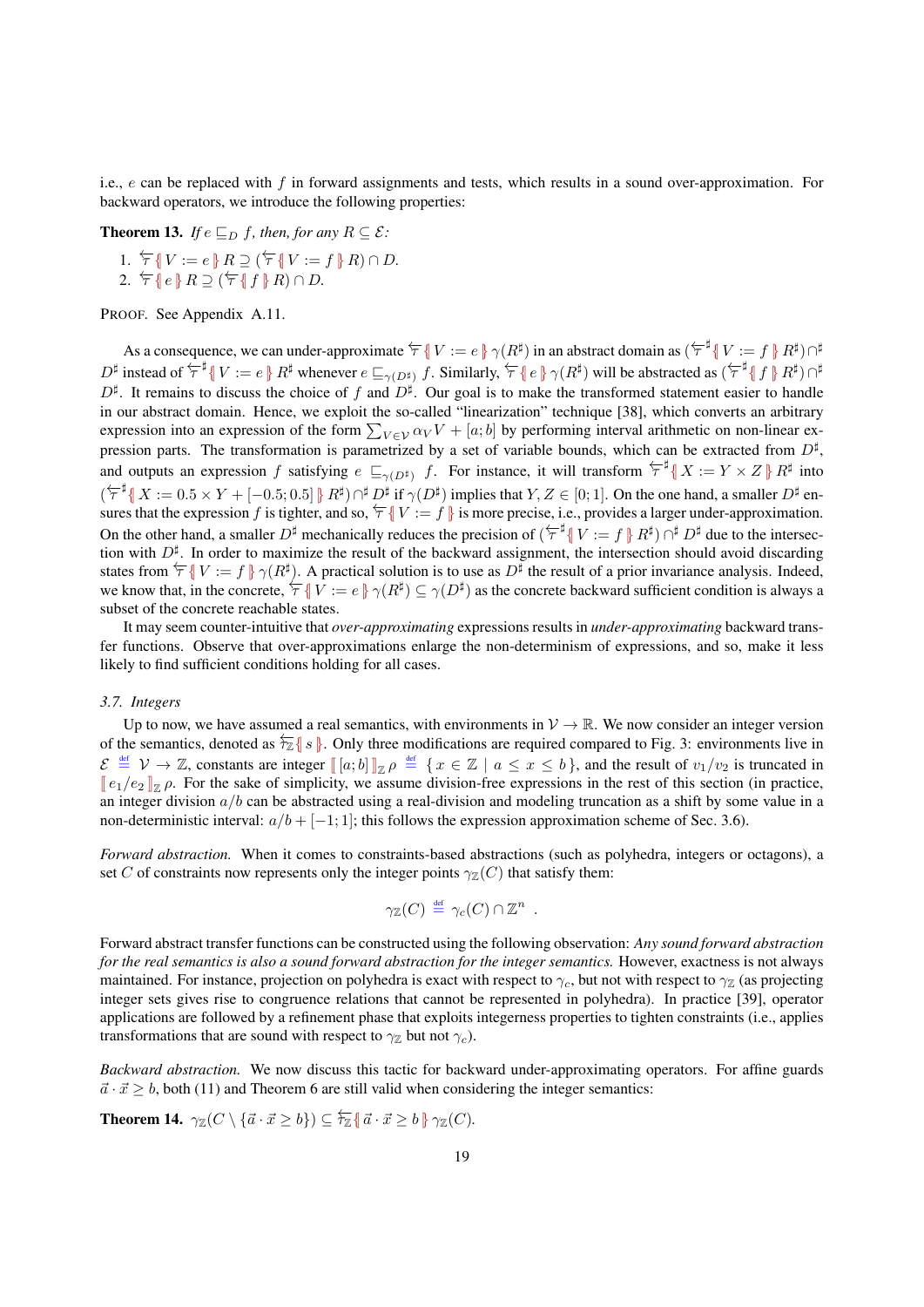i.e., $e$ can be replaced with $f$ in forward assignments and tests, which results in a sound over-approximation. For backward operators, we introduce the following properties:

**Theorem 13.** *If $e \sqsubseteq_D f$, then, for any $R \subseteq \mathcal{E}$:*

1. $\overleftarrow{\tau}\{\!|\, V := e \,|\!\}\, R \supseteq (\overleftarrow{\tau}\{\!|\, V := f \,|\!\}\, R) \cap D$.
2. $\overleftarrow{\tau}\{\!|\, e \,|\!\}\, R \supseteq (\overleftarrow{\tau}\{\!|\, f \,|\!\}\, R) \cap D$.

PROOF. See Appendix A.11.

As a consequence, we can under-approximate $\overleftarrow{\tau}\{\!|\, V := e \,|\!\}\, \gamma(R^\sharp)$ in an abstract domain as $(\overleftarrow{\tau}^\sharp\{\!|\, V := f \,|\!\}\, R^\sharp) \cap^\sharp D^\sharp$ instead of $\overleftarrow{\tau}^\sharp\{\!|\, V := e \,|\!\}\, R^\sharp$ whenever $e \sqsubseteq_{\gamma(D^\sharp)} f$. Similarly, $\overleftarrow{\tau}\{\!|\, e \,|\!\}\, \gamma(R^\sharp)$ will be abstracted as $(\overleftarrow{\tau}^\sharp\{\!|\, f \,|\!\}\, R^\sharp) \cap^\sharp D^\sharp$. It remains to discuss the choice of $f$ and $D^\sharp$. Our goal is to make the transformed statement easier to handle in our abstract domain. Hence, we exploit the so-called "linearization" technique [38], which converts an arbitrary expression into an expression of the form $\sum_{V \in \mathcal{V}} \alpha_V V + [a;b]$ by performing interval arithmetic on non-linear expression parts. The transformation is parametrized by a set of variable bounds, which can be extracted from $D^\sharp$, and outputs an expression $f$ satisfying $e \sqsubseteq_{\gamma(D^\sharp)} f$. For instance, it will transform $\overleftarrow{\tau}^\sharp\{\!|\, X := Y \times Z \,|\!\}\, R^\sharp$ into $(\overleftarrow{\tau}^\sharp\{\!|\, X := 0.5 \times Y + [-0.5; 0.5] \,|\!\}\, R^\sharp) \cap^\sharp D^\sharp$ if $\gamma(D^\sharp)$ implies that $Y, Z \in [0;1]$. On the one hand, a smaller $D^\sharp$ ensures that the expression $f$ is tighter, and so, $\overleftarrow{\tau}\{\!|\, V := f \,|\!\}$ is more precise, i.e., provides a larger under-approximation. On the other hand, a smaller $D^\sharp$ mechanically reduces the precision of $(\overleftarrow{\tau}^\sharp\{\!|\, V := f \,|\!\}\, R^\sharp) \cap^\sharp D^\sharp$ due to the intersection with $D^\sharp$. In order to maximize the result of the backward assignment, the intersection should avoid discarding states from $\overleftarrow{\tau}\{\!|\, V := f \,|\!\}\, \gamma(R^\sharp)$. A practical solution is to use as $D^\sharp$ the result of a prior invariance analysis. Indeed, we know that, in the concrete, $\overleftarrow{\tau}\{\!|\, V := e \,|\!\}\, \gamma(R^\sharp) \subseteq \gamma(D^\sharp)$ as the concrete backward sufficient condition is always a subset of the concrete reachable states.

It may seem counter-intuitive that *over-approximating* expressions results in *under-approximating* backward transfer functions. Observe that over-approximations enlarge the non-determinism of expressions, and so, make it less likely to find sufficient conditions holding for all cases.

### 3.7. Integers

Up to now, we have assumed a real semantics, with environments in $\mathcal{V} \to \mathbb{R}$. We now consider an integer version of the semantics, denoted as $\overleftarrow{\tau}_{\mathbb{Z}}\{\!|\, s \,|\!\}$. Only three modifications are required compared to Fig. 3: environments live in $\mathcal{E} \stackrel{\text{def}}{=} \mathcal{V} \to \mathbb{Z}$, constants are integer $[\![\, [a;b] \,]\!]_{\mathbb{Z}}\, \rho \stackrel{\text{def}}{=} \{\, x \in \mathbb{Z} \mid a \leq x \leq b \,\}$, and the result of $v_1/v_2$ is truncated in $[\![\, e_1/e_2 \,]\!]_{\mathbb{Z}}\, \rho$. For the sake of simplicity, we assume division-free expressions in the rest of this section (in practice, an integer division $a/b$ can be abstracted using a real-division and modeling truncation as a shift by some value in a non-deterministic interval: $a/b + [-1;1]$; this follows the expression approximation scheme of Sec. 3.6).

*Forward abstraction.* When it comes to constraints-based abstractions (such as polyhedra, integers or octagons), a set $C$ of constraints now represents only the integer points $\gamma_{\mathbb{Z}}(C)$ that satisfy them:

$$\gamma_{\mathbb{Z}}(C) \stackrel{\text{def}}{=} \gamma_c(C) \cap \mathbb{Z}^n \ .$$

Forward abstract transfer functions can be constructed using the following observation: *Any sound forward abstraction for the real semantics is also a sound forward abstraction for the integer semantics.* However, exactness is not always maintained. For instance, projection on polyhedra is exact with respect to $\gamma_c$, but not with respect to $\gamma_{\mathbb{Z}}$ (as projecting integer sets gives rise to congruence relations that cannot be represented in polyhedra). In practice [39], operator applications are followed by a refinement phase that exploits integerness properties to tighten constraints (i.e., applies transformations that are sound with respect to $\gamma_{\mathbb{Z}}$ but not $\gamma_c$).

*Backward abstraction.* We now discuss this tactic for backward under-approximating operators. For affine guards $\vec{a} \cdot \vec{x} \geq b$, both (11) and Theorem 6 are still valid when considering the integer semantics:

**Theorem 14.** $\gamma_{\mathbb{Z}}(C \setminus \{\vec{a} \cdot \vec{x} \geq b\}) \subseteq \overleftarrow{\tau}_{\mathbb{Z}}\{\!|\, \vec{a} \cdot \vec{x} \geq b \,|\!\}\, \gamma_{\mathbb{Z}}(C)$.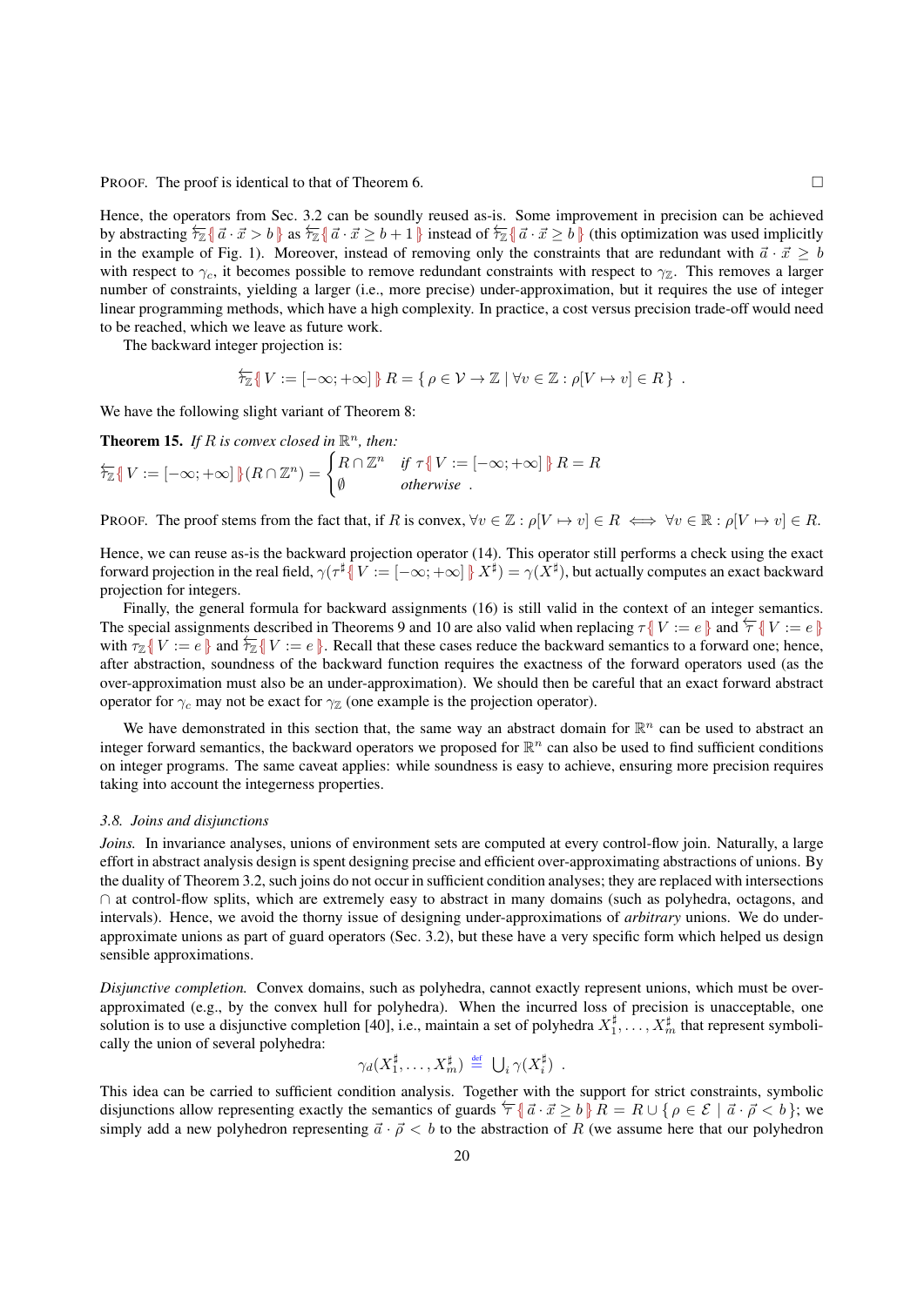PROOF. The proof is identical to that of Theorem 6. □

Hence, the operators from Sec. 3.2 can be soundly reused as-is. Some improvement in precision can be achieved by abstracting $\overleftarrow{\tau_{\mathbb{Z}}}\{\!\!|\, \vec{a} \cdot \vec{x} > b \,|\!\!\}$ as $\overleftarrow{\tau_{\mathbb{Z}}}\{\!\!|\, \vec{a} \cdot \vec{x} \geq b+1 \,|\!\!\}$ instead of $\overleftarrow{\tau_{\mathbb{Z}}}\{\!\!|\, \vec{a} \cdot \vec{x} \geq b \,|\!\!\}$ (this optimization was used implicitly in the example of Fig. 1). Moreover, instead of removing only the constraints that are redundant with $\vec{a} \cdot \vec{x} \geq b$ with respect to $\gamma_c$, it becomes possible to remove redundant constraints with respect to $\gamma_{\mathbb{Z}}$. This removes a larger number of constraints, yielding a larger (i.e., more precise) under-approximation, but it requires the use of integer linear programming methods, which have a high complexity. In practice, a cost versus precision trade-off would need to be reached, which we leave as future work.

The backward integer projection is:

$$\overleftarrow{\tau_{\mathbb{Z}}}\{\!\!|\, V := [-\infty; +\infty] \,|\!\!\} R = \{\, \rho \in \mathcal{V} \to \mathbb{Z} \mid \forall v \in \mathbb{Z} : \rho[V \mapsto v] \in R \,\} \enspace .$$

We have the following slight variant of Theorem 8:

**Theorem 15.** *If $R$ is convex closed in $\mathbb{R}^n$, then:*

$$\overleftarrow{\tau_{\mathbb{Z}}}\{\!\!|\, V := [-\infty; +\infty] \,|\!\!\}(R \cap \mathbb{Z}^n) = \begin{cases} R \cap \mathbb{Z}^n & \text{if } \tau\{\!\!|\, V := [-\infty; +\infty] \,|\!\!\} R = R \\ \emptyset & \text{otherwise} \enspace . \end{cases}$$

PROOF. The proof stems from the fact that, if $R$ is convex, $\forall v \in \mathbb{Z} : \rho[V \mapsto v] \in R \iff \forall v \in \mathbb{R} : \rho[V \mapsto v] \in R$.

Hence, we can reuse as-is the backward projection operator (14). This operator still performs a check using the exact forward projection in the real field, $\gamma(\tau^\sharp\{\!\!|\, V := [-\infty; +\infty] \,|\!\!\} X^\sharp) = \gamma(X^\sharp)$, but actually computes an exact backward projection for integers.

Finally, the general formula for backward assignments (16) is still valid in the context of an integer semantics. The special assignments described in Theorems 9 and 10 are also valid when replacing $\tau\{\!\!|\, V := e \,|\!\!\}$ and $\overleftarrow{\tau}\{\!\!|\, V := e \,|\!\!\}$ with $\tau_{\mathbb{Z}}\{\!\!|\, V := e \,|\!\!\}$ and $\overleftarrow{\tau_{\mathbb{Z}}}\{\!\!|\, V := e \,|\!\!\}$. Recall that these cases reduce the backward semantics to a forward one; hence, after abstraction, soundness of the backward function requires the exactness of the forward operators used (as the over-approximation must also be an under-approximation). We should then be careful that an exact forward abstract operator for $\gamma_c$ may not be exact for $\gamma_{\mathbb{Z}}$ (one example is the projection operator).

We have demonstrated in this section that, the same way an abstract domain for $\mathbb{R}^n$ can be used to abstract an integer forward semantics, the backward operators we proposed for $\mathbb{R}^n$ can also be used to find sufficient conditions on integer programs. The same caveat applies: while soundness is easy to achieve, ensuring more precision requires taking into account the integerness properties.

### 3.8. Joins and disjunctions

*Joins.* In invariance analyses, unions of environment sets are computed at every control-flow join. Naturally, a large effort in abstract analysis design is spent designing precise and efficient over-approximating abstractions of unions. By the duality of Theorem 3.2, such joins do not occur in sufficient condition analyses; they are replaced with intersections $\cap$ at control-flow splits, which are extremely easy to abstract in many domains (such as polyhedra, octagons, and intervals). Hence, we avoid the thorny issue of designing under-approximations of *arbitrary* unions. We do under-approximate unions as part of guard operators (Sec. 3.2), but these have a very specific form which helped us design sensible approximations.

*Disjunctive completion.* Convex domains, such as polyhedra, cannot exactly represent unions, which must be over-approximated (e.g., by the convex hull for polyhedra). When the incurred loss of precision is unacceptable, one solution is to use a disjunctive completion [40], i.e., maintain a set of polyhedra $X_1^\sharp, \ldots, X_m^\sharp$ that represent symbolically the union of several polyhedra:

$$\gamma_d(X_1^\sharp, \ldots, X_m^\sharp) \stackrel{\text{def}}{=} \textstyle\bigcup_i \gamma(X_i^\sharp) \enspace .$$

This idea can be carried to sufficient condition analysis. Together with the support for strict constraints, symbolic disjunctions allow representing exactly the semantics of guards $\overleftarrow{\tau}\{\!\!|\, \vec{a} \cdot \vec{x} \geq b \,|\!\!\} R = R \cup \{\, \rho \in \mathcal{E} \mid \vec{a} \cdot \vec{\rho} < b \,\}$; we simply add a new polyhedron representing $\vec{a} \cdot \vec{\rho} < b$ to the abstraction of $R$ (we assume here that our polyhedron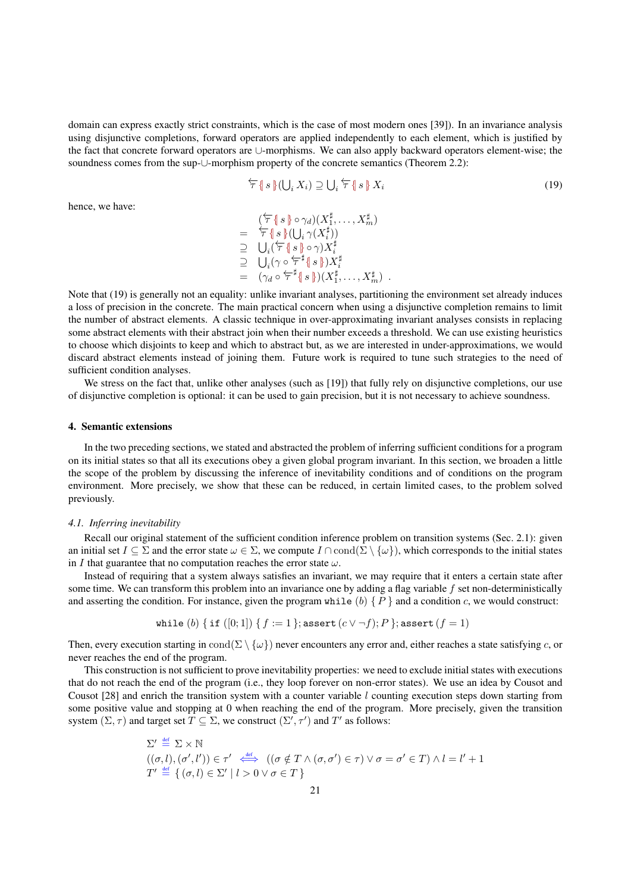domain can express exactly strict constraints, which is the case of most modern ones [39]). In an invariance analysis using disjunctive completions, forward operators are applied independently to each element, which is justified by the fact that concrete forward operators are $\cup$-morphisms. We can also apply backward operators element-wise; the soundness comes from the sup-$\cup$-morphism property of the concrete semantics (Theorem 2.2):

$$\overleftarrow{\tau}\{\!|\, s \,|\!\}(\textstyle\bigcup_i X_i) \supseteq \textstyle\bigcup_i \overleftarrow{\tau}\{\!|\, s \,|\!\}\, X_i \tag{19}$$

hence, we have:

$$\begin{array}{rl} & (\overleftarrow{\tau}\{\!|\, s \,|\!\} \circ \gamma_d)(X_1^\sharp, \ldots, X_m^\sharp) \\ = & \overleftarrow{\tau}\{\!|\, s \,|\!\}(\bigcup_i \gamma(X_i^\sharp)) \\ \supseteq & \bigcup_i (\overleftarrow{\tau}\{\!|\, s \,|\!\} \circ \gamma) X_i^\sharp \\ \supseteq & \bigcup_i (\gamma \circ \overleftarrow{\tau}^\sharp\{\!|\, s \,|\!\}) X_i^\sharp \\ = & (\gamma_d \circ \overleftarrow{\tau}^\sharp\{\!|\, s \,|\!\})(X_1^\sharp, \ldots, X_m^\sharp) \ . \end{array}$$

Note that (19) is generally not an equality: unlike invariant analyses, partitioning the environment set already induces a loss of precision in the concrete. The main practical concern when using a disjunctive completion remains to limit the number of abstract elements. A classic technique in over-approximating invariant analyses consists in replacing some abstract elements with their abstract join when their number exceeds a threshold. We can use existing heuristics to choose which disjoints to keep and which to abstract but, as we are interested in under-approximations, we would discard abstract elements instead of joining them. Future work is required to tune such strategies to the need of sufficient condition analyses.

We stress on the fact that, unlike other analyses (such as [19]) that fully rely on disjunctive completions, our use of disjunctive completion is optional: it can be used to gain precision, but it is not necessary to achieve soundness.

## 4. Semantic extensions

In the two preceding sections, we stated and abstracted the problem of inferring sufficient conditions for a program on its initial states so that all its executions obey a given global program invariant. In this section, we broaden a little the scope of the problem by discussing the inference of inevitability conditions and of conditions on the program environment. More precisely, we show that these can be reduced, in certain limited cases, to the problem solved previously.

### 4.1. Inferring inevitability

Recall our original statement of the sufficient condition inference problem on transition systems (Sec. 2.1): given an initial set $I \subseteq \Sigma$ and the error state $\omega \in \Sigma$, we compute $I \cap \mathrm{cond}(\Sigma \setminus \{\omega\})$, which corresponds to the initial states in $I$ that guarantee that no computation reaches the error state $\omega$.

Instead of requiring that a system always satisfies an invariant, we may require that it enters a certain state after some time. We can transform this problem into an invariance one by adding a flag variable $f$ set non-deterministically and asserting the condition. For instance, given the program `while` $(b)$ $\{\, P \,\}$ and a condition $c$, we would construct:

$$\texttt{while}\ (b)\ \{\, \texttt{if}\ ([0;1])\ \{\, f := 1 \,\}; \texttt{assert}\,(c \vee \neg f); P \,\}; \texttt{assert}\,(f = 1)$$

Then, every execution starting in $\mathrm{cond}(\Sigma \setminus \{\omega\})$ never encounters any error and, either reaches a state satisfying $c$, or never reaches the end of the program.

This construction is not sufficient to prove inevitability properties: we need to exclude initial states with executions that do not reach the end of the program (i.e., they loop forever on non-error states). We use an idea by Cousot and Cousot [28] and enrich the transition system with a counter variable $l$ counting execution steps down starting from some positive value and stopping at 0 when reaching the end of the program. More precisely, given the transition system $(\Sigma, \tau)$ and target set $T \subseteq \Sigma$, we construct $(\Sigma', \tau')$ and $T'$ as follows:

$$\begin{array}{l} \Sigma' \stackrel{\text{def}}{=} \Sigma \times \mathbb{N} \\ ((\sigma, l), (\sigma', l')) \in \tau' \iff^{\text{def}} ((\sigma \notin T \wedge (\sigma, \sigma') \in \tau) \vee \sigma = \sigma' \in T) \wedge l = l' + 1 \\ T' \stackrel{\text{def}}{=} \{\, (\sigma, l) \in \Sigma' \mid l > 0 \vee \sigma \in T \,\} \end{array}$$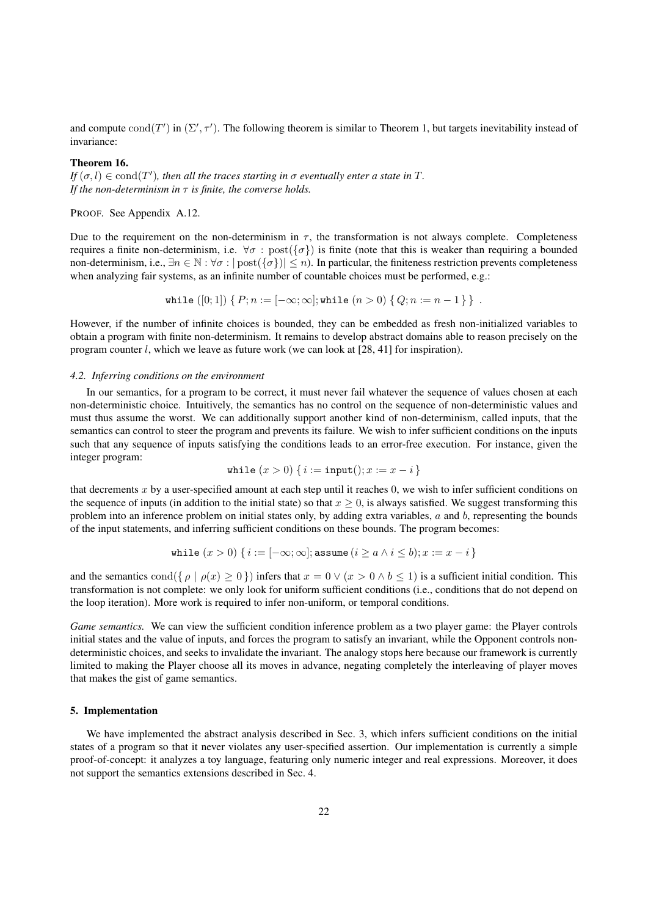and compute $\mathrm{cond}(T')$ in $(\Sigma', \tau')$. The following theorem is similar to Theorem 1, but targets inevitability instead of invariance:

**Theorem 16.**
*If $(\sigma, l) \in \mathrm{cond}(T')$, then all the traces starting in $\sigma$ eventually enter a state in $T$.*
*If the non-determinism in $\tau$ is finite, the converse holds.*

PROOF. See Appendix A.12.

Due to the requirement on the non-determinism in $\tau$, the transformation is not always complete. Completeness requires a finite non-determinism, i.e. $\forall \sigma : \mathrm{post}(\{\sigma\})$ is finite (note that this is weaker than requiring a bounded non-determinism, i.e., $\exists n \in \mathbb{N} : \forall \sigma : |\,\mathrm{post}(\{\sigma\})| \leq n$). In particular, the finiteness restriction prevents completeness when analyzing fair systems, as an infinite number of countable choices must be performed, e.g.:

$$\texttt{while}\ ([0;1])\ \{\, P; n := [-\infty;\infty]; \texttt{while}\ (n > 0)\ \{\, Q; n := n - 1\,\}\,\}\ .$$

However, if the number of infinite choices is bounded, they can be embedded as fresh non-initialized variables to obtain a program with finite non-determinism. It remains to develop abstract domains able to reason precisely on the program counter $l$, which we leave as future work (we can look at [28, 41] for inspiration).

#### *4.2. Inferring conditions on the environment*

In our semantics, for a program to be correct, it must never fail whatever the sequence of values chosen at each non-deterministic choice. Intuitively, the semantics has no control on the sequence of non-deterministic values and must thus assume the worst. We can additionally support another kind of non-determinism, called inputs, that the semantics can control to steer the program and prevents its failure. We wish to infer sufficient conditions on the inputs such that any sequence of inputs satisfying the conditions leads to an error-free execution. For instance, given the integer program:

$$\texttt{while}\ (x > 0)\ \{\, i := \texttt{input}(); x := x - i\,\}$$

that decrements $x$ by a user-specified amount at each step until it reaches $0$, we wish to infer sufficient conditions on the sequence of inputs (in addition to the initial state) so that $x \geq 0$, is always satisfied. We suggest transforming this problem into an inference problem on initial states only, by adding extra variables, $a$ and $b$, representing the bounds of the input statements, and inferring sufficient conditions on these bounds. The program becomes:

$$\texttt{while}\ (x > 0)\ \{\, i := [-\infty;\infty]; \texttt{assume}\,(i \geq a \wedge i \leq b); x := x - i\,\}$$

and the semantics $\mathrm{cond}(\{\, \rho \mid \rho(x) \geq 0\,\})$ infers that $x = 0 \vee (x > 0 \wedge b \leq 1)$ is a sufficient initial condition. This transformation is not complete: we only look for uniform sufficient conditions (i.e., conditions that do not depend on the loop iteration). More work is required to infer non-uniform, or temporal conditions.

*Game semantics.* We can view the sufficient condition inference problem as a two player game: the Player controls initial states and the value of inputs, and forces the program to satisfy an invariant, while the Opponent controls non-deterministic choices, and seeks to invalidate the invariant. The analogy stops here because our framework is currently limited to making the Player choose all its moves in advance, negating completely the interleaving of player moves that makes the gist of game semantics.

## 5. Implementation

We have implemented the abstract analysis described in Sec. 3, which infers sufficient conditions on the initial states of a program so that it never violates any user-specified assertion. Our implementation is currently a simple proof-of-concept: it analyzes a toy language, featuring only numeric integer and real expressions. Moreover, it does not support the semantics extensions described in Sec. 4.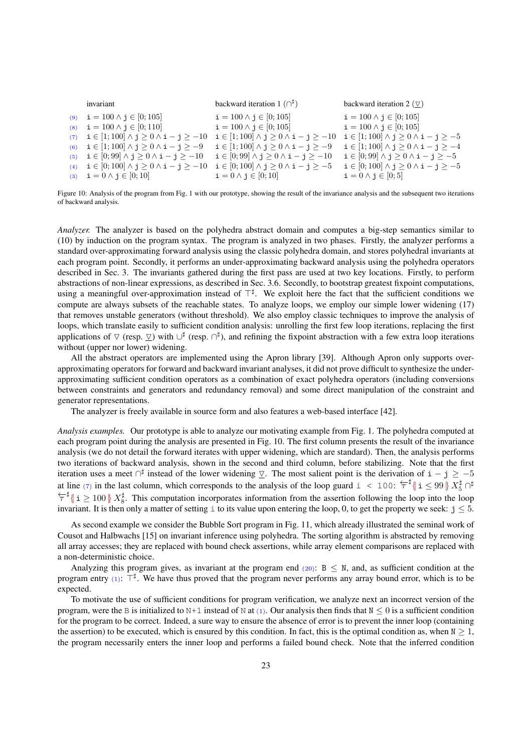| | invariant | backward iteration 1 ($\cap^\sharp$) | backward iteration 2 ($\underline{\triangledown}$) |
|---|---|---|---|
| (9) | $\texttt{i} = 100 \wedge \texttt{j} \in [0; 105]$ | $\texttt{i} = 100 \wedge \texttt{j} \in [0; 105]$ | $\texttt{i} = 100 \wedge \texttt{j} \in [0; 105]$ |
| (8) | $\texttt{i} = 100 \wedge \texttt{j} \in [0; 110]$ | $\texttt{i} = 100 \wedge \texttt{j} \in [0; 105]$ | $\texttt{i} = 100 \wedge \texttt{j} \in [0; 105]$ |
| (7) | $\texttt{i} \in [1; 100] \wedge \texttt{j} \geq 0 \wedge \texttt{i} - \texttt{j} \geq -10$ | $\texttt{i} \in [1; 100] \wedge \texttt{j} \geq 0 \wedge \texttt{i} - \texttt{j} \geq -10$ | $\texttt{i} \in [1; 100] \wedge \texttt{j} \geq 0 \wedge \texttt{i} - \texttt{j} \geq -5$ |
| (6) | $\texttt{i} \in [1; 100] \wedge \texttt{j} \geq 0 \wedge \texttt{i} - \texttt{j} \geq -9$ | $\texttt{i} \in [1; 100] \wedge \texttt{j} \geq 0 \wedge \texttt{i} - \texttt{j} \geq -9$ | $\texttt{i} \in [1; 100] \wedge \texttt{j} \geq 0 \wedge \texttt{i} - \texttt{j} \geq -4$ |
| (5) | $\texttt{i} \in [0; 99] \wedge \texttt{j} \geq 0 \wedge \texttt{i} - \texttt{j} \geq -10$ | $\texttt{i} \in [0; 99] \wedge \texttt{j} \geq 0 \wedge \texttt{i} - \texttt{j} \geq -10$ | $\texttt{i} \in [0; 99] \wedge \texttt{j} \geq 0 \wedge \texttt{i} - \texttt{j} \geq -5$ |
| (4) | $\texttt{i} \in [0; 100] \wedge \texttt{j} \geq 0 \wedge \texttt{i} - \texttt{j} \geq -10$ | $\texttt{i} \in [0; 100] \wedge \texttt{j} \geq 0 \wedge \texttt{i} - \texttt{j} \geq -5$ | $\texttt{i} \in [0; 100] \wedge \texttt{j} \geq 0 \wedge \texttt{i} - \texttt{j} \geq -5$ |
| (3) | $\texttt{i} = 0 \wedge \texttt{j} \in [0; 10]$ | $\texttt{i} = 0 \wedge \texttt{j} \in [0; 10]$ | $\texttt{i} = 0 \wedge \texttt{j} \in [0; 5]$ |

Figure 10: Analysis of the program from Fig. 1 with our prototype, showing the result of the invariance analysis and the subsequent two iterations of backward analysis.

*Analyzer.* The analyzer is based on the polyhedra abstract domain and computes a big-step semantics similar to (10) by induction on the program syntax. The program is analyzed in two phases. Firstly, the analyzer performs a standard over-approximating forward analysis using the classic polyhedra domain, and stores polyhedral invariants at each program point. Secondly, it performs an under-approximating backward analysis using the polyhedra operators described in Sec. 3. The invariants gathered during the first pass are used at two key locations. Firstly, to perform abstractions of non-linear expressions, as described in Sec. 3.6. Secondly, to bootstrap greatest fixpoint computations, using a meaningful over-approximation instead of $\top^\sharp$. We exploit here the fact that the sufficient conditions we compute are always subsets of the reachable states. To analyze loops, we employ our simple lower widening (17) that removes unstable generators (without threshold). We also employ classic techniques to improve the analysis of loops, which translate easily to sufficient condition analysis: unrolling the first few loop iterations, replacing the first applications of $\triangledown$ (resp. $\underline{\triangledown}$) with $\cup^\sharp$ (resp. $\cap^\sharp$), and refining the fixpoint abstraction with a few extra loop iterations without (upper nor lower) widening.

All the abstract operators are implemented using the Apron library [39]. Although Apron only supports over-approximating operators for forward and backward invariant analyses, it did not prove difficult to synthesize the under-approximating sufficient condition operators as a combination of exact polyhedra operators (including conversions between constraints and generators and redundancy removal) and some direct manipulation of the constraint and generator representations.

The analyzer is freely available in source form and also features a web-based interface [42].

*Analysis examples.* Our prototype is able to analyze our motivating example from Fig. 1. The polyhedra computed at each program point during the analysis are presented in Fig. 10. The first column presents the result of the invariance analysis (we do not detail the forward iterates with upper widening, which are standard). Then, the analysis performs two iterations of backward analysis, shown in the second and third column, before stabilizing. Note that the first iteration uses a meet $\cap^\sharp$ instead of the lower widening $\underline{\triangledown}$. The most salient point is the derivation of $\texttt{i} - \texttt{j} \geq -5$ at line (7) in the last column, which corresponds to the analysis of the loop guard `i < 100`: $\overleftarrow{\tau}^\sharp\{\!| \texttt{i} \leq 99 |\!\} X_5^\sharp \cap^\sharp \overleftarrow{\tau}^\sharp\{\!| \texttt{i} \geq 100 |\!\} X_8^\sharp$. This computation incorporates information from the assertion following the loop into the loop invariant. It is then only a matter of setting `i` to its value upon entering the loop, 0, to get the property we seek: $\texttt{j} \leq 5$.

As second example we consider the Bubble Sort program in Fig. 11, which already illustrated the seminal work of Cousot and Halbwachs [15] on invariant inference using polyhedra. The sorting algorithm is abstracted by removing all array accesses; they are replaced with bound check assertions, while array element comparisons are replaced with a non-deterministic choice.

Analyzing this program gives, as invariant at the program end (20): $\texttt{B} \leq \texttt{N}$, and, as sufficient condition at the program entry (1): $\top^\sharp$. We have thus proved that the program never performs any array bound error, which is to be expected.

To motivate the use of sufficient conditions for program verification, we analyze next an incorrect version of the program, were the `B` is initialized to `N+1` instead of `N` at (1). Our analysis then finds that $\texttt{N} \leq 0$ is a sufficient condition for the program to be correct. Indeed, a sure way to ensure the absence of error is to prevent the inner loop (containing the assertion) to be executed, which is ensured by this condition. In fact, this is the optimal condition as, when $\texttt{N} \geq 1$, the program necessarily enters the inner loop and performs a failed bound check. Note that the inferred condition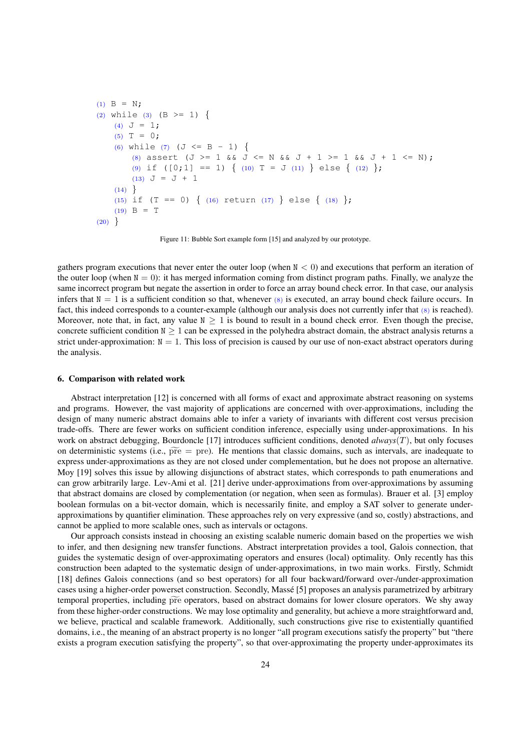```
(1) B = N;
(2) while (3) (B >= 1) {
    (4) J = 1;
    (5) T = 0;
    (6) while (7) (J <= B - 1) {
        (8) assert (J >= 1 && J <= N && J + 1 >= 1 && J + 1 <= N);
        (9) if ([0;1] == 1) { (10) T = J (11) } else { (12) };
        (13) J = J + 1
    (14) }
    (15) if (T == 0) { (16) return (17) } else { (18) };
    (19) B = T
(20) }
```

Figure 11: Bubble Sort example form [15] and analyzed by our prototype.

gathers program executions that never enter the outer loop (when $\mathtt{N} < 0$) and executions that perform an iteration of the outer loop (when $\mathtt{N} = 0$): it has merged information coming from distinct program paths. Finally, we analyze the same incorrect program but negate the assertion in order to force an array bound check error. In that case, our analysis infers that $\mathtt{N} = 1$ is a sufficient condition so that, whenever (8) is executed, an array bound check failure occurs. In fact, this indeed corresponds to a counter-example (although our analysis does not currently infer that (8) is reached). Moreover, note that, in fact, any value $\mathtt{N} \geq 1$ is bound to result in a bound check error. Even though the precise, concrete sufficient condition $\mathtt{N} \geq 1$ can be expressed in the polyhedra abstract domain, the abstract analysis returns a strict under-approximation: $\mathtt{N} = 1$. This loss of precision is caused by our use of non-exact abstract operators during the analysis.

## 6. Comparison with related work

Abstract interpretation [12] is concerned with all forms of exact and approximate abstract reasoning on systems and programs. However, the vast majority of applications are concerned with over-approximations, including the design of many numeric abstract domains able to infer a variety of invariants with different cost versus precision trade-offs. There are fewer works on sufficient condition inference, especially using under-approximations. In his work on abstract debugging, Bourdoncle [17] introduces sufficient conditions, denoted *always*$(T)$, but only focuses on deterministic systems (i.e., $\widetilde{\text{pre}} = \text{pre}$). He mentions that classic domains, such as intervals, are inadequate to express under-approximations as they are not closed under complementation, but he does not propose an alternative. Moy [19] solves this issue by allowing disjunctions of abstract states, which corresponds to path enumerations and can grow arbitrarily large. Lev-Ami et al. [21] derive under-approximations from over-approximations by assuming that abstract domains are closed by complementation (or negation, when seen as formulas). Brauer et al. [3] employ boolean formulas on a bit-vector domain, which is necessarily finite, and employ a SAT solver to generate under-approximations by quantifier elimination. These approaches rely on very expressive (and so, costly) abstractions, and cannot be applied to more scalable ones, such as intervals or octagons.

Our approach consists instead in choosing an existing scalable numeric domain based on the properties we wish to infer, and then designing new transfer functions. Abstract interpretation provides a tool, Galois connection, that guides the systematic design of over-approximating operators and ensures (local) optimality. Only recently has this construction been adapted to the systematic design of under-approximations, in two main works. Firstly, Schmidt [18] defines Galois connections (and so best operators) for all four backward/forward over-/under-approximation cases using a higher-order powerset construction. Secondly, Massé [5] proposes an analysis parametrized by arbitrary temporal properties, including $\widetilde{\text{pre}}$ operators, based on abstract domains for lower closure operators. We shy away from these higher-order constructions. We may lose optimality and generality, but achieve a more straightforward and, we believe, practical and scalable framework. Additionally, such constructions give rise to existentially quantified domains, i.e., the meaning of an abstract property is no longer "all program executions satisfy the property" but "there exists a program execution satisfying the property", so that over-approximating the property under-approximates its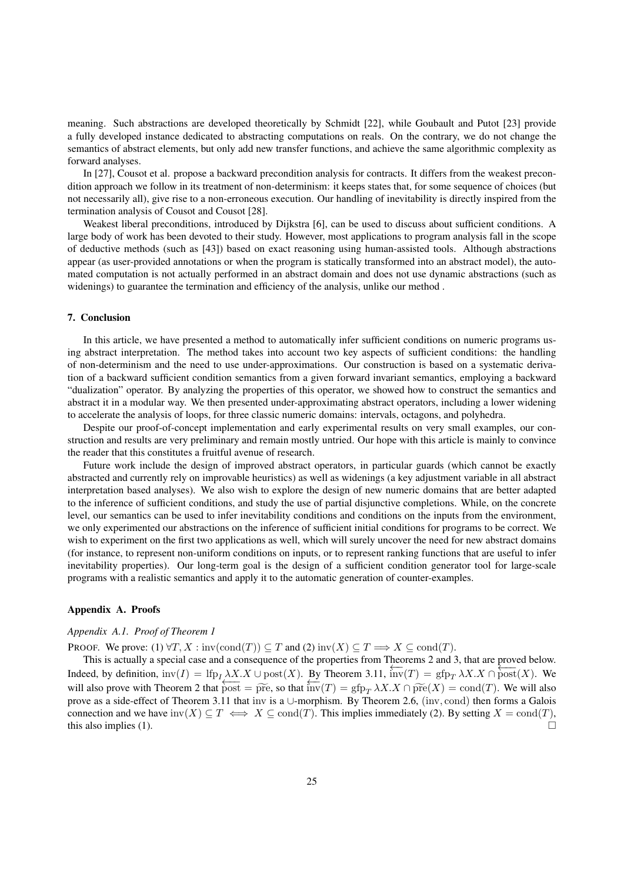meaning. Such abstractions are developed theoretically by Schmidt [22], while Goubault and Putot [23] provide a fully developed instance dedicated to abstracting computations on reals. On the contrary, we do not change the semantics of abstract elements, but only add new transfer functions, and achieve the same algorithmic complexity as forward analyses.

In [27], Cousot et al. propose a backward precondition analysis for contracts. It differs from the weakest precondition approach we follow in its treatment of non-determinism: it keeps states that, for some sequence of choices (but not necessarily all), give rise to a non-erroneous execution. Our handling of inevitability is directly inspired from the termination analysis of Cousot and Cousot [28].

Weakest liberal preconditions, introduced by Dijkstra [6], can be used to discuss about sufficient conditions. A large body of work has been devoted to their study. However, most applications to program analysis fall in the scope of deductive methods (such as [43]) based on exact reasoning using human-assisted tools. Although abstractions appear (as user-provided annotations or when the program is statically transformed into an abstract model), the automated computation is not actually performed in an abstract domain and does not use dynamic abstractions (such as widenings) to guarantee the termination and efficiency of the analysis, unlike our method .

### 7. Conclusion

In this article, we have presented a method to automatically infer sufficient conditions on numeric programs using abstract interpretation. The method takes into account two key aspects of sufficient conditions: the handling of non-determinism and the need to use under-approximations. Our construction is based on a systematic derivation of a backward sufficient condition semantics from a given forward invariant semantics, employing a backward "dualization" operator. By analyzing the properties of this operator, we showed how to construct the semantics and abstract it in a modular way. We then presented under-approximating abstract operators, including a lower widening to accelerate the analysis of loops, for three classic numeric domains: intervals, octagons, and polyhedra.

Despite our proof-of-concept implementation and early experimental results on very small examples, our construction and results are very preliminary and remain mostly untried. Our hope with this article is mainly to convince the reader that this constitutes a fruitful avenue of research.

Future work include the design of improved abstract operators, in particular guards (which cannot be exactly abstracted and currently rely on improvable heuristics) as well as widenings (a key adjustment variable in all abstract interpretation based analyses). We also wish to explore the design of new numeric domains that are better adapted to the inference of sufficient conditions, and study the use of partial disjunctive completions. While, on the concrete level, our semantics can be used to infer inevitability conditions and conditions on the inputs from the environment, we only experimented our abstractions on the inference of sufficient initial conditions for programs to be correct. We wish to experiment on the first two applications as well, which will surely uncover the need for new abstract domains (for instance, to represent non-uniform conditions on inputs, or to represent ranking functions that are useful to infer inevitability properties). Our long-term goal is the design of a sufficient condition generator tool for large-scale programs with a realistic semantics and apply it to the automatic generation of counter-examples.

### Appendix A. Proofs

#### *Appendix A.1. Proof of Theorem 1*

PROOF. We prove: (1) $\forall T, X : \mathrm{inv}(\mathrm{cond}(T)) \subseteq T$ and (2) $\mathrm{inv}(X) \subseteq T \Longrightarrow X \subseteq \mathrm{cond}(T)$.

This is actually a special case and a consequence of the properties from Theorems 2 and 3, that are proved below. Indeed, by definition, $\mathrm{inv}(I) = \mathrm{lfp}_I\, \lambda X.X \cup \mathrm{post}(X)$. By Theorem 3.11, $\overleftarrow{\mathrm{inv}}(T) = \mathrm{gfp}_T\, \lambda X.X \cap \overleftarrow{\mathrm{post}}(X)$. We will also prove with Theorem 2 that $\overleftarrow{\mathrm{post}} = \widetilde{\mathrm{pre}}$, so that $\overleftarrow{\mathrm{inv}}(T) = \mathrm{gfp}_T\, \lambda X.X \cap \widetilde{\mathrm{pre}}(X) = \mathrm{cond}(T)$. We will also prove as a side-effect of Theorem 3.11 that inv is a $\cup$-morphism. By Theorem 2.6, $(\mathrm{inv}, \mathrm{cond})$ then forms a Galois connection and we have $\mathrm{inv}(X) \subseteq T \iff X \subseteq \mathrm{cond}(T)$. This implies immediately (2). By setting $X = \mathrm{cond}(T)$, this also implies (1). $\square$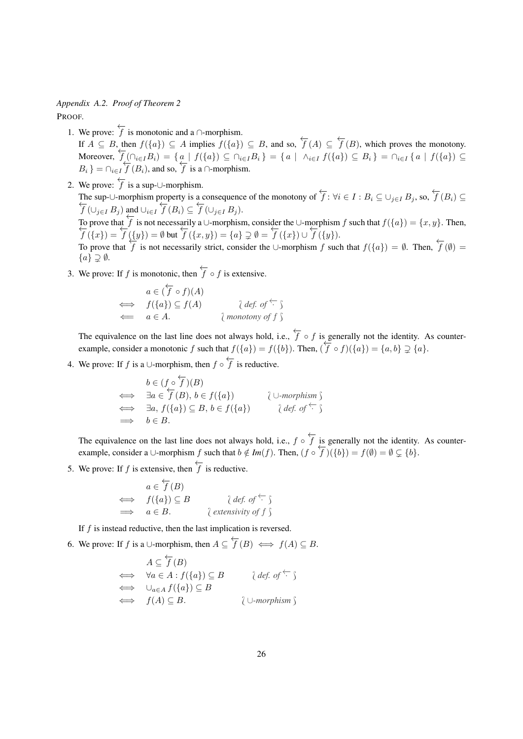*Appendix A.2. Proof of Theorem 2*

PROOF.

1. We prove: $\overleftarrow{f}$ is monotonic and a $\cap$-morphism.
   If $A \subseteq B$, then $f(\{a\}) \subseteq A$ implies $f(\{a\}) \subseteq B$, and so, $\overleftarrow{f}(A) \subseteq \overleftarrow{f}(B)$, which proves the monotony. Moreover, $\overleftarrow{f}(\cap_{i\in I} B_i) = \{\, a \mid f(\{a\}) \subseteq \cap_{i\in I} B_i \,\} = \{\, a \mid \wedge_{i\in I} f(\{a\}) \subseteq B_i \,\} = \cap_{i\in I} \{\, a \mid f(\{a\}) \subseteq B_i \,\} = \cap_{i\in I} \overleftarrow{f}(B_i)$, and so, $\overleftarrow{f}$ is a $\cap$-morphism.

2. We prove: $\overleftarrow{f}$ is a sup-$\cup$-morphism.
   The sup-$\cup$-morphism property is a consequence of the monotony of $\overleftarrow{f}$: $\forall i \in I : B_i \subseteq \cup_{j\in I} B_j$, so, $\overleftarrow{f}(B_i) \subseteq \overleftarrow{f}(\cup_{j\in I} B_j)$ and $\cup_{i\in I} \overleftarrow{f}(B_i) \subseteq \overleftarrow{f}(\cup_{j\in I} B_j)$.
   To prove that $\overleftarrow{f}$ is not necessarily a $\cup$-morphism, consider the $\cup$-morphism $f$ such that $f(\{a\}) = \{x, y\}$. Then, $\overleftarrow{f}(\{x\}) = \overleftarrow{f}(\{y\}) = \emptyset$ but $\overleftarrow{f}(\{x, y\}) = \{a\} \supsetneq \emptyset = \overleftarrow{f}(\{x\}) \cup \overleftarrow{f}(\{y\})$.
   To prove that $\overleftarrow{f}$ is not necessarily strict, consider the $\cup$-morphism $f$ such that $f(\{a\}) = \emptyset$. Then, $\overleftarrow{f}(\emptyset) = \{a\} \supsetneq \emptyset$.

3. We prove: If $f$ is monotonic, then $\overleftarrow{f} \circ f$ is extensive.

$$
\begin{array}{lll}
 & a \in (\overleftarrow{f} \circ f)(A) & \\
\iff & f(\{a\}) \subseteq f(A) & \wr \text{ def. of } \overleftarrow{\cdot} \;\wr \\
\Longleftarrow & a \in A. & \wr \text{ monotony of } f \;\wr
\end{array}
$$

   The equivalence on the last line does not always hold, i.e., $\overleftarrow{f} \circ f$ is generally not the identity. As counter-example, consider a monotonic $f$ such that $f(\{a\}) = f(\{b\})$. Then, $(\overleftarrow{f} \circ f)(\{a\}) = \{a, b\} \supsetneq \{a\}$.

4. We prove: If $f$ is a $\cup$-morphism, then $f \circ \overleftarrow{f}$ is reductive.

$$
\begin{array}{lll}
 & b \in (f \circ \overleftarrow{f})(B) & \\
\iff & \exists a \in \overleftarrow{f}(B),\, b \in f(\{a\}) & \wr\; \cup\text{-morphism} \;\wr \\
\iff & \exists a,\, f(\{a\}) \subseteq B,\, b \in f(\{a\}) & \wr \text{ def. of } \overleftarrow{\cdot} \;\wr \\
\Longrightarrow & b \in B. &
\end{array}
$$

   The equivalence on the last line does not always hold, i.e., $f \circ \overleftarrow{f}$ is generally not the identity. As counter-example, consider a $\cup$-morphism $f$ such that $b \notin \mathit{Im}(f)$. Then, $(f \circ \overleftarrow{f})(\{b\}) = f(\emptyset) = \emptyset \subsetneq \{b\}$.

5. We prove: If $f$ is extensive, then $\overleftarrow{f}$ is reductive.

$$
\begin{array}{lll}
 & a \in \overleftarrow{f}(B) & \\
\iff & f(\{a\}) \subseteq B & \wr \text{ def. of } \overleftarrow{\cdot} \;\wr \\
\Longrightarrow & a \in B. & \wr \text{ extensivity of } f \;\wr
\end{array}
$$

   If $f$ is instead reductive, then the last implication is reversed.

6. We prove: If $f$ is a $\cup$-morphism, then $A \subseteq \overleftarrow{f}(B) \iff f(A) \subseteq B$.

$$
\begin{array}{lll}
 & A \subseteq \overleftarrow{f}(B) & \\
\iff & \forall a \in A : f(\{a\}) \subseteq B & \wr \text{ def. of } \overleftarrow{\cdot} \;\wr \\
\iff & \cup_{a\in A} f(\{a\}) \subseteq B & \\
\iff & f(A) \subseteq B. & \wr\; \cup\text{-morphism} \;\wr
\end{array}
$$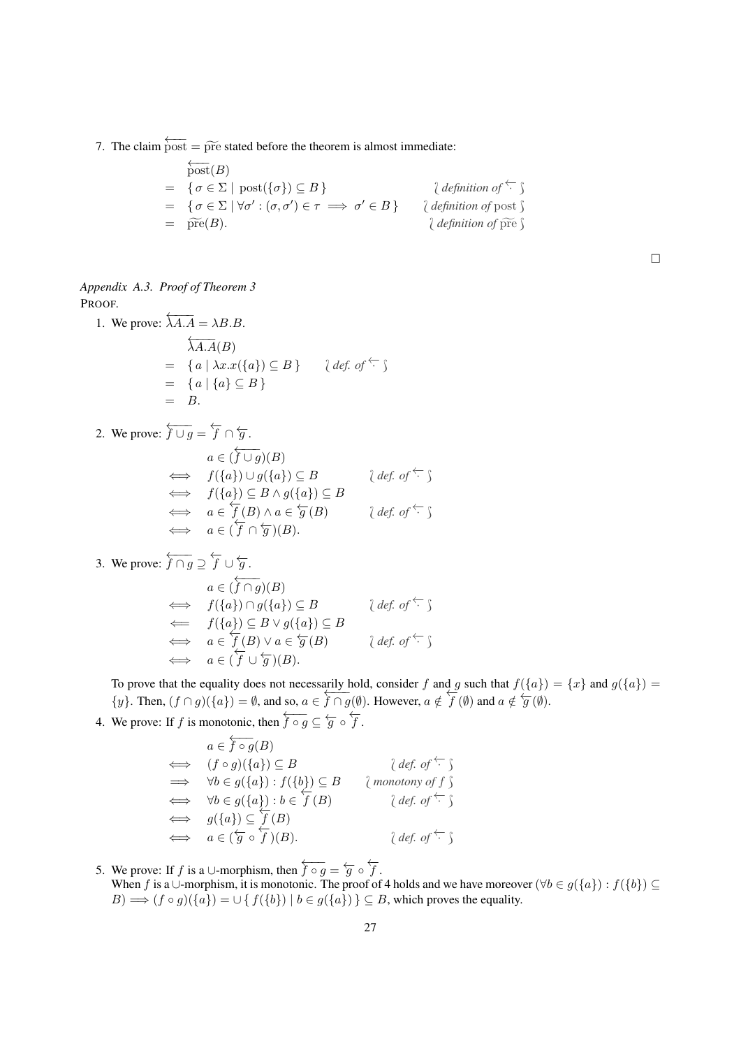7. The claim $\overleftarrow{\text{post}} = \widetilde{\text{pre}}$ stated before the theorem is almost immediate:

$$
\begin{array}{lll}
& \overleftarrow{\text{post}}(B) & \\
= & \{\, \sigma \in \Sigma \mid \text{post}(\{\sigma\}) \subseteq B \,\} & \wr\ \textit{definition of}\ \overleftarrow{\cdot}\ \wr \\
= & \{\, \sigma \in \Sigma \mid \forall \sigma' : (\sigma, \sigma') \in \tau \implies \sigma' \in B \,\} & \wr\ \textit{definition of}\ \text{post}\ \wr \\
= & \widetilde{\text{pre}}(B). & \wr\ \textit{definition of}\ \widetilde{\text{pre}}\ \wr
\end{array}
$$

□

*Appendix A.3. Proof of Theorem 3*

PROOF.

1. We prove: $\overleftarrow{\lambda A.A} = \lambda B.B$.

$$
\begin{array}{lll}
& \overleftarrow{\lambda A.A}(B) & \\
= & \{\, a \mid \lambda x.x(\{a\}) \subseteq B \,\} & \wr\ \textit{def. of}\ \overleftarrow{\cdot}\ \wr \\
= & \{\, a \mid \{a\} \subseteq B \,\} & \\
= & B. &
\end{array}
$$

2. We prove: $\overleftarrow{f \cup g} = \overleftarrow{f} \cap \overleftarrow{g}$.

$$
\begin{array}{lll}
& a \in (\overleftarrow{f \cup g})(B) & \\
\iff & f(\{a\}) \cup g(\{a\}) \subseteq B & \wr\ \textit{def. of}\ \overleftarrow{\cdot}\ \wr \\
\iff & f(\{a\}) \subseteq B \wedge g(\{a\}) \subseteq B & \\
\iff & a \in \overleftarrow{f}(B) \wedge a \in \overleftarrow{g}(B) & \wr\ \textit{def. of}\ \overleftarrow{\cdot}\ \wr \\
\iff & a \in (\overleftarrow{f} \cap \overleftarrow{g})(B). &
\end{array}
$$

3. We prove: $\overleftarrow{f \cap g} \supseteq \overleftarrow{f} \cup \overleftarrow{g}$.

$$
\begin{array}{lll}
& a \in (\overleftarrow{f \cap g})(B) & \\
\iff & f(\{a\}) \cap g(\{a\}) \subseteq B & \wr\ \textit{def. of}\ \overleftarrow{\cdot}\ \wr \\
\Longleftarrow & f(\{a\}) \subseteq B \vee g(\{a\}) \subseteq B & \\
\iff & a \in \overleftarrow{f}(B) \vee a \in \overleftarrow{g}(B) & \wr\ \textit{def. of}\ \overleftarrow{\cdot}\ \wr \\
\iff & a \in (\overleftarrow{f} \cup \overleftarrow{g})(B). &
\end{array}
$$

To prove that the equality does not necessarily hold, consider $f$ and $g$ such that $f(\{a\}) = \{x\}$ and $g(\{a\}) = \{y\}$. Then, $(f \cap g)(\{a\}) = \emptyset$, and so, $a \in \overleftarrow{f \cap g}(\emptyset)$. However, $a \notin \overleftarrow{f}(\emptyset)$ and $a \notin \overleftarrow{g}(\emptyset)$.

4. We prove: If $f$ is monotonic, then $\overleftarrow{f \circ g} \subseteq \overleftarrow{g} \circ \overleftarrow{f}$.

$$
\begin{array}{lll}
& a \in \overleftarrow{f \circ g}(B) & \\
\iff & (f \circ g)(\{a\}) \subseteq B & \wr\ \textit{def. of}\ \overleftarrow{\cdot}\ \wr \\
\implies & \forall b \in g(\{a\}) : f(\{b\}) \subseteq B & \wr\ \textit{monotony of}\ f\ \wr \\
\iff & \forall b \in g(\{a\}) : b \in \overleftarrow{f}(B) & \wr\ \textit{def. of}\ \overleftarrow{\cdot}\ \wr \\
\iff & g(\{a\}) \subseteq \overleftarrow{f}(B) & \\
\iff & a \in (\overleftarrow{g} \circ \overleftarrow{f})(B). & \wr\ \textit{def. of}\ \overleftarrow{\cdot}\ \wr
\end{array}
$$

5. We prove: If $f$ is a $\cup$-morphism, then $\overleftarrow{f \circ g} = \overleftarrow{g} \circ \overleftarrow{f}$.
When $f$ is a $\cup$-morphism, it is monotonic. The proof of 4 holds and we have moreover $(\forall b \in g(\{a\}) : f(\{b\}) \subseteq B) \implies (f \circ g)(\{a\}) = \cup\{\, f(\{b\}) \mid b \in g(\{a\}) \,\} \subseteq B$, which proves the equality.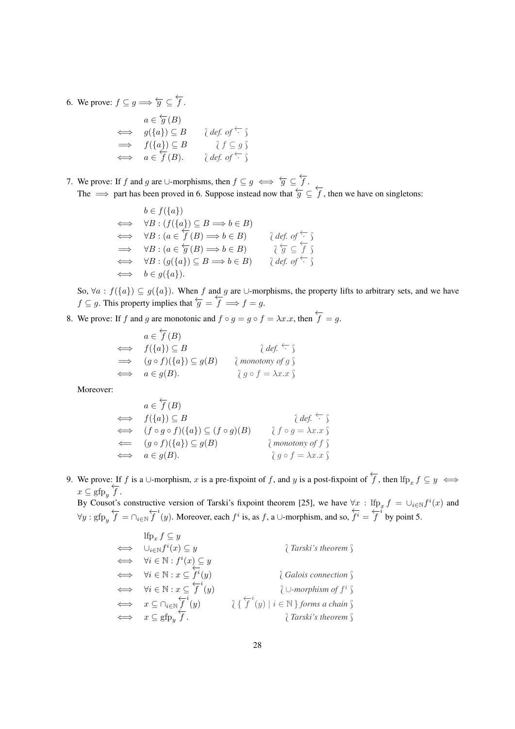6. We prove: $f \subseteq g \Longrightarrow \overleftarrow{g} \subseteq \overleftarrow{f}$.

$$
\begin{array}{lll}
& a \in \overleftarrow{g}(B) & \\
\Longleftrightarrow & g(\{a\}) \subseteq B & \wr\ \textit{def. of } \overleftarrow{\cdot}\ \wr \\
\Longrightarrow & f(\{a\}) \subseteq B & \wr\ f \subseteq g\ \wr \\
\Longleftrightarrow & a \in \overleftarrow{f}(B). & \wr\ \textit{def. of } \overleftarrow{\cdot}\ \wr
\end{array}
$$

7. We prove: If $f$ and $g$ are $\cup$-morphisms, then $f \subseteq g \iff \overleftarrow{g} \subseteq \overleftarrow{f}$.
The $\Longrightarrow$ part has been proved in 6. Suppose instead now that $\overleftarrow{g} \subseteq \overleftarrow{f}$, then we have on singletons:

$$
\begin{array}{lll}
& b \in f(\{a\}) & \\
\Longleftrightarrow & \forall B : (f(\{a\}) \subseteq B \Longrightarrow b \in B) & \\
\Longleftrightarrow & \forall B : (a \in \overleftarrow{f}(B) \Longrightarrow b \in B) & \wr\ \textit{def. of } \overleftarrow{\cdot}\ \wr \\
\Longrightarrow & \forall B : (a \in \overleftarrow{g}(B) \Longrightarrow b \in B) & \wr\ \overleftarrow{g} \subseteq \overleftarrow{f}\ \wr \\
\Longleftrightarrow & \forall B : (g(\{a\}) \subseteq B \Longrightarrow b \in B) & \wr\ \textit{def. of } \overleftarrow{\cdot}\ \wr \\
\Longleftrightarrow & b \in g(\{a\}). &
\end{array}
$$

So, $\forall a : f(\{a\}) \subseteq g(\{a\})$. When $f$ and $g$ are $\cup$-morphisms, the property lifts to arbitrary sets, and we have $f \subseteq g$. This property implies that $\overleftarrow{g} = \overleftarrow{f} \Longrightarrow f = g$.

8. We prove: If $f$ and $g$ are monotonic and $f \circ g = g \circ f = \lambda x.x$, then $\overleftarrow{f} = g$.

$$
\begin{array}{lll}
& a \in \overleftarrow{f}(B) & \\
\Longleftrightarrow & f(\{a\}) \subseteq B & \wr\ \textit{def. } \overleftarrow{\cdot}\ \wr \\
\Longrightarrow & (g \circ f)(\{a\}) \subseteq g(B) & \wr\ \textit{monotony of } g\ \wr \\
\Longleftrightarrow & a \in g(B). & \wr\ g \circ f = \lambda x.x\ \wr
\end{array}
$$

Moreover:

$$
\begin{array}{lll}
& a \in \overleftarrow{f}(B) & \\
\Longleftrightarrow & f(\{a\}) \subseteq B & \wr\ \textit{def. } \overleftarrow{\cdot}\ \wr \\
\Longleftrightarrow & (f \circ g \circ f)(\{a\}) \subseteq (f \circ g)(B) & \wr\ f \circ g = \lambda x.x\ \wr \\
\Longleftarrow & (g \circ f)(\{a\}) \subseteq g(B) & \wr\ \textit{monotony of } f\ \wr \\
\Longleftrightarrow & a \in g(B). & \wr\ g \circ f = \lambda x.x\ \wr
\end{array}
$$

9. We prove: If $f$ is a $\cup$-morphism, $x$ is a pre-fixpoint of $f$, and $y$ is a post-fixpoint of $\overleftarrow{f}$, then $\mathrm{lfp}_x\, f \subseteq y \iff x \subseteq \mathrm{gfp}_y\, \overleftarrow{f}$.
By Cousot's constructive version of Tarski's fixpoint theorem [25], we have $\forall x : \mathrm{lfp}_x\, f = \cup_{i \in \mathbb{N}} f^i(x)$ and $\forall y : \mathrm{gfp}_y\, \overleftarrow{f} = \cap_{i \in \mathbb{N}} \overleftarrow{f}^i(y)$. Moreover, each $f^i$ is, as $f$, a $\cup$-morphism, and so, $\overleftarrow{f^i} = \overleftarrow{f}^i$ by point 5.

$$
\begin{array}{lll}
& \mathrm{lfp}_x\, f \subseteq y & \\
\Longleftrightarrow & \cup_{i \in \mathbb{N}} f^i(x) \subseteq y & \wr\ \textit{Tarski's theorem}\ \wr \\
\Longleftrightarrow & \forall i \in \mathbb{N} : f^i(x) \subseteq y & \\
\Longleftrightarrow & \forall i \in \mathbb{N} : x \subseteq \overleftarrow{f^i}(y) & \wr\ \textit{Galois connection}\ \wr \\
\Longleftrightarrow & \forall i \in \mathbb{N} : x \subseteq \overleftarrow{f}^i(y) & \wr\ \cup\textit{-morphism of } f^i\ \wr \\
\Longleftrightarrow & x \subseteq \cap_{i \in \mathbb{N}} \overleftarrow{f}^i(y) & \wr\ \{\, \overleftarrow{f}^i(y) \mid i \in \mathbb{N} \,\}\ \textit{forms a chain}\ \wr \\
\Longleftrightarrow & x \subseteq \mathrm{gfp}_y\, \overleftarrow{f}. & \wr\ \textit{Tarski's theorem}\ \wr
\end{array}
$$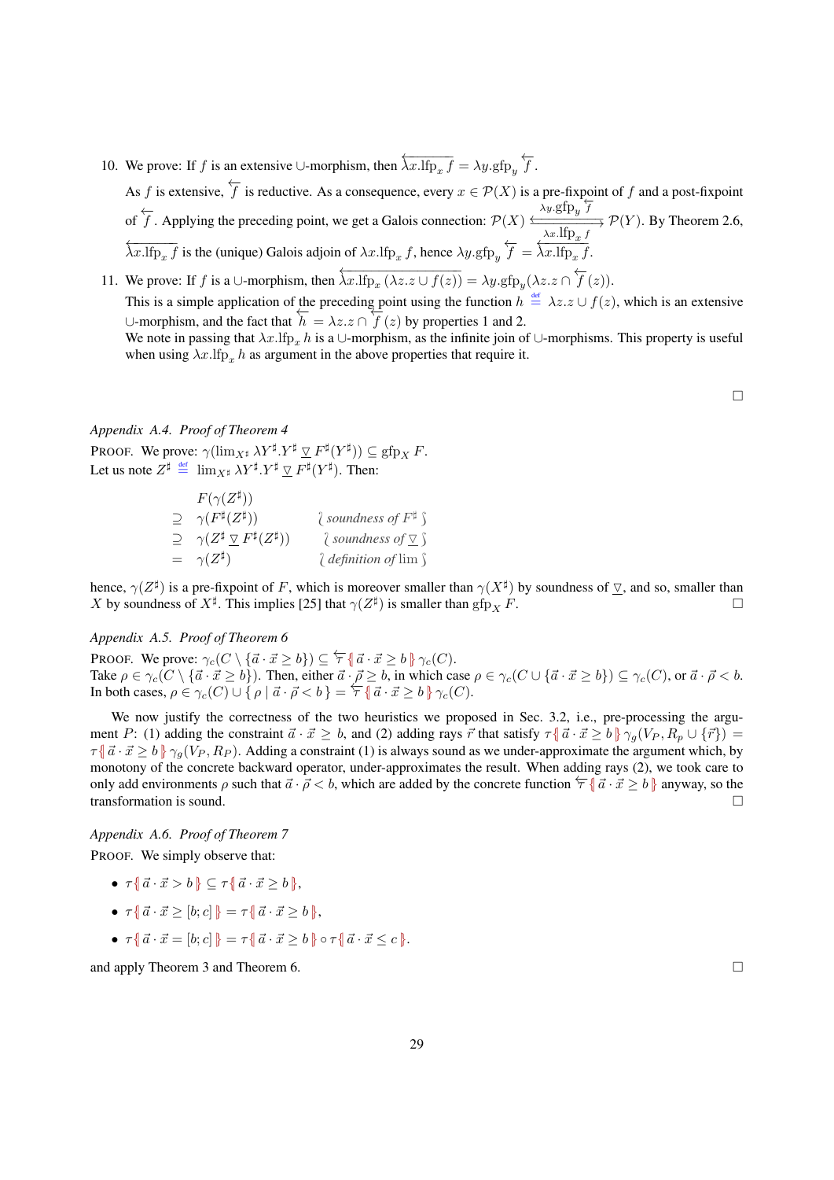10. We prove: If $f$ is an extensive $\cup$-morphism, then $\overleftarrow{\lambda x.\mathrm{lfp}_x f} = \lambda y.\mathrm{gfp}_y \overleftarrow{f}$.

    As $f$ is extensive, $\overleftarrow{f}$ is reductive. As a consequence, every $x \in \mathcal{P}(X)$ is a pre-fixpoint of $f$ and a post-fixpoint of $\overleftarrow{f}$. Applying the preceding point, we get a Galois connection: $\mathcal{P}(X) \underset{\lambda x.\mathrm{lfp}_x f}{\overset{\lambda y.\mathrm{gfp}_y \overleftarrow{f}}{\leftrightarrows}} \mathcal{P}(Y)$. By Theorem 2.6, $\overleftarrow{\lambda x.\mathrm{lfp}_x f}$ is the (unique) Galois adjoin of $\lambda x.\mathrm{lfp}_x f$, hence $\lambda y.\mathrm{gfp}_y \overleftarrow{f} = \overleftarrow{\lambda x.\mathrm{lfp}_x f}$.

11. We prove: If $f$ is a $\cup$-morphism, then $\overleftarrow{\lambda x.\mathrm{lfp}_x (\lambda z.z \cup f(z))} = \lambda y.\mathrm{gfp}_y(\lambda z.z \cap \overleftarrow{f}(z))$.

    This is a simple application of the preceding point using the function $h \stackrel{\text{def}}{=} \lambda z.z \cup f(z)$, which is an extensive $\cup$-morphism, and the fact that $\overleftarrow{h} = \lambda z.z \cap \overleftarrow{f}(z)$ by properties 1 and 2.

    We note in passing that $\lambda x.\mathrm{lfp}_x h$ is a $\cup$-morphism, as the infinite join of $\cup$-morphisms. This property is useful when using $\lambda x.\mathrm{lfp}_x h$ as argument in the above properties that require it.

$\square$

*Appendix A.4. Proof of Theorem 4*

PROOF. We prove: $\gamma(\lim_{X^\sharp} \lambda Y^\sharp.Y^\sharp \,\underline{\triangledown}\, F^\sharp(Y^\sharp)) \subseteq \mathrm{gfp}_X F$.
Let us note $Z^\sharp \stackrel{\text{def}}{=} \lim_{X^\sharp} \lambda Y^\sharp.Y^\sharp \,\underline{\triangledown}\, F^\sharp(Y^\sharp)$. Then:

$$
\begin{array}{lll}
 & F(\gamma(Z^\sharp)) & \\
\supseteq & \gamma(F^\sharp(Z^\sharp)) & \wr\ \textit{soundness of } F^\sharp\ \wr \\
\supseteq & \gamma(Z^\sharp \,\underline{\triangledown}\, F^\sharp(Z^\sharp)) & \wr\ \textit{soundness of } \underline{\triangledown}\ \wr \\
= & \gamma(Z^\sharp) & \wr\ \textit{definition of } \lim\ \wr
\end{array}
$$

hence, $\gamma(Z^\sharp)$ is a pre-fixpoint of $F$, which is moreover smaller than $\gamma(X^\sharp)$ by soundness of $\underline{\triangledown}$, and so, smaller than $X$ by soundness of $X^\sharp$. This implies [25] that $\gamma(Z^\sharp)$ is smaller than $\mathrm{gfp}_X F$. $\square$

*Appendix A.5. Proof of Theorem 6*

PROOF. We prove: $\gamma_c(C \setminus \{\vec{a}\cdot\vec{x} \geq b\}) \subseteq \overleftarrow{\tau}\{\!|\, \vec{a}\cdot\vec{x} \geq b \,|\!\}\, \gamma_c(C)$.
Take $\rho \in \gamma_c(C \setminus \{\vec{a}\cdot\vec{x} \geq b\})$. Then, either $\vec{a}\cdot\vec{\rho} \geq b$, in which case $\rho \in \gamma_c(C \cup \{\vec{a}\cdot\vec{x} \geq b\}) \subseteq \gamma_c(C)$, or $\vec{a}\cdot\vec{\rho} < b$. In both cases, $\rho \in \gamma_c(C) \cup \{\, \rho \mid \vec{a}\cdot\vec{\rho} < b \,\} = \overleftarrow{\tau}\{\!|\, \vec{a}\cdot\vec{x} \geq b \,|\!\}\, \gamma_c(C)$.

We now justify the correctness of the two heuristics we proposed in Sec. 3.2, i.e., pre-processing the argument $P$: (1) adding the constraint $\vec{a}\cdot\vec{x} \geq b$, and (2) adding rays $\vec{r}$ that satisfy $\tau\{\!|\, \vec{a}\cdot\vec{x} \geq b \,|\!\}\, \gamma_g(V_P, R_p \cup \{\vec{r}\}) = \tau\{\!|\, \vec{a}\cdot\vec{x} \geq b \,|\!\}\, \gamma_g(V_P, R_P)$. Adding a constraint (1) is always sound as we under-approximate the argument which, by monotony of the concrete backward operator, under-approximates the result. When adding rays (2), we took care to only add environments $\rho$ such that $\vec{a}\cdot\vec{\rho} < b$, which are added by the concrete function $\overleftarrow{\tau}\{\!|\, \vec{a}\cdot\vec{x} \geq b \,|\!\}$ anyway, so the transformation is sound. $\square$

*Appendix A.6. Proof of Theorem 7*

PROOF. We simply observe that:

- $\tau\{\!|\, \vec{a}\cdot\vec{x} > b \,|\!\} \subseteq \tau\{\!|\, \vec{a}\cdot\vec{x} \geq b \,|\!\}$,
- $\tau\{\!|\, \vec{a}\cdot\vec{x} \geq [b;c] \,|\!\} = \tau\{\!|\, \vec{a}\cdot\vec{x} \geq b \,|\!\}$,
- $\tau\{\!|\, \vec{a}\cdot\vec{x} = [b;c] \,|\!\} = \tau\{\!|\, \vec{a}\cdot\vec{x} \geq b \,|\!\} \circ \tau\{\!|\, \vec{a}\cdot\vec{x} \leq c \,|\!\}$.

and apply Theorem 3 and Theorem 6. $\square$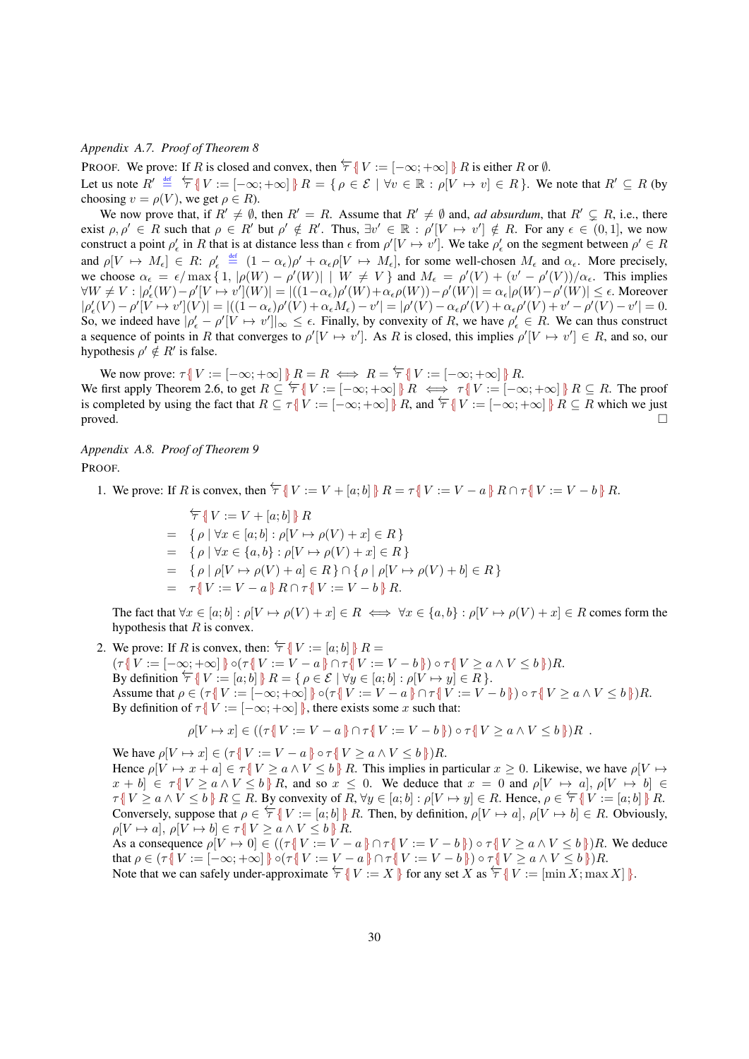*Appendix A.7. Proof of Theorem 8*

PROOF. We prove: If $R$ is closed and convex, then $\overleftarrow{\tau}\{\!|\, V := [-\infty; +\infty] \,|\!\}\, R$ is either $R$ or $\emptyset$.

Let us note $R' \stackrel{\text{def}}{=} \overleftarrow{\tau}\{\!|\, V := [-\infty; +\infty] \,|\!\}\, R = \{\, \rho \in \mathcal{E} \mid \forall v \in \mathbb{R} : \rho[V \mapsto v] \in R \,\}$. We note that $R' \subseteq R$ (by choosing $v = \rho(V)$, we get $\rho \in R$).

We now prove that, if $R' \neq \emptyset$, then $R' = R$. Assume that $R' \neq \emptyset$ and, *ad absurdum*, that $R' \subsetneq R$, i.e., there exist $\rho, \rho' \in R$ such that $\rho \in R'$ but $\rho' \notin R'$. Thus, $\exists v' \in \mathbb{R} : \rho'[V \mapsto v'] \notin R$. For any $\epsilon \in (0, 1]$, we now construct a point $\rho'_\epsilon$ in $R$ that is at distance less than $\epsilon$ from $\rho'[V \mapsto v']$. We take $\rho'_\epsilon$ on the segment between $\rho' \in R$ and $\rho[V \mapsto M_\epsilon] \in R$: $\rho'_\epsilon \stackrel{\text{def}}{=} (1 - \alpha_\epsilon)\rho' + \alpha_\epsilon \rho[V \mapsto M_\epsilon]$, for some well-chosen $M_\epsilon$ and $\alpha_\epsilon$. More precisely, we choose $\alpha_\epsilon = \epsilon / \max\{\, 1, |\rho(W) - \rho'(W)| \mid W \neq V \,\}$ and $M_\epsilon = \rho'(V) + (v' - \rho'(V))/\alpha_\epsilon$. This implies $\forall W \neq V : |\rho'_\epsilon(W) - \rho'[V \mapsto v'](W)| = |((1-\alpha_\epsilon)\rho'(W) + \alpha_\epsilon \rho(W)) - \rho'(W)| = \alpha_\epsilon |\rho(W) - \rho'(W)| \leq \epsilon$. Moreover $|\rho'_\epsilon(V) - \rho'[V \mapsto v'](V)| = |((1-\alpha_\epsilon)\rho'(V) + \alpha_\epsilon M_\epsilon) - v'| = |\rho'(V) - \alpha_\epsilon \rho'(V) + \alpha_\epsilon \rho'(V) + v' - \rho'(V) - v'| = 0$. So, we indeed have $|\rho'_\epsilon - \rho'[V \mapsto v']|_\infty \leq \epsilon$. Finally, by convexity of $R$, we have $\rho'_\epsilon \in R$. We can thus construct a sequence of points in $R$ that converges to $\rho'[V \mapsto v']$. As $R$ is closed, this implies $\rho'[V \mapsto v'] \in R$, and so, our hypothesis $\rho' \notin R'$ is false.

We now prove: $\tau\{\!|\, V := [-\infty; +\infty] \,|\!\}\, R = R \iff R = \overleftarrow{\tau}\{\!|\, V := [-\infty; +\infty] \,|\!\}\, R$.
We first apply Theorem 2.6, to get $R \subseteq \overleftarrow{\tau}\{\!|\, V := [-\infty; +\infty] \,|\!\}\, R \iff \tau\{\!|\, V := [-\infty; +\infty] \,|\!\}\, R \subseteq R$. The proof is completed by using the fact that $R \subseteq \tau\{\!|\, V := [-\infty; +\infty] \,|\!\}\, R$, and $\overleftarrow{\tau}\{\!|\, V := [-\infty; +\infty] \,|\!\}\, R \subseteq R$ which we just proved. ☐

*Appendix A.8. Proof of Theorem 9*

PROOF.

1. We prove: If $R$ is convex, then $\overleftarrow{\tau}\{\!|\, V := V + [a; b] \,|\!\}\, R = \tau\{\!|\, V := V - a \,|\!\}\, R \cap \tau\{\!|\, V := V - b \,|\!\}\, R$.

$$
\begin{aligned}
& \overleftarrow{\tau}\{\!|\, V := V + [a; b] \,|\!\}\, R \\
= \; & \{\, \rho \mid \forall x \in [a; b] : \rho[V \mapsto \rho(V) + x] \in R \,\} \\
= \; & \{\, \rho \mid \forall x \in \{a, b\} : \rho[V \mapsto \rho(V) + x] \in R \,\} \\
= \; & \{\, \rho \mid \rho[V \mapsto \rho(V) + a] \in R \,\} \cap \{\, \rho \mid \rho[V \mapsto \rho(V) + b] \in R \,\} \\
= \; & \tau\{\!|\, V := V - a \,|\!\}\, R \cap \tau\{\!|\, V := V - b \,|\!\}\, R.
\end{aligned}
$$

The fact that $\forall x \in [a; b] : \rho[V \mapsto \rho(V) + x] \in R \iff \forall x \in \{a, b\} : \rho[V \mapsto \rho(V) + x] \in R$ comes form the hypothesis that $R$ is convex.

2. We prove: If $R$ is convex, then: $\overleftarrow{\tau}\{\!|\, V := [a; b] \,|\!\}\, R =$ $(\tau\{\!|\, V := [-\infty; +\infty] \,|\!\} \circ (\tau\{\!|\, V := V - a \,|\!\} \cap \tau\{\!|\, V := V - b \,|\!\}) \circ \tau\{\!|\, V \geq a \wedge V \leq b \,|\!\})R$.
By definition $\overleftarrow{\tau}\{\!|\, V := [a; b] \,|\!\}\, R = \{\, \rho \in \mathcal{E} \mid \forall y \in [a; b] : \rho[V \mapsto y] \in R \,\}$.
Assume that $\rho \in (\tau\{\!|\, V := [-\infty; +\infty] \,|\!\} \circ (\tau\{\!|\, V := V - a \,|\!\} \cap \tau\{\!|\, V := V - b \,|\!\}) \circ \tau\{\!|\, V \geq a \wedge V \leq b \,|\!\})R$.
By definition of $\tau\{\!|\, V := [-\infty; +\infty] \,|\!\}$, there exists some $x$ such that:

$$
\rho[V \mapsto x] \in ((\tau\{\!|\, V := V - a \,|\!\} \cap \tau\{\!|\, V := V - b \,|\!\}) \circ \tau\{\!|\, V \geq a \wedge V \leq b \,|\!\})R \; .
$$

We have $\rho[V \mapsto x] \in (\tau\{\!|\, V := V - a \,|\!\} \circ \tau\{\!|\, V \geq a \wedge V \leq b \,|\!\})R$.
Hence $\rho[V \mapsto x + a] \in \tau\{\!|\, V \geq a \wedge V \leq b \,|\!\}\, R$. This implies in particular $x \geq 0$. Likewise, we have $\rho[V \mapsto x + b] \in \tau\{\!|\, V \geq a \wedge V \leq b \,|\!\}\, R$, and so $x \leq 0$. We deduce that $x = 0$ and $\rho[V \mapsto a], \rho[V \mapsto b] \in \tau\{\!|\, V \geq a \wedge V \leq b \,|\!\}\, R \subseteq R$. By convexity of $R$, $\forall y \in [a; b] : \rho[V \mapsto y] \in R$. Hence, $\rho \in \overleftarrow{\tau}\{\!|\, V := [a; b] \,|\!\}\, R$.
Conversely, suppose that $\rho \in \overleftarrow{\tau}\{\!|\, V := [a; b] \,|\!\}\, R$. Then, by definition, $\rho[V \mapsto a], \rho[V \mapsto b] \in R$. Obviously, $\rho[V \mapsto a], \rho[V \mapsto b] \in \tau\{\!|\, V \geq a \wedge V \leq b \,|\!\}\, R$.
As a consequence $\rho[V \mapsto 0] \in ((\tau\{\!|\, V := V - a \,|\!\} \cap \tau\{\!|\, V := V - b \,|\!\}) \circ \tau\{\!|\, V \geq a \wedge V \leq b \,|\!\})R$. We deduce that $\rho \in (\tau\{\!|\, V := [-\infty; +\infty] \,|\!\} \circ (\tau\{\!|\, V := V - a \,|\!\} \cap \tau\{\!|\, V := V - b \,|\!\}) \circ \tau\{\!|\, V \geq a \wedge V \leq b \,|\!\})R$.
Note that we can safely under-approximate $\overleftarrow{\tau}\{\!|\, V := X \,|\!\}$ for any set $X$ as $\overleftarrow{\tau}\{\!|\, V := [\min X; \max X] \,|\!\}$.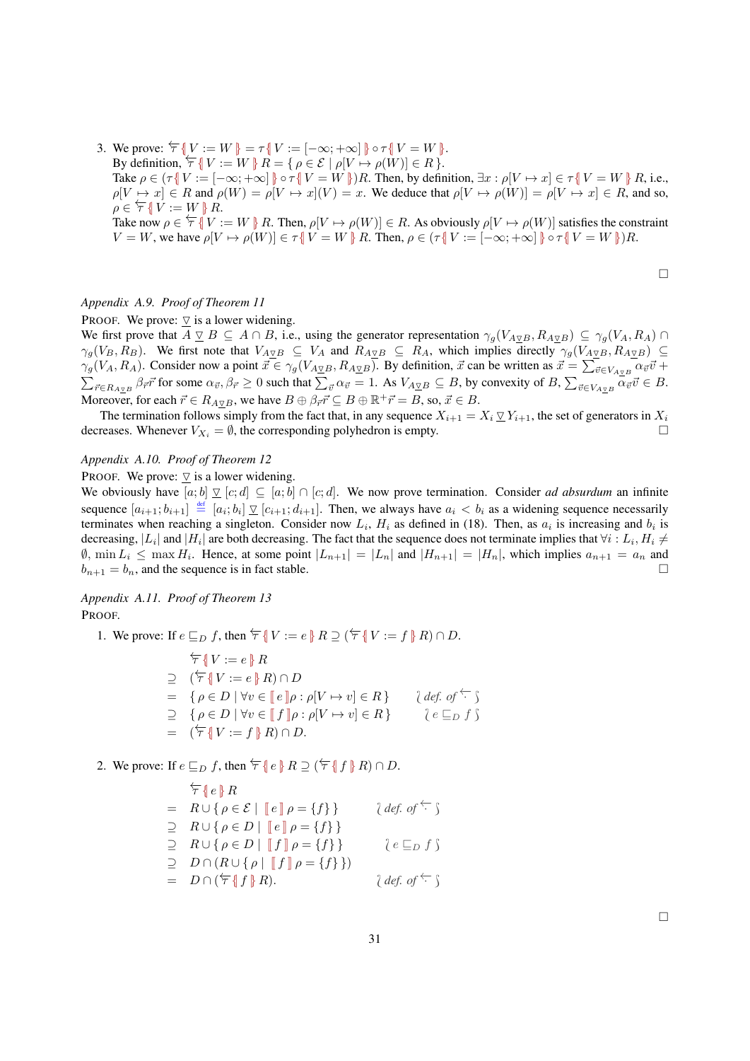3. We prove: $\overleftarrow{\tau}\{\!|\, V := W \,|\!\} = \tau\{\!|\, V := [-\infty; +\infty] \,|\!\} \circ \tau\{\!|\, V = W \,|\!\}$.
   By definition, $\overleftarrow{\tau}\{\!|\, V := W \,|\!\} R = \{\, \rho \in \mathcal{E} \mid \rho[V \mapsto \rho(W)] \in R \,\}$.
   Take $\rho \in (\tau\{\!|\, V := [-\infty; +\infty] \,|\!\} \circ \tau\{\!|\, V = W \,|\!\})R$. Then, by definition, $\exists x : \rho[V \mapsto x] \in \tau\{\!|\, V = W \,|\!\} R$, i.e., $\rho[V \mapsto x] \in R$ and $\rho(W) = \rho[V \mapsto x](V) = x$. We deduce that $\rho[V \mapsto \rho(W)] = \rho[V \mapsto x] \in R$, and so, $\rho \in \overleftarrow{\tau}\{\!|\, V := W \,|\!\} R$.
   Take now $\rho \in \overleftarrow{\tau}\{\!|\, V := W \,|\!\} R$. Then, $\rho[V \mapsto \rho(W)] \in R$. As obviously $\rho[V \mapsto \rho(W)]$ satisfies the constraint $V = W$, we have $\rho[V \mapsto \rho(W)] \in \tau\{\!|\, V = W \,|\!\} R$. Then, $\rho \in (\tau\{\!|\, V := [-\infty; +\infty] \,|\!\} \circ \tau\{\!|\, V = W \,|\!\})R$.

□

*Appendix A.9. Proof of Theorem 11*

PROOF. We prove: $\underline{\triangledown}$ is a lower widening.
We first prove that $A \mathbin{\underline{\triangledown}} B \subseteq A \cap B$, i.e., using the generator representation $\gamma_g(V_{A\underline{\triangledown}B}, R_{A\underline{\triangledown}B}) \subseteq \gamma_g(V_A, R_A) \cap \gamma_g(V_B, R_B)$. We first note that $V_{A\underline{\triangledown}B} \subseteq V_A$ and $R_{A\underline{\triangledown}B} \subseteq R_A$, which implies directly $\gamma_g(V_{A\underline{\triangledown}B}, R_{A\underline{\triangledown}B}) \subseteq \gamma_g(V_A, R_A)$. Consider now a point $\vec{x} \in \gamma_g(V_{A\underline{\triangledown}B}, R_{A\underline{\triangledown}B})$. By definition, $\vec{x}$ can be written as $\vec{x} = \sum_{\vec{v} \in V_{A\underline{\triangledown}B}} \alpha_{\vec{v}} \vec{v} + \sum_{\vec{r} \in R_{A\underline{\triangledown}B}} \beta_{\vec{r}} \vec{r}$ for some $\alpha_{\vec{v}}, \beta_{\vec{r}} \geq 0$ such that $\sum_{\vec{v}} \alpha_{\vec{v}} = 1$. As $V_{A\underline{\triangledown}B} \subseteq B$, by convexity of $B$, $\sum_{\vec{v} \in V_{A\underline{\triangledown}B}} \alpha_{\vec{v}} \vec{v} \in B$. Moreover, for each $\vec{r} \in R_{A\underline{\triangledown}B}$, we have $B \oplus \beta_{\vec{r}} \vec{r} \subseteq B \oplus \mathbb{R}^+ \vec{r} = B$, so, $\vec{x} \in B$.

The termination follows simply from the fact that, in any sequence $X_{i+1} = X_i \mathbin{\underline{\triangledown}} Y_{i+1}$, the set of generators in $X_i$ decreases. Whenever $V_{X_i} = \emptyset$, the corresponding polyhedron is empty. □

*Appendix A.10. Proof of Theorem 12*

PROOF. We prove: $\underline{\triangledown}$ is a lower widening.
We obviously have $[a;b] \mathbin{\underline{\triangledown}} [c;d] \subseteq [a;b] \cap [c;d]$. We now prove termination. Consider *ad absurdum* an infinite sequence $[a_{i+1}; b_{i+1}] \stackrel{\text{def}}{=} [a_i; b_i] \mathbin{\underline{\triangledown}} [c_{i+1}; d_{i+1}]$. Then, we always have $a_i < b_i$ as a widening sequence necessarily terminates when reaching a singleton. Consider now $L_i$, $H_i$ as defined in (18). Then, as $a_i$ is increasing and $b_i$ is decreasing, $|L_i|$ and $|H_i|$ are both decreasing. The fact that the sequence does not terminate implies that $\forall i : L_i, H_i \neq \emptyset$, $\min L_i \leq \max H_i$. Hence, at some point $|L_{n+1}| = |L_n|$ and $|H_{n+1}| = |H_n|$, which implies $a_{n+1} = a_n$ and $b_{n+1} = b_n$, and the sequence is in fact stable. □

*Appendix A.11. Proof of Theorem 13*

PROOF.

1. We prove: If $e \sqsubseteq_D f$, then $\overleftarrow{\tau}\{\!|\, V := e \,|\!\} R \supseteq (\overleftarrow{\tau}\{\!|\, V := f \,|\!\} R) \cap D$.

$$
\begin{array}{ll}
 & \overleftarrow{\tau}\{\!|\, V := e \,|\!\} R \\
\supseteq & (\overleftarrow{\tau}\{\!|\, V := e \,|\!\} R) \cap D \\
= & \{\, \rho \in D \mid \forall v \in [\![\, e \,]\!] \rho : \rho[V \mapsto v] \in R \,\} \qquad \text{\{ def. of } \overleftarrow{\cdot} \text{ \}} \\
\supseteq & \{\, \rho \in D \mid \forall v \in [\![\, f \,]\!] \rho : \rho[V \mapsto v] \in R \,\} \qquad \text{\{ } e \sqsubseteq_D f \text{ \}} \\
= & (\overleftarrow{\tau}\{\!|\, V := f \,|\!\} R) \cap D.
\end{array}
$$

2. We prove: If $e \sqsubseteq_D f$, then $\overleftarrow{\tau}\{\!|\, e \,|\!\} R \supseteq (\overleftarrow{\tau}\{\!|\, f \,|\!\} R) \cap D$.

$$
\begin{array}{ll}
 & \overleftarrow{\tau}\{\!|\, e \,|\!\} R \\
= & R \cup \{\, \rho \in \mathcal{E} \mid [\![\, e \,]\!] \rho = \{f\} \,\} \qquad \text{\{ def. of } \overleftarrow{\cdot} \text{ \}} \\
\supseteq & R \cup \{\, \rho \in D \mid [\![\, e \,]\!] \rho = \{f\} \,\} \\
\supseteq & R \cup \{\, \rho \in D \mid [\![\, f \,]\!] \rho = \{f\} \,\} \qquad \text{\{ } e \sqsubseteq_D f \text{ \}} \\
\supseteq & D \cap (R \cup \{\, \rho \mid [\![\, f \,]\!] \rho = \{f\} \,\}) \\
= & D \cap (\overleftarrow{\tau}\{\!|\, f \,|\!\} R). \qquad \text{\{ def. of } \overleftarrow{\cdot} \text{ \}}
\end{array}
$$

□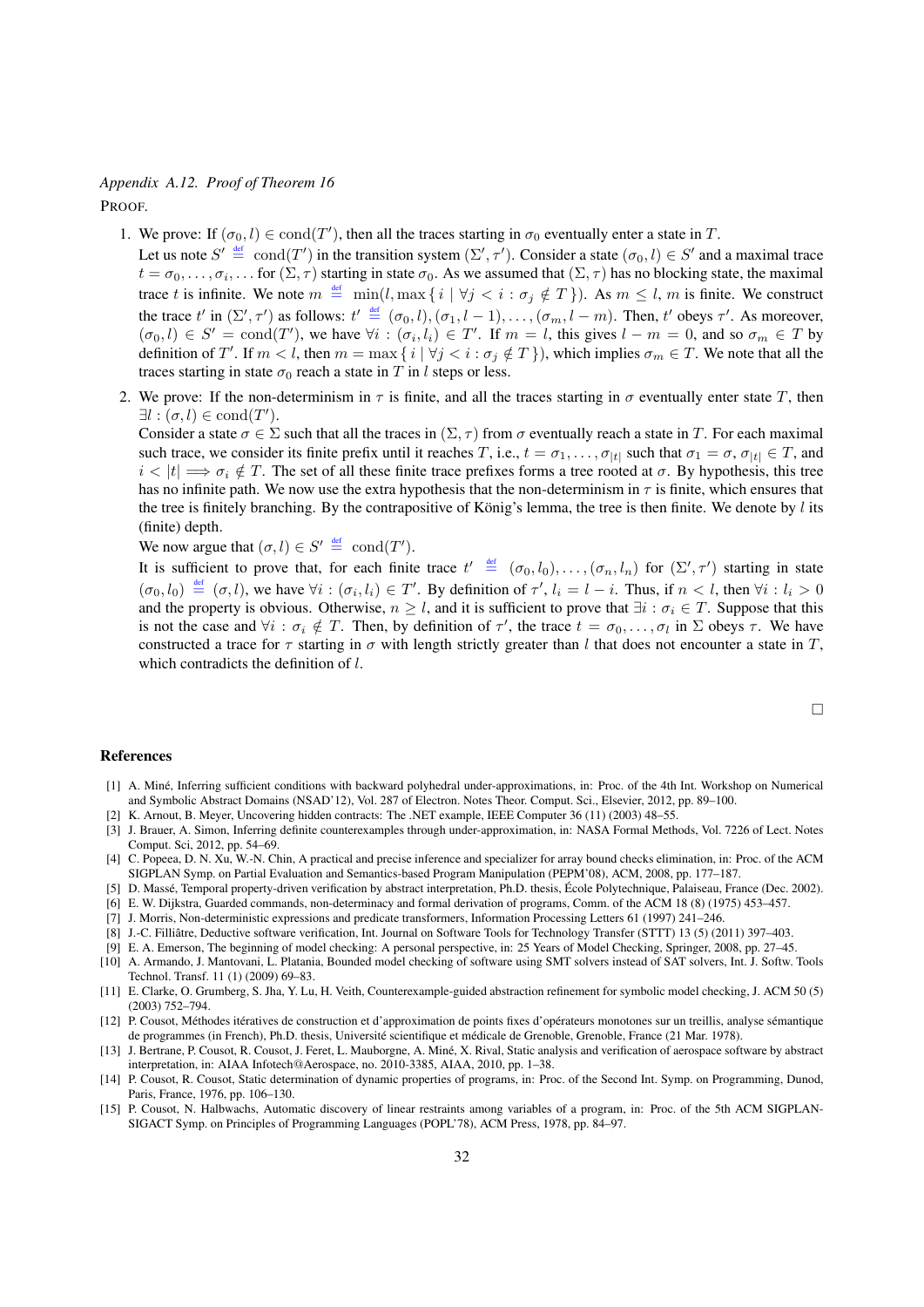### *Appendix A.12. Proof of Theorem 16*

PROOF.

1. We prove: If $(\sigma_0, l) \in \mathrm{cond}(T')$, then all the traces starting in $\sigma_0$ eventually enter a state in $T$.
   Let us note $S' \stackrel{\text{def}}{=} \mathrm{cond}(T')$ in the transition system $(\Sigma', \tau')$. Consider a state $(\sigma_0, l) \in S'$ and a maximal trace $t = \sigma_0, \ldots, \sigma_i, \ldots$ for $(\Sigma, \tau)$ starting in state $\sigma_0$. As we assumed that $(\Sigma, \tau)$ has no blocking state, the maximal trace $t$ is infinite. We note $m \stackrel{\text{def}}{=} \min(l, \max\{\, i \mid \forall j < i : \sigma_j \notin T \,\})$. As $m \le l$, $m$ is finite. We construct the trace $t'$ in $(\Sigma', \tau')$ as follows: $t' \stackrel{\text{def}}{=} (\sigma_0, l), (\sigma_1, l-1), \ldots, (\sigma_m, l-m)$. Then, $t'$ obeys $\tau'$. As moreover, $(\sigma_0, l) \in S' = \mathrm{cond}(T')$, we have $\forall i : (\sigma_i, l_i) \in T'$. If $m = l$, this gives $l - m = 0$, and so $\sigma_m \in T$ by definition of $T'$. If $m < l$, then $m = \max\{\, i \mid \forall j < i : \sigma_j \notin T \,\})$, which implies $\sigma_m \in T$. We note that all the traces starting in state $\sigma_0$ reach a state in $T$ in $l$ steps or less.

2. We prove: If the non-determinism in $\tau$ is finite, and all the traces starting in $\sigma$ eventually enter state $T$, then $\exists l : (\sigma, l) \in \mathrm{cond}(T')$.
   Consider a state $\sigma \in \Sigma$ such that all the traces in $(\Sigma, \tau)$ from $\sigma$ eventually reach a state in $T$. For each maximal such trace, we consider its finite prefix until it reaches $T$, i.e., $t = \sigma_1, \ldots, \sigma_{|t|}$ such that $\sigma_1 = \sigma$, $\sigma_{|t|} \in T$, and $i < |t| \implies \sigma_i \notin T$. The set of all these finite trace prefixes forms a tree rooted at $\sigma$. By hypothesis, this tree has no infinite path. We now use the extra hypothesis that the non-determinism in $\tau$ is finite, which ensures that the tree is finitely branching. By the contrapositive of König's lemma, the tree is then finite. We denote by $l$ its (finite) depth.
   We now argue that $(\sigma, l) \in S' \stackrel{\text{def}}{=} \mathrm{cond}(T')$.
   It is sufficient to prove that, for each finite trace $t' \stackrel{\text{def}}{=} (\sigma_0, l_0), \ldots, (\sigma_n, l_n)$ for $(\Sigma', \tau')$ starting in state $(\sigma_0, l_0) \stackrel{\text{def}}{=} (\sigma, l)$, we have $\forall i : (\sigma_i, l_i) \in T'$. By definition of $\tau'$, $l_i = l - i$. Thus, if $n < l$, then $\forall i : l_i > 0$ and the property is obvious. Otherwise, $n \ge l$, and it is sufficient to prove that $\exists i : \sigma_i \in T$. Suppose that this is not the case and $\forall i : \sigma_i \notin T$. Then, by definition of $\tau'$, the trace $t = \sigma_0, \ldots, \sigma_l$ in $\Sigma$ obeys $\tau$. We have constructed a trace for $\tau$ starting in $\sigma$ with length strictly greater than $l$ that does not encounter a state in $T$, which contradicts the definition of $l$.

□

## References

[1] A. Miné, Inferring sufficient conditions with backward polyhedral under-approximations, in: Proc. of the 4th Int. Workshop on Numerical and Symbolic Abstract Domains (NSAD'12), Vol. 287 of Electron. Notes Theor. Comput. Sci., Elsevier, 2012, pp. 89–100.

[2] K. Arnout, B. Meyer, Uncovering hidden contracts: The .NET example, IEEE Computer 36 (11) (2003) 48–55.

[3] J. Brauer, A. Simon, Inferring definite counterexamples through under-approximation, in: NASA Formal Methods, Vol. 7226 of Lect. Notes Comput. Sci, 2012, pp. 54–69.

[4] C. Popeea, D. N. Xu, W.-N. Chin, A practical and precise inference and specializer for array bound checks elimination, in: Proc. of the ACM SIGPLAN Symp. on Partial Evaluation and Semantics-based Program Manipulation (PEPM'08), ACM, 2008, pp. 177–187.

[5] D. Massé, Temporal property-driven verification by abstract interpretation, Ph.D. thesis, École Polytechnique, Palaiseau, France (Dec. 2002).

[6] E. W. Dijkstra, Guarded commands, non-determinacy and formal derivation of programs, Comm. of the ACM 18 (8) (1975) 453–457.

[7] J. Morris, Non-deterministic expressions and predicate transformers, Information Processing Letters 61 (1997) 241–246.

[8] J.-C. Filliâtre, Deductive software verification, Int. Journal on Software Tools for Technology Transfer (STTT) 13 (5) (2011) 397–403.

[9] E. A. Emerson, The beginning of model checking: A personal perspective, in: 25 Years of Model Checking, Springer, 2008, pp. 27–45.

[10] A. Armando, J. Mantovani, L. Platania, Bounded model checking of software using SMT solvers instead of SAT solvers, Int. J. Softw. Tools Technol. Transf. 11 (1) (2009) 69–83.

[11] E. Clarke, O. Grumberg, S. Jha, Y. Lu, H. Veith, Counterexample-guided abstraction refinement for symbolic model checking, J. ACM 50 (5) (2003) 752–794.

[12] P. Cousot, Méthodes itératives de construction et d'approximation de points fixes d'opérateurs monotones sur un treillis, analyse sémantique de programmes (in French), Ph.D. thesis, Université scientifique et médicale de Grenoble, Grenoble, France (21 Mar. 1978).

[13] J. Bertrane, P. Cousot, R. Cousot, J. Feret, L. Mauborgne, A. Miné, X. Rival, Static analysis and verification of aerospace software by abstract interpretation, in: AIAA Infotech@Aerospace, no. 2010-3385, AIAA, 2010, pp. 1–38.

[14] P. Cousot, R. Cousot, Static determination of dynamic properties of programs, in: Proc. of the Second Int. Symp. on Programming, Dunod, Paris, France, 1976, pp. 106–130.

[15] P. Cousot, N. Halbwachs, Automatic discovery of linear restraints among variables of a program, in: Proc. of the 5th ACM SIGPLAN-SIGACT Symp. on Principles of Programming Languages (POPL'78), ACM Press, 1978, pp. 84–97.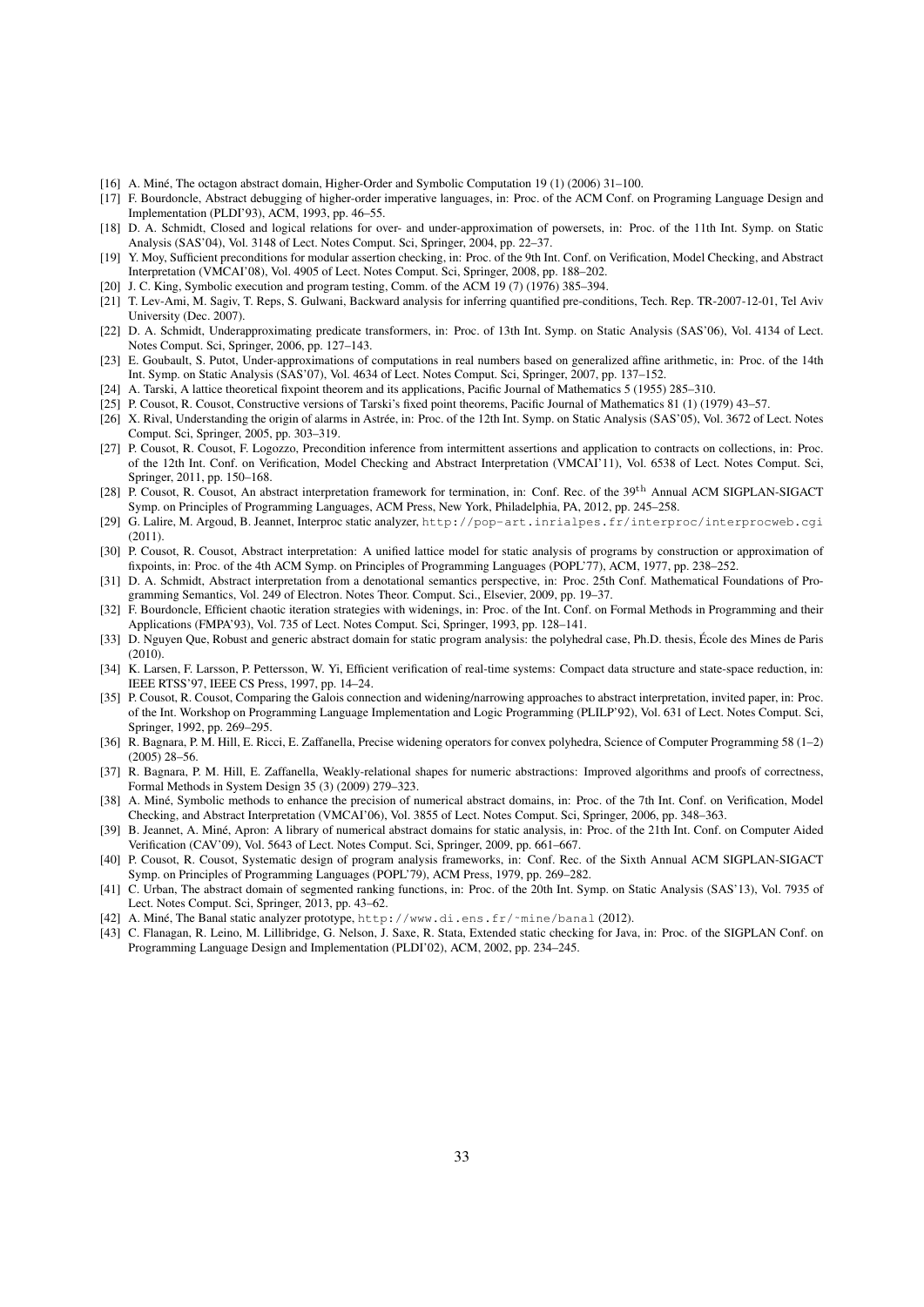[16] A. Miné, The octagon abstract domain, Higher-Order and Symbolic Computation 19 (1) (2006) 31–100.

[17] F. Bourdoncle, Abstract debugging of higher-order imperative languages, in: Proc. of the ACM Conf. on Programing Language Design and Implementation (PLDI'93), ACM, 1993, pp. 46–55.

[18] D. A. Schmidt, Closed and logical relations for over- and under-approximation of powersets, in: Proc. of the 11th Int. Symp. on Static Analysis (SAS'04), Vol. 3148 of Lect. Notes Comput. Sci, Springer, 2004, pp. 22–37.

[19] Y. Moy, Sufficient preconditions for modular assertion checking, in: Proc. of the 9th Int. Conf. on Verification, Model Checking, and Abstract Interpretation (VMCAI'08), Vol. 4905 of Lect. Notes Comput. Sci, Springer, 2008, pp. 188–202.

[20] J. C. King, Symbolic execution and program testing, Comm. of the ACM 19 (7) (1976) 385–394.

[21] T. Lev-Ami, M. Sagiv, T. Reps, S. Gulwani, Backward analysis for inferring quantified pre-conditions, Tech. Rep. TR-2007-12-01, Tel Aviv University (Dec. 2007).

[22] D. A. Schmidt, Underapproximating predicate transformers, in: Proc. of 13th Int. Symp. on Static Analysis (SAS'06), Vol. 4134 of Lect. Notes Comput. Sci, Springer, 2006, pp. 127–143.

[23] E. Goubault, S. Putot, Under-approximations of computations in real numbers based on generalized affine arithmetic, in: Proc. of the 14th Int. Symp. on Static Analysis (SAS'07), Vol. 4634 of Lect. Notes Comput. Sci, Springer, 2007, pp. 137–152.

[24] A. Tarski, A lattice theoretical fixpoint theorem and its applications, Pacific Journal of Mathematics 5 (1955) 285–310.

[25] P. Cousot, R. Cousot, Constructive versions of Tarski's fixed point theorems, Pacific Journal of Mathematics 81 (1) (1979) 43–57.

[26] X. Rival, Understanding the origin of alarms in Astrée, in: Proc. of the 12th Int. Symp. on Static Analysis (SAS'05), Vol. 3672 of Lect. Notes Comput. Sci, Springer, 2005, pp. 303–319.

[27] P. Cousot, R. Cousot, F. Logozzo, Precondition inference from intermittent assertions and application to contracts on collections, in: Proc. of the 12th Int. Conf. on Verification, Model Checking and Abstract Interpretation (VMCAI'11), Vol. 6538 of Lect. Notes Comput. Sci, Springer, 2011, pp. 150–168.

[28] P. Cousot, R. Cousot, An abstract interpretation framework for termination, in: Conf. Rec. of the 39$^{\text{th}}$ Annual ACM SIGPLAN-SIGACT Symp. on Principles of Programming Languages, ACM Press, New York, Philadelphia, PA, 2012, pp. 245–258.

[29] G. Lalire, M. Argoud, B. Jeannet, Interproc static analyzer, `http://pop-art.inrialpes.fr/interproc/interprocweb.cgi` (2011).

[30] P. Cousot, R. Cousot, Abstract interpretation: A unified lattice model for static analysis of programs by construction or approximation of fixpoints, in: Proc. of the 4th ACM Symp. on Principles of Programming Languages (POPL'77), ACM, 1977, pp. 238–252.

[31] D. A. Schmidt, Abstract interpretation from a denotational semantics perspective, in: Proc. 25th Conf. Mathematical Foundations of Programming Semantics, Vol. 249 of Electron. Notes Theor. Comput. Sci., Elsevier, 2009, pp. 19–37.

[32] F. Bourdoncle, Efficient chaotic iteration strategies with widenings, in: Proc. of the Int. Conf. on Formal Methods in Programming and their Applications (FMPA'93), Vol. 735 of Lect. Notes Comput. Sci, Springer, 1993, pp. 128–141.

[33] D. Nguyen Que, Robust and generic abstract domain for static program analysis: the polyhedral case, Ph.D. thesis, École des Mines de Paris (2010).

[34] K. Larsen, F. Larsson, P. Pettersson, W. Yi, Efficient verification of real-time systems: Compact data structure and state-space reduction, in: IEEE RTSS'97, IEEE CS Press, 1997, pp. 14–24.

[35] P. Cousot, R. Cousot, Comparing the Galois connection and widening/narrowing approaches to abstract interpretation, invited paper, in: Proc. of the Int. Workshop on Programming Language Implementation and Logic Programming (PLILP'92), Vol. 631 of Lect. Notes Comput. Sci, Springer, 1992, pp. 269–295.

[36] R. Bagnara, P. M. Hill, E. Ricci, E. Zaffanella, Precise widening operators for convex polyhedra, Science of Computer Programming 58 (1–2) (2005) 28–56.

[37] R. Bagnara, P. M. Hill, E. Zaffanella, Weakly-relational shapes for numeric abstractions: Improved algorithms and proofs of correctness, Formal Methods in System Design 35 (3) (2009) 279–323.

[38] A. Miné, Symbolic methods to enhance the precision of numerical abstract domains, in: Proc. of the 7th Int. Conf. on Verification, Model Checking, and Abstract Interpretation (VMCAI'06), Vol. 3855 of Lect. Notes Comput. Sci, Springer, 2006, pp. 348–363.

[39] B. Jeannet, A. Miné, Apron: A library of numerical abstract domains for static analysis, in: Proc. of the 21th Int. Conf. on Computer Aided Verification (CAV'09), Vol. 5643 of Lect. Notes Comput. Sci, Springer, 2009, pp. 661–667.

[40] P. Cousot, R. Cousot, Systematic design of program analysis frameworks, in: Conf. Rec. of the Sixth Annual ACM SIGPLAN-SIGACT Symp. on Principles of Programming Languages (POPL'79), ACM Press, 1979, pp. 269–282.

[41] C. Urban, The abstract domain of segmented ranking functions, in: Proc. of the 20th Int. Symp. on Static Analysis (SAS'13), Vol. 7935 of Lect. Notes Comput. Sci, Springer, 2013, pp. 43–62.

[42] A. Miné, The Banal static analyzer prototype, `http://www.di.ens.fr/~mine/banal` (2012).

[43] C. Flanagan, R. Leino, M. Lillibridge, G. Nelson, J. Saxe, R. Stata, Extended static checking for Java, in: Proc. of the SIGPLAN Conf. on Programming Language Design and Implementation (PLDI'02), ACM, 2002, pp. 234–245.